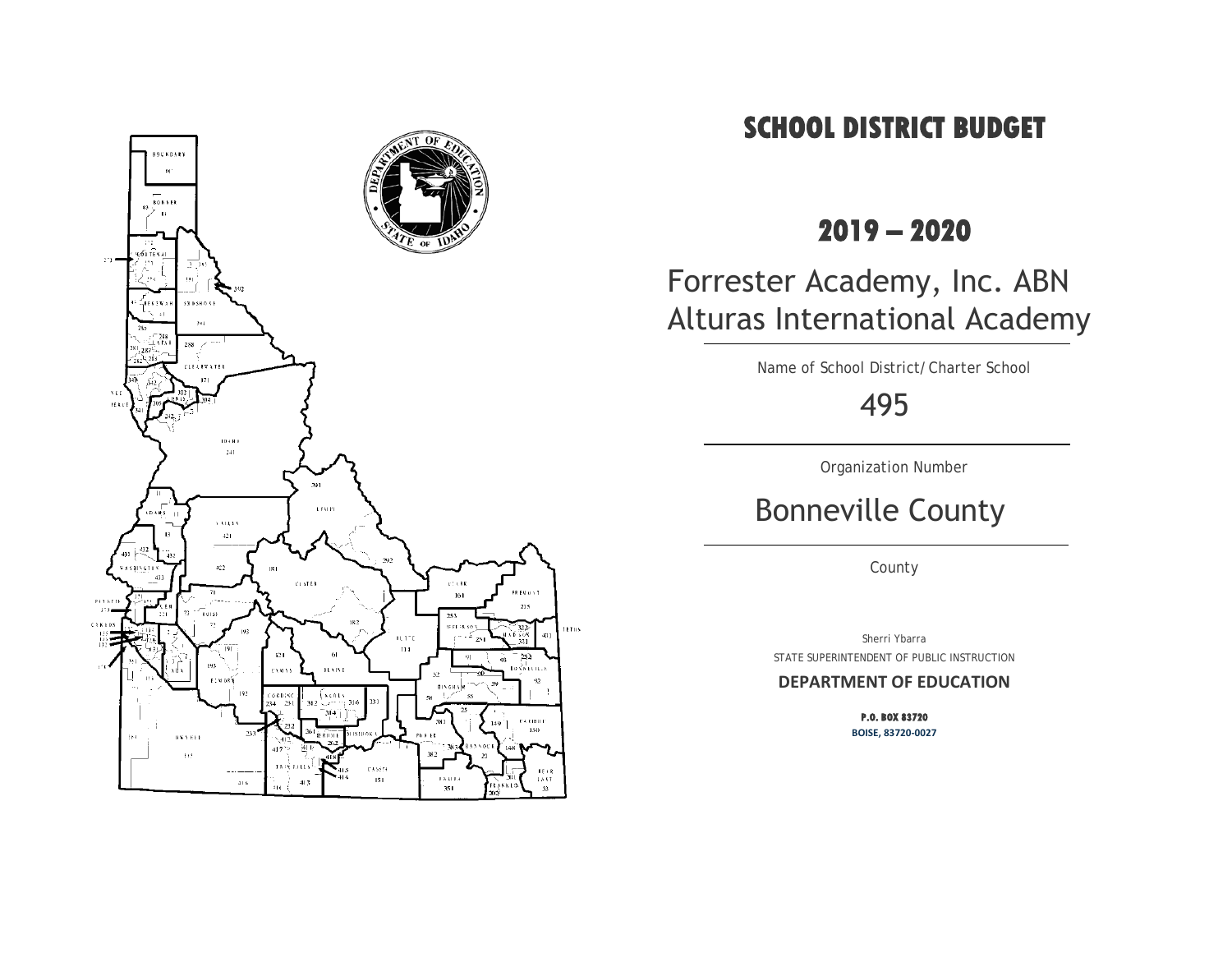# SCHOOL DISTRICT BUDGET

## 2019 – 2020

Forrester Academy, Inc. ABN Alturas International Academy

Name of School District/Charter School

495

Organization Number

Bonneville County

County

Sherri Ybarra

STATE SUPERINTENDENT OF PUBLIC INSTRUCTION

**DEPARTMENT OF EDUCATION**

**P.O. BOX 83720**

**BOISE, 83720-0027**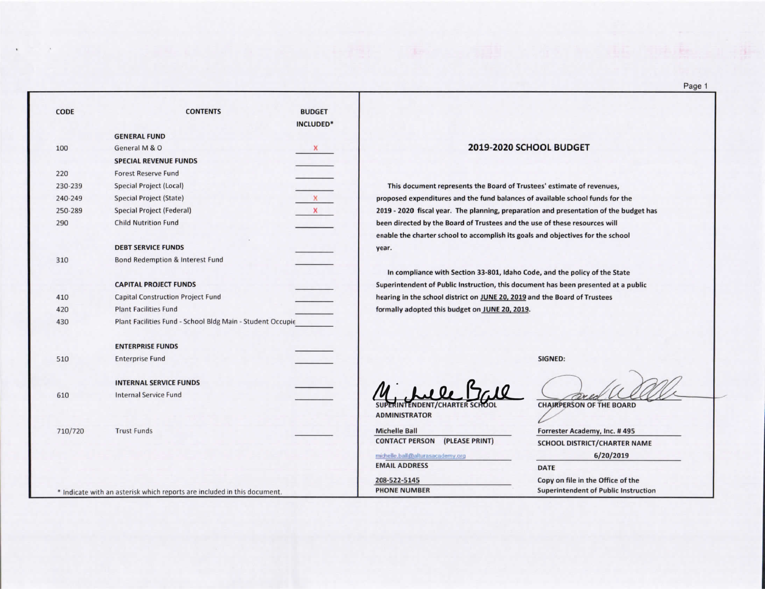| CODE | CONTENTS | BUDGET INCLUDED* |
|---|---|---|
| | **GENERAL FUND** | |
| 100 | General M & O | x |
| | **SPECIAL REVENUE FUNDS** | |
| 220 | Forest Reserve Fund | |
| 230-239 | Special Project (Local) | |
| 240-249 | Special Project (State) | x |
| 250-289 | Special Project (Federal) | x |
| 290 | Child Nutrition Fund | |
| | **DEBT SERVICE FUNDS** | |
| 310 | Bond Redemption & Interest Fund | |
| | **CAPITAL PROJECT FUNDS** | |
| 410 | Capital Construction Project Fund | |
| 420 | Plant Facilities Fund | |
| 430 | Plant Facilities Fund - School Bldg Main - Student Occupie | |
| | **ENTERPRISE FUNDS** | |
| 510 | Enterprise Fund | |
| | **INTERNAL SERVICE FUNDS** | |
| 610 | Internal Service Fund | |
| 710/720 | Trust Funds | |

\* Indicate with an asterisk which reports are included in this document.

## 2019-2020 SCHOOL BUDGET

**This document represents the Board of Trustees' estimate of revenues, proposed expenditures and the fund balances of available school funds for the 2019 - 2020 fiscal year. The planning, preparation and presentation of the budget has been directed by the Board of Trustees and the use of these resources will enable the charter school to accomplish its goals and objectives for the school year.**

**In compliance with Section 33-801, Idaho Code, and the policy of the State Superintendent of Public Instruction, this document has been presented at a public hearing in the school district on JUNE 20, 2019 and the Board of Trustees formally adopted this budget on JUNE 20, 2019.**

**SIGNED:**

| | |
|---|---|
| Michelle Ball | Jared [signature] |
| **SUPERINTENDENT/CHARTER SCHOOL ADMINISTRATOR** | **CHAIRPERSON OF THE BOARD** |
| Michelle Ball | Forrester Academy, Inc. # 495 |
| **CONTACT PERSON (PLEASE PRINT)** | **SCHOOL DISTRICT/CHARTER NAME** |
| michelle.ball@alturasacademy.org | 6/20/2019 |
| **EMAIL ADDRESS** | **DATE** |
| 208-522-5145 | Copy on file in the Office of the Superintendent of Public Instruction |
| **PHONE NUMBER** | |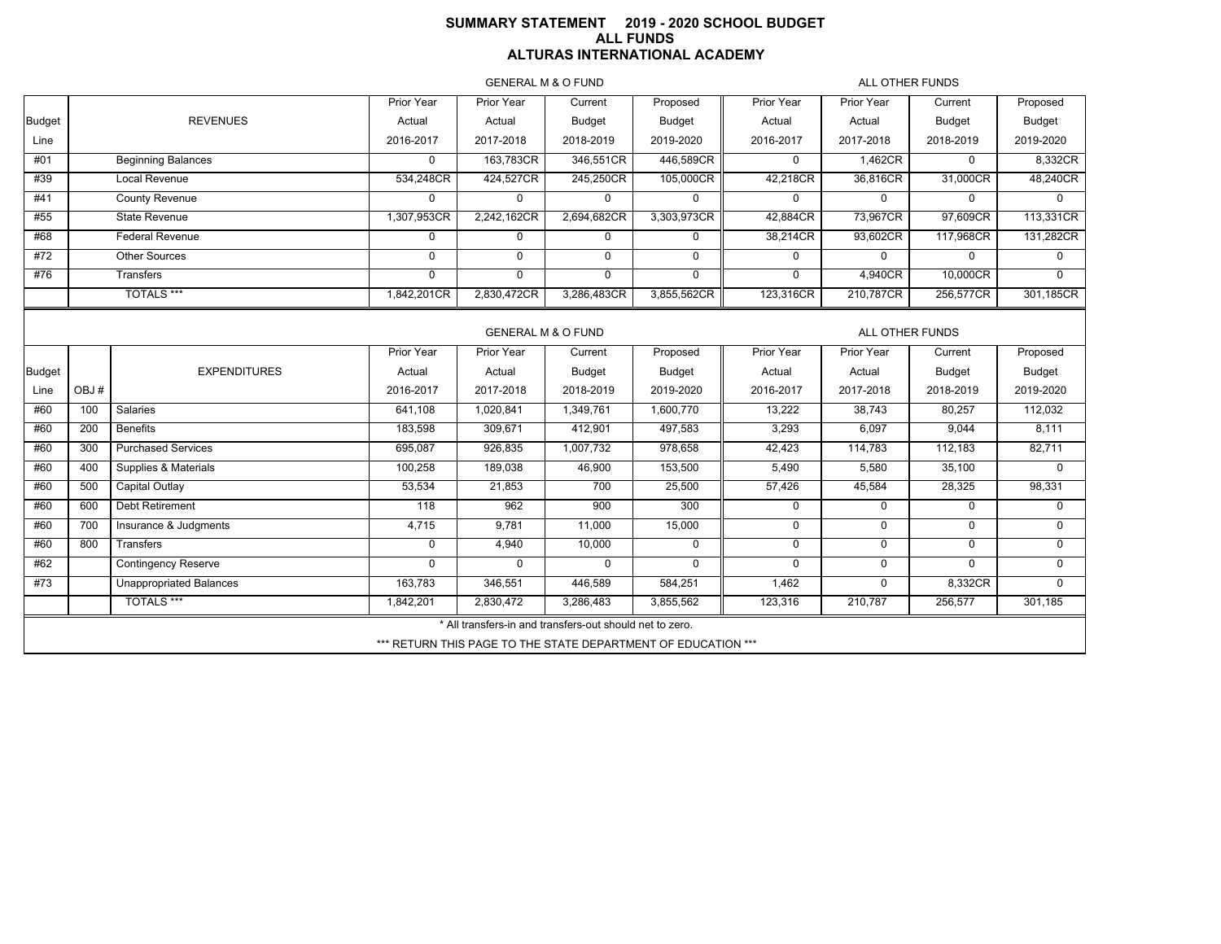# SUMMARY STATEMENT 2019 - 2020 SCHOOL BUDGET
## ALL FUNDS
## ALTURAS INTERNATIONAL ACADEMY

| Budget Line | REVENUES | GENERAL M & O FUND Prior Year Actual 2016-2017 | Prior Year Actual 2017-2018 | Current Budget 2018-2019 | Proposed Budget 2019-2020 | ALL OTHER FUNDS Prior Year Actual 2016-2017 | Prior Year Actual 2017-2018 | Current Budget 2018-2019 | Proposed Budget 2019-2020 |
|---|---|---|---|---|---|---|---|---|---|
| #01 | Beginning Balances | 0 | 163,783CR | 346,551CR | 446,589CR | 0 | 1,462CR | 0 | 8,332CR |
| #39 | Local Revenue | 534,248CR | 424,527CR | 245,250CR | 105,000CR | 42,218CR | 36,816CR | 31,000CR | 48,240CR |
| #41 | County Revenue | 0 | 0 | 0 | 0 | 0 | 0 | 0 | 0 |
| #55 | State Revenue | 1,307,953CR | 2,242,162CR | 2,694,682CR | 3,303,973CR | 42,884CR | 73,967CR | 97,609CR | 113,331CR |
| #68 | Federal Revenue | 0 | 0 | 0 | 0 | 38,214CR | 93,602CR | 117,968CR | 131,282CR |
| #72 | Other Sources | 0 | 0 | 0 | 0 | 0 | 0 | 0 | 0 |
| #76 | Transfers | 0 | 0 | 0 | 0 | 0 | 4,940CR | 10,000CR | 0 |
| | TOTALS *** | 1,842,201CR | 2,830,472CR | 3,286,483CR | 3,855,562CR | 123,316CR | 210,787CR | 256,577CR | 301,185CR |

| Budget Line | OBJ # | EXPENDITURES | GENERAL M & O FUND Prior Year Actual 2016-2017 | Prior Year Actual 2017-2018 | Current Budget 2018-2019 | Proposed Budget 2019-2020 | ALL OTHER FUNDS Prior Year Actual 2016-2017 | Prior Year Actual 2017-2018 | Current Budget 2018-2019 | Proposed Budget 2019-2020 |
|---|---|---|---|---|---|---|---|---|---|---|
| #60 | 100 | Salaries | 641,108 | 1,020,841 | 1,349,761 | 1,600,770 | 13,222 | 38,743 | 80,257 | 112,032 |
| #60 | 200 | Benefits | 183,598 | 309,671 | 412,901 | 497,583 | 3,293 | 6,097 | 9,044 | 8,111 |
| #60 | 300 | Purchased Services | 695,087 | 926,835 | 1,007,732 | 978,658 | 42,423 | 114,783 | 112,183 | 82,711 |
| #60 | 400 | Supplies & Materials | 100,258 | 189,038 | 46,900 | 153,500 | 5,490 | 5,580 | 35,100 | 0 |
| #60 | 500 | Capital Outlay | 53,534 | 21,853 | 700 | 25,500 | 57,426 | 45,584 | 28,325 | 98,331 |
| #60 | 600 | Debt Retirement | 118 | 962 | 900 | 300 | 0 | 0 | 0 | 0 |
| #60 | 700 | Insurance & Judgments | 4,715 | 9,781 | 11,000 | 15,000 | 0 | 0 | 0 | 0 |
| #60 | 800 | Transfers | 0 | 4,940 | 10,000 | 0 | 0 | 0 | 0 | 0 |
| #62 | | Contingency Reserve | 0 | 0 | 0 | 0 | 0 | 0 | 0 | 0 |
| #73 | | Unappropriated Balances | 163,783 | 346,551 | 446,589 | 584,251 | 1,462 | 0 | 8,332CR | 0 |
| | | TOTALS *** | 1,842,201 | 2,830,472 | 3,286,483 | 3,855,562 | 123,316 | 210,787 | 256,577 | 301,185 |

* All transfers-in and transfers-out should net to zero.

*** RETURN THIS PAGE TO THE STATE DEPARTMENT OF EDUCATION ***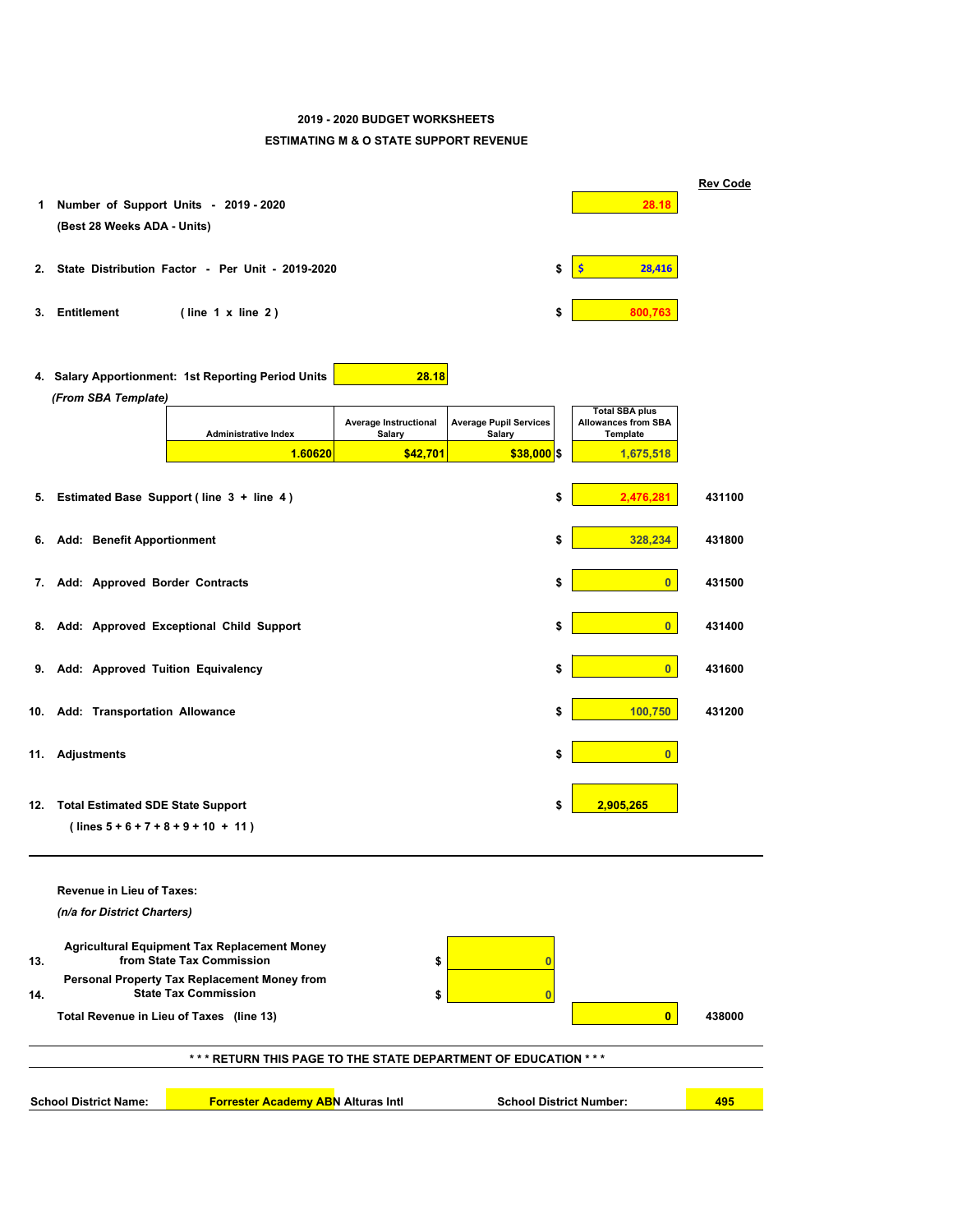## 2019 - 2020 BUDGET WORKSHEETS

## ESTIMATING M & O STATE SUPPORT REVENUE

| | | | Rev Code |
|---|---|---|---|
| 1 | **Number of Support Units - 2019 - 2020** (Best 28 Weeks ADA - Units) | 28.18 | |
| 2. | **State Distribution Factor - Per Unit - 2019-2020** | $ 28,416 | |
| 3. | **Entitlement** ( line 1 x line 2 ) | $ 800,763 | |

**4. Salary Apportionment: 1st Reporting Period Units** 28.18

*(From SBA Template)*

| Administrative Index | Average Instructional Salary | Average Pupil Services Salary | Total SBA plus Allowances from SBA Template |
|---|---|---|---|
| 1.60620 | $42,701 | $38,000 | $ 1,675,518 |

| | | | Rev Code |
|---|---|---|---|
| 5. | **Estimated Base Support ( line 3 + line 4 )** | $ 2,476,281 | 431100 |
| 6. | **Add: Benefit Apportionment** | $ 328,234 | 431800 |
| 7. | **Add: Approved Border Contracts** | $ 0 | 431500 |
| 8. | **Add: Approved Exceptional Child Support** | $ 0 | 431400 |
| 9. | **Add: Approved Tuition Equivalency** | $ 0 | 431600 |
| 10. | **Add: Transportation Allowance** | $ 100,750 | 431200 |
| 11. | **Adjustments** | $ 0 | |
| 12. | **Total Estimated SDE State Support** ( lines 5 + 6 + 7 + 8 + 9 + 10 + 11 ) | $ 2,905,265 | |

---

**Revenue in Lieu of Taxes:**

*(n/a for District Charters)*

| | | | | Rev Code |
|---|---|---|---|---|
| 13. | **Agricultural Equipment Tax Replacement Money from State Tax Commission** | $ 0 | | |
| 14. | **Personal Property Tax Replacement Money from State Tax Commission** | $ 0 | | |
| | **Total Revenue in Lieu of Taxes (line 13)** | | 0 | 438000 |

**\* \* \* RETURN THIS PAGE TO THE STATE DEPARTMENT OF EDUCATION \* \* \***

**School District Name:** Forrester Academy ABN Alturas Intl **School District Number:** 495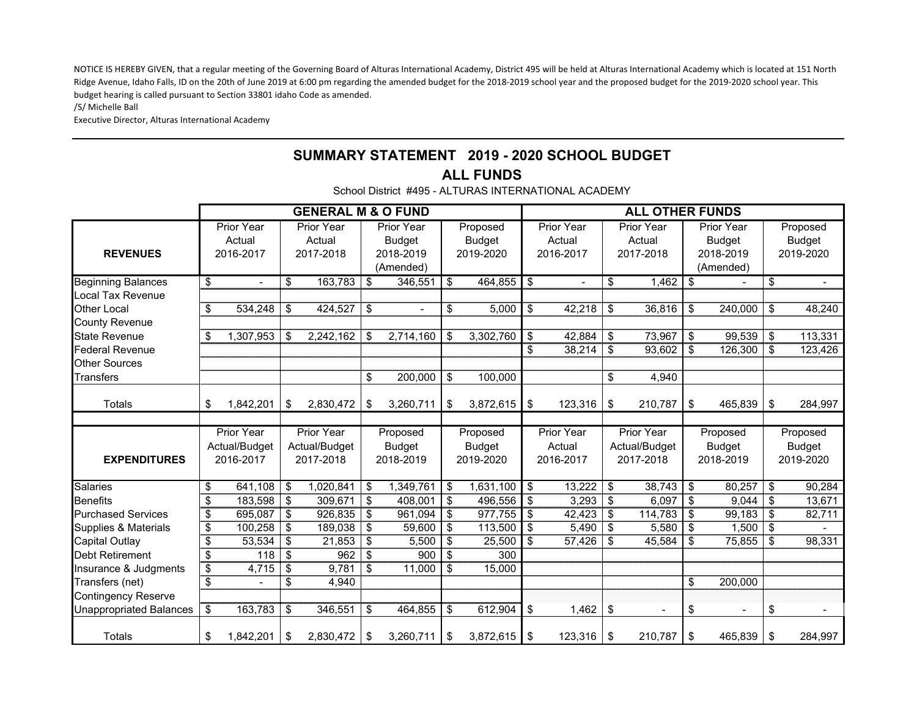NOTICE IS HEREBY GIVEN, that a regular meeting of the Governing Board of Alturas International Academy, District 495 will be held at Alturas International Academy which is located at 151 North Ridge Avenue, Idaho Falls, ID on the 20th of June 2019 at 6:00 pm regarding the amended budget for the 2018-2019 school year and the proposed budget for the 2019-2020 school year. This budget hearing is called pursuant to Section 33801 idaho Code as amended.

/S/ Michelle Ball

Executive Director, Alturas International Academy

## SUMMARY STATEMENT 2019 - 2020 SCHOOL BUDGET

## ALL FUNDS

School District #495 - ALTURAS INTERNATIONAL ACADEMY

| | GENERAL M & O FUND | | | | ALL OTHER FUNDS | | | |
|---|---|---|---|---|---|---|---|---|
| **REVENUES** | Prior Year Actual 2016-2017 | Prior Year Actual 2017-2018 | Prior Year Budget 2018-2019 (Amended) | Proposed Budget 2019-2020 | Prior Year Actual 2016-2017 | Prior Year Actual 2017-2018 | Prior Year Budget 2018-2019 (Amended) | Proposed Budget 2019-2020 |
| Beginning Balances | $ - | $ 163,783 | $ 346,551 | $ 464,855 | $ - | $ 1,462 | $ - | $ - |
| Local Tax Revenue | | | | | | | | |
| Other Local | $ 534,248 | $ 424,527 | $ - | $ 5,000 | $ 42,218 | $ 36,816 | $ 240,000 | $ 48,240 |
| County Revenue | | | | | | | | |
| State Revenue | $ 1,307,953 | $ 2,242,162 | $ 2,714,160 | $ 3,302,760 | $ 42,884 | $ 73,967 | $ 99,539 | $ 113,331 |
| Federal Revenue | | | | | $ 38,214 | $ 93,602 | $ 126,300 | $ 123,426 |
| Other Sources | | | | | | | | |
| Transfers | | | $ 200,000 | $ 100,000 | | $ 4,940 | | |
| Totals | $ 1,842,201 | $ 2,830,472 | $ 3,260,711 | $ 3,872,615 | $ 123,316 | $ 210,787 | $ 465,839 | $ 284,997 |
| **EXPENDITURES** | Prior Year Actual/Budget 2016-2017 | Prior Year Actual/Budget 2017-2018 | Proposed Budget 2018-2019 | Proposed Budget 2019-2020 | Prior Year Actual 2016-2017 | Prior Year Actual/Budget 2017-2018 | Proposed Budget 2018-2019 | Proposed Budget 2019-2020 |
| Salaries | $ 641,108 | $ 1,020,841 | $ 1,349,761 | $ 1,631,100 | $ 13,222 | $ 38,743 | $ 80,257 | $ 90,284 |
| Benefits | $ 183,598 | $ 309,671 | $ 408,001 | $ 496,556 | $ 3,293 | $ 6,097 | $ 9,044 | $ 13,671 |
| Purchased Services | $ 695,087 | $ 926,835 | $ 961,094 | $ 977,755 | $ 42,423 | $ 114,783 | $ 99,183 | $ 82,711 |
| Supplies & Materials | $ 100,258 | $ 189,038 | $ 59,600 | $ 113,500 | $ 5,490 | $ 5,580 | $ 1,500 | $ - |
| Capital Outlay | $ 53,534 | $ 21,853 | $ 5,500 | $ 25,500 | $ 57,426 | $ 45,584 | $ 75,855 | $ 98,331 |
| Debt Retirement | $ 118 | $ 962 | $ 900 | $ 300 | | | | |
| Insurance & Judgments | $ 4,715 | $ 9,781 | $ 11,000 | $ 15,000 | | | | |
| Transfers (net) | $ - | $ 4,940 | | | | | $ 200,000 | |
| Contingency Reserve | | | | | | | | |
| Unappropriated Balances | $ 163,783 | $ 346,551 | $ 464,855 | $ 612,904 | $ 1,462 | $ - | $ - | $ - |
| Totals | $ 1,842,201 | $ 2,830,472 | $ 3,260,711 | $ 3,872,615 | $ 123,316 | $ 210,787 | $ 465,839 | $ 284,997 |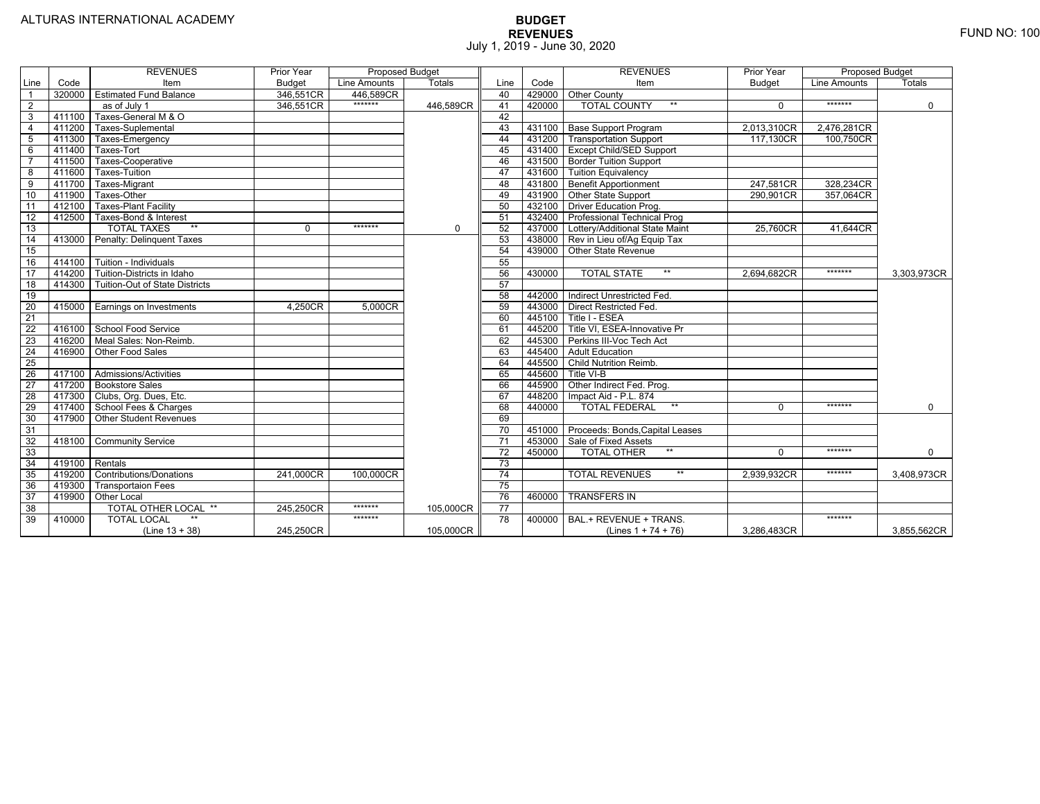ALTURAS INTERNATIONAL ACADEMY

FUND NO: 100

# BUDGET
## REVENUES
July 1, 2019 - June 30, 2020

| Line | Code | REVENUES Item | Prior Year Budget | Proposed Budget Line Amounts | Proposed Budget Totals |
|---|---|---|---|---|---|
| 1 | 320000 | Estimated Fund Balance | 346,551CR | 446,589CR | |
| 2 | | as of July 1 | 346,551CR | ******* | 446,589CR |
| 3 | 411100 | Taxes-General M & O | | | |
| 4 | 411200 | Taxes-Suplemental | | | |
| 5 | 411300 | Taxes-Emergency | | | |
| 6 | 411400 | Taxes-Tort | | | |
| 7 | 411500 | Taxes-Cooperative | | | |
| 8 | 411600 | Taxes-Tuition | | | |
| 9 | 411700 | Taxes-Migrant | | | |
| 10 | 411900 | Taxes-Other | | | |
| 11 | 412100 | Taxes-Plant Facility | | | |
| 12 | 412500 | Taxes-Bond & Interest | | | |
| 13 | | TOTAL TAXES ** | 0 | ******* | 0 |
| 14 | 413000 | Penalty: Delinquent Taxes | | | |
| 15 | | | | | |
| 16 | 414100 | Tuition - Individuals | | | |
| 17 | 414200 | Tuition-Districts in Idaho | | | |
| 18 | 414300 | Tuition-Out of State Districts | | | |
| 19 | | | | | |
| 20 | 415000 | Earnings on Investments | 4,250CR | 5,000CR | |
| 21 | | | | | |
| 22 | 416100 | School Food Service | | | |
| 23 | 416200 | Meal Sales: Non-Reimb. | | | |
| 24 | 416900 | Other Food Sales | | | |
| 25 | | | | | |
| 26 | 417100 | Admissions/Activities | | | |
| 27 | 417200 | Bookstore Sales | | | |
| 28 | 417300 | Clubs, Org. Dues, Etc. | | | |
| 29 | 417400 | School Fees & Charges | | | |
| 30 | 417900 | Other Student Revenues | | | |
| 31 | | | | | |
| 32 | 418100 | Community Service | | | |
| 33 | | | | | |
| 34 | 419100 | Rentals | | | |
| 35 | 419200 | Contributions/Donations | 241,000CR | 100,000CR | |
| 36 | 419300 | Transportaion Fees | | | |
| 37 | 419900 | Other Local | | | |
| 38 | | TOTAL OTHER LOCAL ** | 245,250CR | ******* | 105,000CR |
| 39 | 410000 | TOTAL LOCAL ** (Line 13 + 38) | 245,250CR | ******* | 105,000CR |
| 40 | 429000 | Other County | | | |
| 41 | 420000 | TOTAL COUNTY ** | 0 | ******* | 0 |
| 42 | | | | | |
| 43 | 431100 | Base Support Program | 2,013,310CR | 2,476,281CR | |
| 44 | 431200 | Transportation Support | 117,130CR | 100,750CR | |
| 45 | 431400 | Except Child/SED Support | | | |
| 46 | 431500 | Border Tuition Support | | | |
| 47 | 431600 | Tuition Equivalency | | | |
| 48 | 431800 | Benefit Apportionment | 247,581CR | 328,234CR | |
| 49 | 431900 | Other State Support | 290,901CR | 357,064CR | |
| 50 | 432100 | Driver Education Prog. | | | |
| 51 | 432400 | Professional Technical Prog | | | |
| 52 | 437000 | Lottery/Additional State Maint | 25,760CR | 41,644CR | |
| 53 | 438000 | Rev in Lieu of/Ag Equip Tax | | | |
| 54 | 439000 | Other State Revenue | | | |
| 55 | | | | | |
| 56 | 430000 | TOTAL STATE ** | 2,694,682CR | ******* | 3,303,973CR |
| 57 | | | | | |
| 58 | 442000 | Indirect Unrestricted Fed. | | | |
| 59 | 443000 | Direct Restricted Fed. | | | |
| 60 | 445100 | Title I - ESEA | | | |
| 61 | 445200 | Title VI, ESEA-Innovative Pr | | | |
| 62 | 445300 | Perkins III-Voc Tech Act | | | |
| 63 | 445400 | Adult Education | | | |
| 64 | 445500 | Child Nutrition Reimb. | | | |
| 65 | 445600 | Title VI-B | | | |
| 66 | 445900 | Other Indirect Fed. Prog. | | | |
| 67 | 448200 | Impact Aid - P.L. 874 | | | |
| 68 | 440000 | TOTAL FEDERAL ** | 0 | ******* | 0 |
| 69 | | | | | |
| 70 | 451000 | Proceeds: Bonds,Capital Leases | | | |
| 71 | 453000 | Sale of Fixed Assets | | | |
| 72 | 450000 | TOTAL OTHER ** | 0 | ******* | 0 |
| 73 | | | | | |
| 74 | | TOTAL REVENUES ** | 2,939,932CR | ******* | 3,408,973CR |
| 75 | | | | | |
| 76 | 460000 | TRANSFERS IN | | | |
| 77 | | | | | |
| 78 | 400000 | BAL.+ REVENUE + TRANS. (Lines 1 + 74 + 76) | 3,286,483CR | ******* | 3,855,562CR |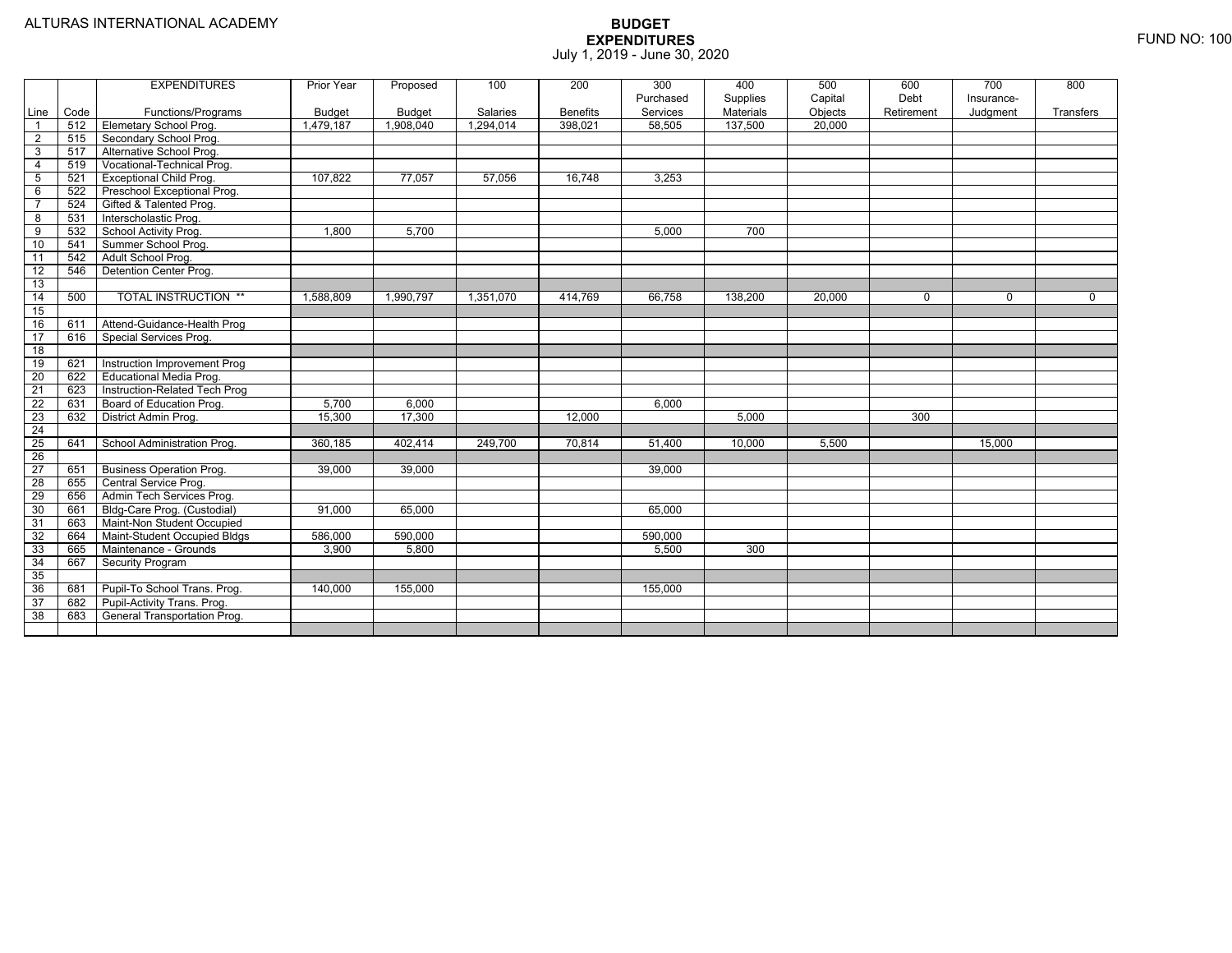ALTURAS INTERNATIONAL ACADEMY

# BUDGET
## EXPENDITURES
July 1, 2019 - June 30, 2020

FUND NO: 100

| Line | Code | EXPENDITURES Functions/Programs | Prior Year Budget | Proposed Budget | 100 Salaries | 200 Benefits | 300 Purchased Services | 400 Supplies Materials | 500 Capital Objects | 600 Debt Retirement | 700 Insurance-Judgment | 800 Transfers |
|---|---|---|---|---|---|---|---|---|---|---|---|---|
| 1 | 512 | Elemetary School Prog. | 1,479,187 | 1,908,040 | 1,294,014 | 398,021 | 58,505 | 137,500 | 20,000 | | | |
| 2 | 515 | Secondary School Prog. | | | | | | | | | | |
| 3 | 517 | Alternative School Prog. | | | | | | | | | | |
| 4 | 519 | Vocational-Technical Prog. | | | | | | | | | | |
| 5 | 521 | Exceptional Child Prog. | 107,822 | 77,057 | 57,056 | 16,748 | 3,253 | | | | | |
| 6 | 522 | Preschool Exceptional Prog. | | | | | | | | | | |
| 7 | 524 | Gifted & Talented Prog. | | | | | | | | | | |
| 8 | 531 | Interscholastic Prog. | | | | | | | | | | |
| 9 | 532 | School Activity Prog. | 1,800 | 5,700 | | | 5,000 | 700 | | | | |
| 10 | 541 | Summer School Prog. | | | | | | | | | | |
| 11 | 542 | Adult School Prog. | | | | | | | | | | |
| 12 | 546 | Detention Center Prog. | | | | | | | | | | |
| 13 | | | | | | | | | | | | |
| 14 | 500 | TOTAL INSTRUCTION ** | 1,588,809 | 1,990,797 | 1,351,070 | 414,769 | 66,758 | 138,200 | 20,000 | 0 | 0 | 0 |
| 15 | | | | | | | | | | | | |
| 16 | 611 | Attend-Guidance-Health Prog | | | | | | | | | | |
| 17 | 616 | Special Services Prog. | | | | | | | | | | |
| 18 | | | | | | | | | | | | |
| 19 | 621 | Instruction Improvement Prog | | | | | | | | | | |
| 20 | 622 | Educational Media Prog. | | | | | | | | | | |
| 21 | 623 | Instruction-Related Tech Prog | | | | | | | | | | |
| 22 | 631 | Board of Education Prog. | 5,700 | 6,000 | | | 6,000 | | | | | |
| 23 | 632 | District Admin Prog. | 15,300 | 17,300 | | 12,000 | | 5,000 | | 300 | | |
| 24 | | | | | | | | | | | | |
| 25 | 641 | School Administration Prog. | 360,185 | 402,414 | 249,700 | 70,814 | 51,400 | 10,000 | 5,500 | | 15,000 | |
| 26 | | | | | | | | | | | | |
| 27 | 651 | Business Operation Prog. | 39,000 | 39,000 | | | 39,000 | | | | | |
| 28 | 655 | Central Service Prog. | | | | | | | | | | |
| 29 | 656 | Admin Tech Services Prog. | | | | | | | | | | |
| 30 | 661 | Bldg-Care Prog. (Custodial) | 91,000 | 65,000 | | | 65,000 | | | | | |
| 31 | 663 | Maint-Non Student Occupied | | | | | | | | | | |
| 32 | 664 | Maint-Student Occupied Bldgs | 586,000 | 590,000 | | | 590,000 | | | | | |
| 33 | 665 | Maintenance - Grounds | 3,900 | 5,800 | | | 5,500 | 300 | | | | |
| 34 | 667 | Security Program | | | | | | | | | | |
| 35 | | | | | | | | | | | | |
| 36 | 681 | Pupil-To School Trans. Prog. | 140,000 | 155,000 | | | 155,000 | | | | | |
| 37 | 682 | Pupil-Activity Trans. Prog. | | | | | | | | | | |
| 38 | 683 | General Transportation Prog. | | | | | | | | | | |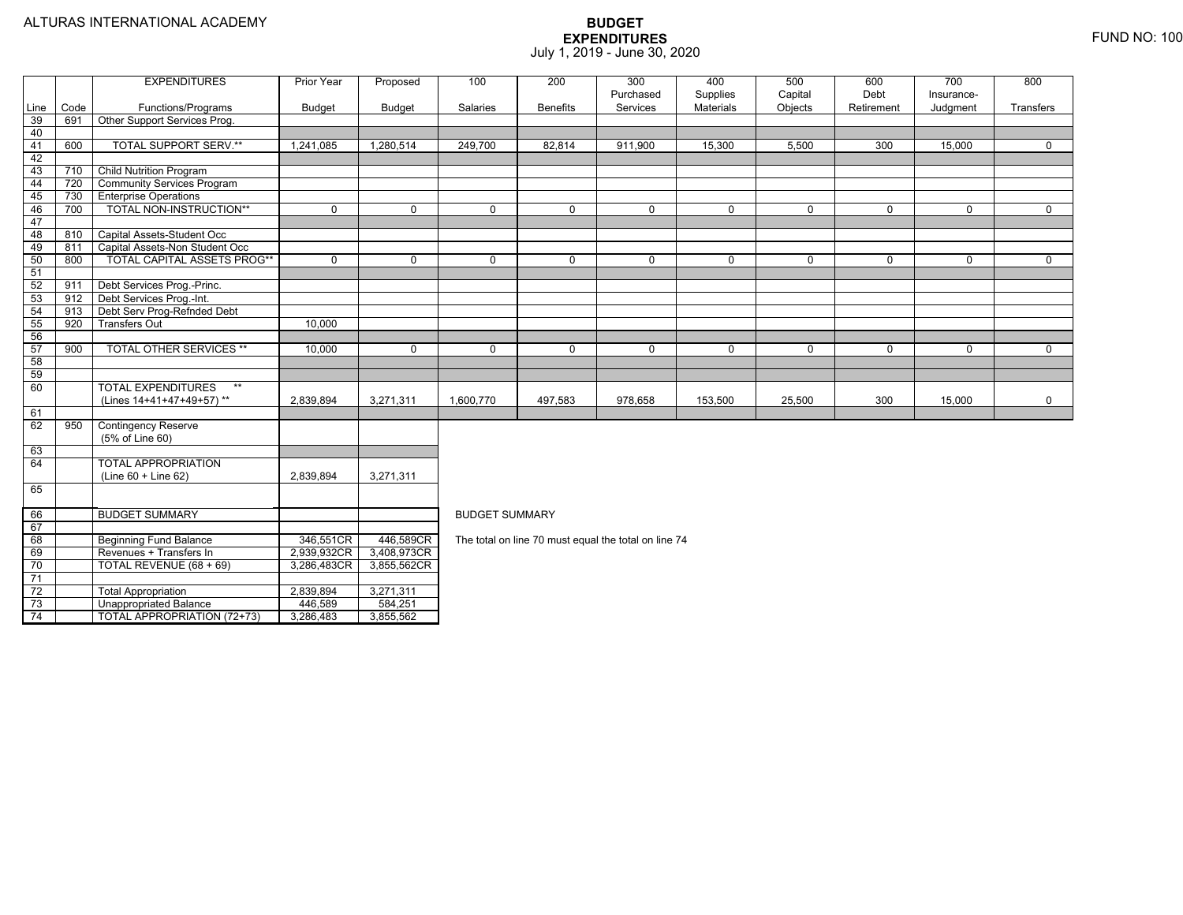ALTURAS INTERNATIONAL ACADEMY

# BUDGET EXPENDITURES
July 1, 2019 - June 30, 2020

FUND NO: 100

| Line | Code | EXPENDITURES Functions/Programs | Prior Year Budget | Proposed Budget | 100 Salaries | 200 Benefits | 300 Purchased Services | 400 Supplies Materials | 500 Capital Objects | 600 Debt Retirement | 700 Insurance-Judgment | 800 Transfers |
|---|---|---|---|---|---|---|---|---|---|---|---|---|
| 39 | 691 | Other Support Services Prog. | | | | | | | | | | |
| 40 | | | | | | | | | | | | |
| 41 | 600 | TOTAL SUPPORT SERV.** | 1,241,085 | 1,280,514 | 249,700 | 82,814 | 911,900 | 15,300 | 5,500 | 300 | 15,000 | 0 |
| 42 | | | | | | | | | | | | |
| 43 | 710 | Child Nutrition Program | | | | | | | | | | |
| 44 | 720 | Community Services Program | | | | | | | | | | |
| 45 | 730 | Enterprise Operations | | | | | | | | | | |
| 46 | 700 | TOTAL NON-INSTRUCTION** | 0 | 0 | 0 | 0 | 0 | 0 | 0 | 0 | 0 | 0 |
| 47 | | | | | | | | | | | | |
| 48 | 810 | Capital Assets-Student Occ | | | | | | | | | | |
| 49 | 811 | Capital Assets-Non Student Occ | | | | | | | | | | |
| 50 | 800 | TOTAL CAPITAL ASSETS PROG** | 0 | 0 | 0 | 0 | 0 | 0 | 0 | 0 | 0 | 0 |
| 51 | | | | | | | | | | | | |
| 52 | 911 | Debt Services Prog.-Princ. | | | | | | | | | | |
| 53 | 912 | Debt Services Prog.-Int. | | | | | | | | | | |
| 54 | 913 | Debt Serv Prog-Refnded Debt | | | | | | | | | | |
| 55 | 920 | Transfers Out | 10,000 | | | | | | | | | |
| 56 | | | | | | | | | | | | |
| 57 | 900 | TOTAL OTHER SERVICES ** | 10,000 | 0 | 0 | 0 | 0 | 0 | 0 | 0 | 0 | 0 |
| 58 | | | | | | | | | | | | |
| 59 | | | | | | | | | | | | |
| 60 | | TOTAL EXPENDITURES ** (Lines 14+41+47+49+57) ** | 2,839,894 | 3,271,311 | 1,600,770 | 497,583 | 978,658 | 153,500 | 25,500 | 300 | 15,000 | 0 |
| 61 | | | | | | | | | | | | |
| 62 | 950 | Contingency Reserve (5% of Line 60) | | | | | | | | | | |
| 63 | | | | | | | | | | | | |
| 64 | | TOTAL APPROPRIATION (Line 60 + Line 62) | 2,839,894 | 3,271,311 | | | | | | | | |
| 65 | | | | | | | | | | | | |

| Line | | BUDGET SUMMARY | Prior Year Budget | Proposed Budget |
|---|---|---|---|---|
| 66 | | BUDGET SUMMARY | | |
| 67 | | | | |
| 68 | | Beginning Fund Balance | 346,551CR | 446,589CR |
| 69 | | Revenues + Transfers In | 2,939,932CR | 3,408,973CR |
| 70 | | TOTAL REVENUE (68 + 69) | 3,286,483CR | 3,855,562CR |
| 71 | | | | |
| 72 | | Total Appropriation | 2,839,894 | 3,271,311 |
| 73 | | Unappropriated Balance | 446,589 | 584,251 |
| 74 | | TOTAL APPROPRIATION (72+73) | 3,286,483 | 3,855,562 |

BUDGET SUMMARY

The total on line 70 must equal the total on line 74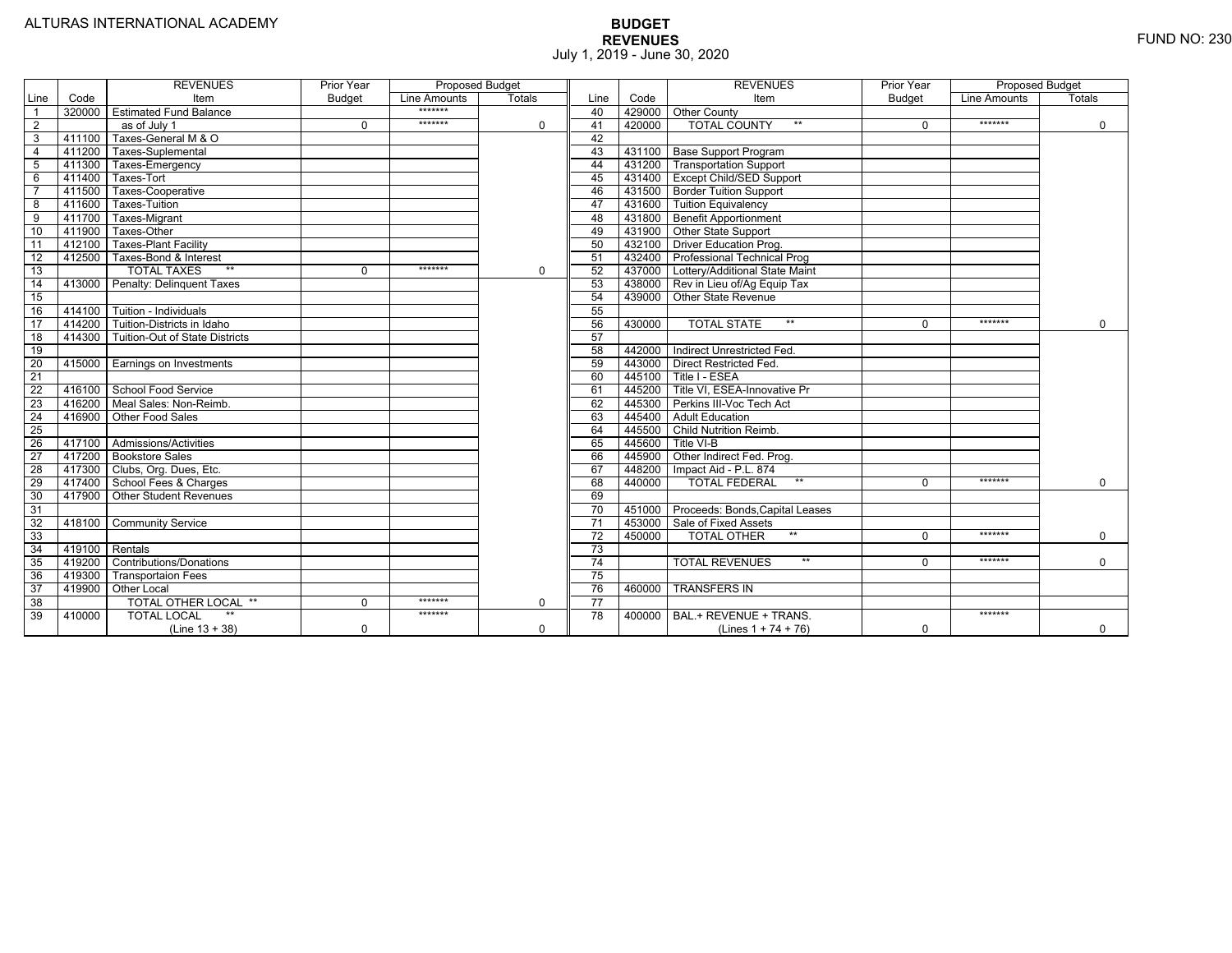ALTURAS INTERNATIONAL ACADEMY

# BUDGET
## REVENUES
July 1, 2019 - June 30, 2020

FUND NO: 230

| Line | Code | REVENUES Item | Prior Year Budget | Proposed Budget Line Amounts | Proposed Budget Totals |
|---|---|---|---|---|---|
| 1 | 320000 | Estimated Fund Balance | | ******* | |
| 2 | | as of July 1 | 0 | ******* | 0 |
| 3 | 411100 | Taxes-General M & O | | | |
| 4 | 411200 | Taxes-Suplemental | | | |
| 5 | 411300 | Taxes-Emergency | | | |
| 6 | 411400 | Taxes-Tort | | | |
| 7 | 411500 | Taxes-Cooperative | | | |
| 8 | 411600 | Taxes-Tuition | | | |
| 9 | 411700 | Taxes-Migrant | | | |
| 10 | 411900 | Taxes-Other | | | |
| 11 | 412100 | Taxes-Plant Facility | | | |
| 12 | 412500 | Taxes-Bond & Interest | | | |
| 13 | | TOTAL TAXES ** | 0 | ******* | 0 |
| 14 | 413000 | Penalty: Delinquent Taxes | | | |
| 15 | | | | | |
| 16 | 414100 | Tuition - Individuals | | | |
| 17 | 414200 | Tuition-Districts in Idaho | | | |
| 18 | 414300 | Tuition-Out of State Districts | | | |
| 19 | | | | | |
| 20 | 415000 | Earnings on Investments | | | |
| 21 | | | | | |
| 22 | 416100 | School Food Service | | | |
| 23 | 416200 | Meal Sales: Non-Reimb. | | | |
| 24 | 416900 | Other Food Sales | | | |
| 25 | | | | | |
| 26 | 417100 | Admissions/Activities | | | |
| 27 | 417200 | Bookstore Sales | | | |
| 28 | 417300 | Clubs, Org. Dues, Etc. | | | |
| 29 | 417400 | School Fees & Charges | | | |
| 30 | 417900 | Other Student Revenues | | | |
| 31 | | | | | |
| 32 | 418100 | Community Service | | | |
| 33 | | | | | |
| 34 | 419100 | Rentals | | | |
| 35 | 419200 | Contributions/Donations | | | |
| 36 | 419300 | Transportaion Fees | | | |
| 37 | 419900 | Other Local | | | |
| 38 | | TOTAL OTHER LOCAL ** | 0 | ******* | 0 |
| 39 | 410000 | TOTAL LOCAL ** (Line 13 + 38) | 0 | ******* | 0 |
| 40 | 429000 | Other County | | | |
| 41 | 420000 | TOTAL COUNTY ** | 0 | ******* | 0 |
| 42 | | | | | |
| 43 | 431100 | Base Support Program | | | |
| 44 | 431200 | Transportation Support | | | |
| 45 | 431400 | Except Child/SED Support | | | |
| 46 | 431500 | Border Tuition Support | | | |
| 47 | 431600 | Tuition Equivalency | | | |
| 48 | 431800 | Benefit Apportionment | | | |
| 49 | 431900 | Other State Support | | | |
| 50 | 432100 | Driver Education Prog. | | | |
| 51 | 432400 | Professional Technical Prog | | | |
| 52 | 437000 | Lottery/Additional State Maint | | | |
| 53 | 438000 | Rev in Lieu of/Ag Equip Tax | | | |
| 54 | 439000 | Other State Revenue | | | |
| 55 | | | | | |
| 56 | 430000 | TOTAL STATE ** | 0 | ******* | 0 |
| 57 | | | | | |
| 58 | 442000 | Indirect Unrestricted Fed. | | | |
| 59 | 443000 | Direct Restricted Fed. | | | |
| 60 | 445100 | Title I - ESEA | | | |
| 61 | 445200 | Title VI, ESEA-Innovative Pr | | | |
| 62 | 445300 | Perkins III-Voc Tech Act | | | |
| 63 | 445400 | Adult Education | | | |
| 64 | 445500 | Child Nutrition Reimb. | | | |
| 65 | 445600 | Title VI-B | | | |
| 66 | 445900 | Other Indirect Fed. Prog. | | | |
| 67 | 448200 | Impact Aid - P.L. 874 | | | |
| 68 | 440000 | TOTAL FEDERAL ** | 0 | ******* | 0 |
| 69 | | | | | |
| 70 | 451000 | Proceeds: Bonds,Capital Leases | | | |
| 71 | 453000 | Sale of Fixed Assets | | | |
| 72 | 450000 | TOTAL OTHER ** | 0 | ******* | 0 |
| 73 | | | | | |
| 74 | | TOTAL REVENUES ** | 0 | ******* | 0 |
| 75 | | | | | |
| 76 | 460000 | TRANSFERS IN | | | |
| 77 | | | | | |
| 78 | 400000 | BAL.+ REVENUE + TRANS. (Lines 1 + 74 + 76) | 0 | ******* | 0 |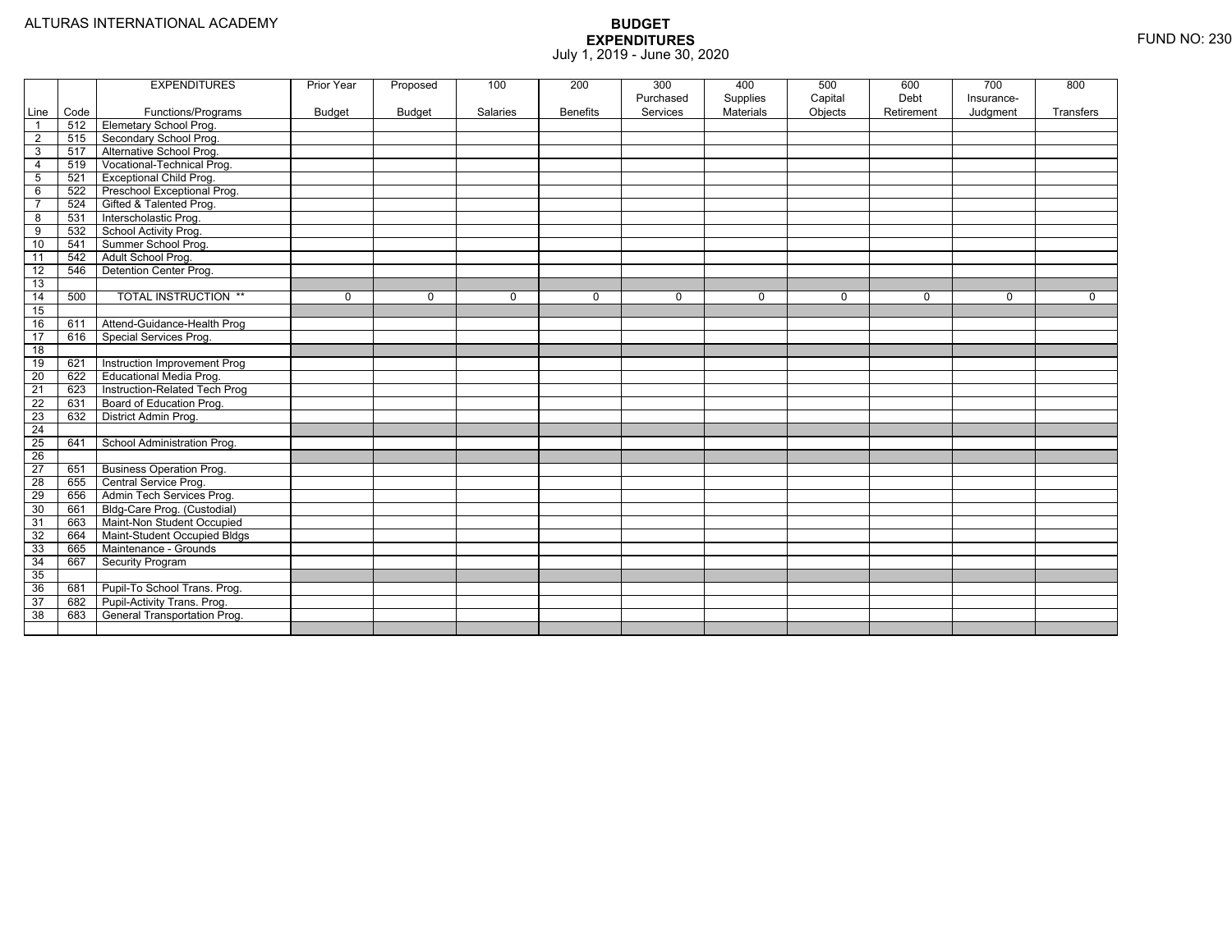ALTURAS INTERNATIONAL ACADEMY

# BUDGET EXPENDITURES
July 1, 2019 - June 30, 2020

FUND NO: 230

| Line | Code | EXPENDITURES Functions/Programs | Prior Year Budget | Proposed Budget | 100 Salaries | 200 Benefits | 300 Purchased Services | 400 Supplies Materials | 500 Capital Objects | 600 Debt Retirement | 700 Insurance-Judgment | 800 Transfers |
|---|---|---|---|---|---|---|---|---|---|---|---|---|
| 1 | 512 | Elemetary School Prog. | | | | | | | | | | |
| 2 | 515 | Secondary School Prog. | | | | | | | | | | |
| 3 | 517 | Alternative School Prog. | | | | | | | | | | |
| 4 | 519 | Vocational-Technical Prog. | | | | | | | | | | |
| 5 | 521 | Exceptional Child Prog. | | | | | | | | | | |
| 6 | 522 | Preschool Exceptional Prog. | | | | | | | | | | |
| 7 | 524 | Gifted & Talented Prog. | | | | | | | | | | |
| 8 | 531 | Interscholastic Prog. | | | | | | | | | | |
| 9 | 532 | School Activity Prog. | | | | | | | | | | |
| 10 | 541 | Summer School Prog. | | | | | | | | | | |
| 11 | 542 | Adult School Prog. | | | | | | | | | | |
| 12 | 546 | Detention Center Prog. | | | | | | | | | | |
| 13 | | | | | | | | | | | | |
| 14 | 500 | TOTAL INSTRUCTION ** | 0 | 0 | 0 | 0 | 0 | 0 | 0 | 0 | 0 | 0 |
| 15 | | | | | | | | | | | | |
| 16 | 611 | Attend-Guidance-Health Prog | | | | | | | | | | |
| 17 | 616 | Special Services Prog. | | | | | | | | | | |
| 18 | | | | | | | | | | | | |
| 19 | 621 | Instruction Improvement Prog | | | | | | | | | | |
| 20 | 622 | Educational Media Prog. | | | | | | | | | | |
| 21 | 623 | Instruction-Related Tech Prog | | | | | | | | | | |
| 22 | 631 | Board of Education Prog. | | | | | | | | | | |
| 23 | 632 | District Admin Prog. | | | | | | | | | | |
| 24 | | | | | | | | | | | | |
| 25 | 641 | School Administration Prog. | | | | | | | | | | |
| 26 | | | | | | | | | | | | |
| 27 | 651 | Business Operation Prog. | | | | | | | | | | |
| 28 | 655 | Central Service Prog. | | | | | | | | | | |
| 29 | 656 | Admin Tech Services Prog. | | | | | | | | | | |
| 30 | 661 | Bldg-Care Prog. (Custodial) | | | | | | | | | | |
| 31 | 663 | Maint-Non Student Occupied | | | | | | | | | | |
| 32 | 664 | Maint-Student Occupied Bldgs | | | | | | | | | | |
| 33 | 665 | Maintenance - Grounds | | | | | | | | | | |
| 34 | 667 | Security Program | | | | | | | | | | |
| 35 | | | | | | | | | | | | |
| 36 | 681 | Pupil-To School Trans. Prog. | | | | | | | | | | |
| 37 | 682 | Pupil-Activity Trans. Prog. | | | | | | | | | | |
| 38 | 683 | General Transportation Prog. | | | | | | | | | | |
| | | | | | | | | | | | | |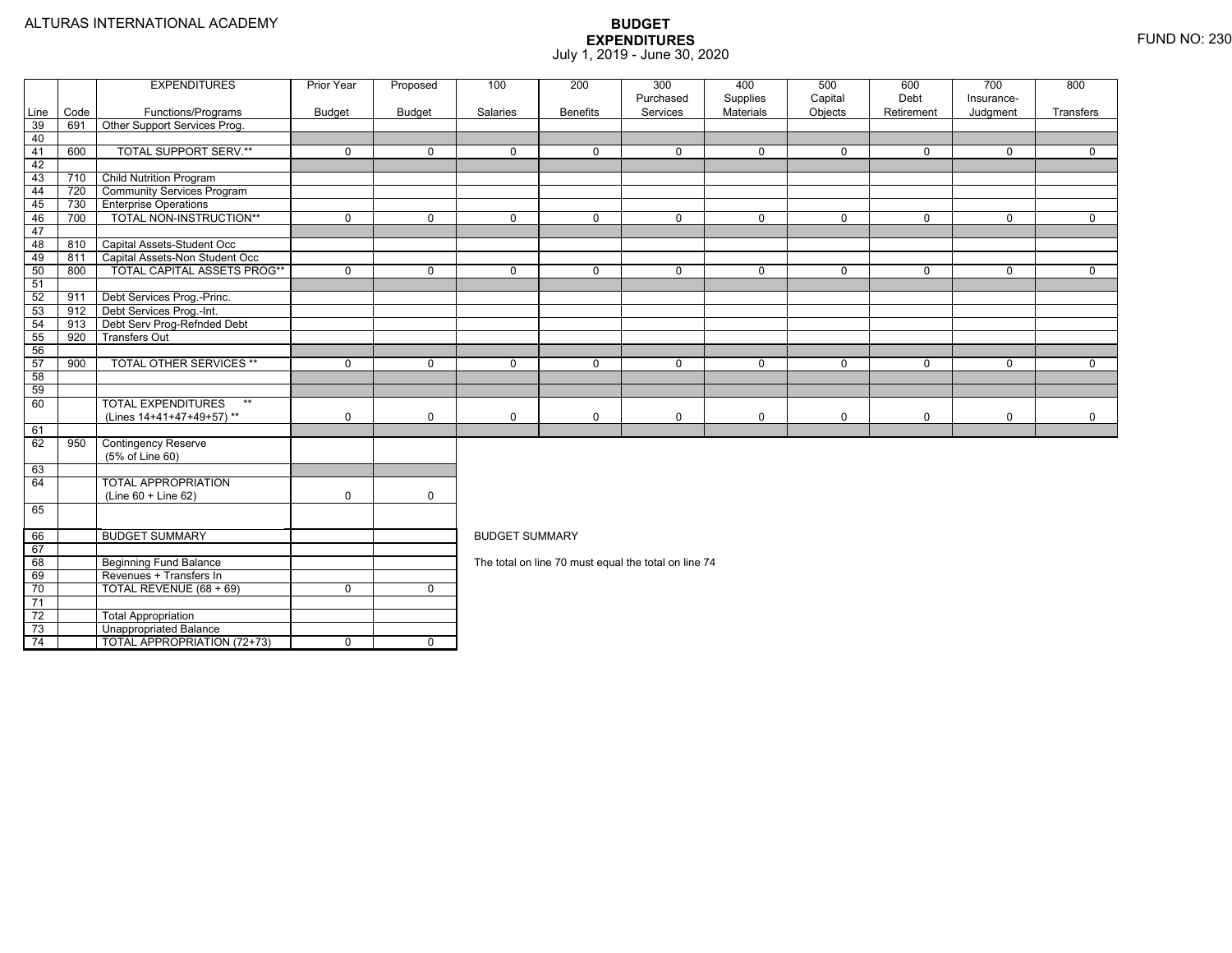ALTURAS INTERNATIONAL ACADEMY

# BUDGET EXPENDITURES
July 1, 2019 - June 30, 2020

FUND NO: 230

| Line | Code | EXPENDITURES Functions/Programs | Prior Year Budget | Proposed Budget | 100 Salaries | 200 Benefits | 300 Purchased Services | 400 Supplies Materials | 500 Capital Objects | 600 Debt Retirement | 700 Insurance-Judgment | 800 Transfers |
|---|---|---|---|---|---|---|---|---|---|---|---|---|
| 39 | 691 | Other Support Services Prog. | | | | | | | | | | |
| 40 | | | | | | | | | | | | |
| 41 | 600 | TOTAL SUPPORT SERV.** | 0 | 0 | 0 | 0 | 0 | 0 | 0 | 0 | 0 | 0 |
| 42 | | | | | | | | | | | | |
| 43 | 710 | Child Nutrition Program | | | | | | | | | | |
| 44 | 720 | Community Services Program | | | | | | | | | | |
| 45 | 730 | Enterprise Operations | | | | | | | | | | |
| 46 | 700 | TOTAL NON-INSTRUCTION** | 0 | 0 | 0 | 0 | 0 | 0 | 0 | 0 | 0 | 0 |
| 47 | | | | | | | | | | | | |
| 48 | 810 | Capital Assets-Student Occ | | | | | | | | | | |
| 49 | 811 | Capital Assets-Non Student Occ | | | | | | | | | | |
| 50 | 800 | TOTAL CAPITAL ASSETS PROG** | 0 | 0 | 0 | 0 | 0 | 0 | 0 | 0 | 0 | 0 |
| 51 | | | | | | | | | | | | |
| 52 | 911 | Debt Services Prog.-Princ. | | | | | | | | | | |
| 53 | 912 | Debt Services Prog.-Int. | | | | | | | | | | |
| 54 | 913 | Debt Serv Prog-Refnded Debt | | | | | | | | | | |
| 55 | 920 | Transfers Out | | | | | | | | | | |
| 56 | | | | | | | | | | | | |
| 57 | 900 | TOTAL OTHER SERVICES ** | 0 | 0 | 0 | 0 | 0 | 0 | 0 | 0 | 0 | 0 |
| 58 | | | | | | | | | | | | |
| 59 | | | | | | | | | | | | |
| 60 | | TOTAL EXPENDITURES ** (Lines 14+41+47+49+57) ** | 0 | 0 | 0 | 0 | 0 | 0 | 0 | 0 | 0 | 0 |
| 61 | | | | | | | | | | | | |
| 62 | 950 | Contingency Reserve (5% of Line 60) | | | | | | | | | | |
| 63 | | | | | | | | | | | | |
| 64 | | TOTAL APPROPRIATION (Line 60 + Line 62) | 0 | 0 | | | | | | | | |
| 65 | | | | | | | | | | | | |

| Line | Code | | Prior Year Budget | Proposed Budget |
|---|---|---|---|---|
| 66 | | BUDGET SUMMARY | | |
| 67 | | | | |
| 68 | | Beginning Fund Balance | | |
| 69 | | Revenues + Transfers In | | |
| 70 | | TOTAL REVENUE (68 + 69) | 0 | 0 |
| 71 | | | | |
| 72 | | Total Appropriation | | |
| 73 | | Unappropriated Balance | | |
| 74 | | TOTAL APPROPRIATION (72+73) | 0 | 0 |

BUDGET SUMMARY

The total on line 70 must equal the total on line 74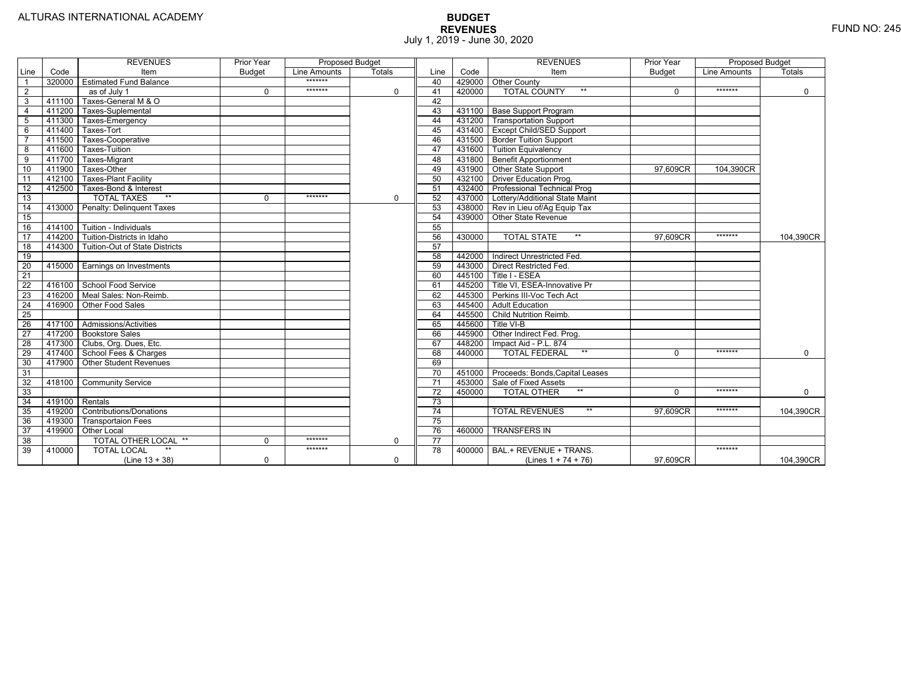ALTURAS INTERNATIONAL ACADEMY

FUND NO: 245

# BUDGET
## REVENUES
July 1, 2019 - June 30, 2020

| Line | Code | REVENUES Item | Prior Year Budget | Proposed Budget Line Amounts | Proposed Budget Totals |
|---|---|---|---|---|---|
| 1 | 320000 | Estimated Fund Balance | | ******* | |
| 2 | | as of July 1 | 0 | ******* | 0 |
| 3 | 411100 | Taxes-General M & O | | | |
| 4 | 411200 | Taxes-Suplemental | | | |
| 5 | 411300 | Taxes-Emergency | | | |
| 6 | 411400 | Taxes-Tort | | | |
| 7 | 411500 | Taxes-Cooperative | | | |
| 8 | 411600 | Taxes-Tuition | | | |
| 9 | 411700 | Taxes-Migrant | | | |
| 10 | 411900 | Taxes-Other | | | |
| 11 | 412100 | Taxes-Plant Facility | | | |
| 12 | 412500 | Taxes-Bond & Interest | | | |
| 13 | | TOTAL TAXES ** | 0 | ******* | 0 |
| 14 | 413000 | Penalty: Delinquent Taxes | | | |
| 15 | | | | | |
| 16 | 414100 | Tuition - Individuals | | | |
| 17 | 414200 | Tuition-Districts in Idaho | | | |
| 18 | 414300 | Tuition-Out of State Districts | | | |
| 19 | | | | | |
| 20 | 415000 | Earnings on Investments | | | |
| 21 | | | | | |
| 22 | 416100 | School Food Service | | | |
| 23 | 416200 | Meal Sales: Non-Reimb. | | | |
| 24 | 416900 | Other Food Sales | | | |
| 25 | | | | | |
| 26 | 417100 | Admissions/Activities | | | |
| 27 | 417200 | Bookstore Sales | | | |
| 28 | 417300 | Clubs, Org. Dues, Etc. | | | |
| 29 | 417400 | School Fees & Charges | | | |
| 30 | 417900 | Other Student Revenues | | | |
| 31 | | | | | |
| 32 | 418100 | Community Service | | | |
| 33 | | | | | |
| 34 | 419100 | Rentals | | | |
| 35 | 419200 | Contributions/Donations | | | |
| 36 | 419300 | Transportaion Fees | | | |
| 37 | 419900 | Other Local | | | |
| 38 | | TOTAL OTHER LOCAL ** | 0 | ******* | 0 |
| 39 | 410000 | TOTAL LOCAL ** (Line 13 + 38) | 0 | ******* | 0 |
| 40 | 429000 | Other County | | | |
| 41 | 420000 | TOTAL COUNTY ** | 0 | ******* | 0 |
| 42 | | | | | |
| 43 | 431100 | Base Support Program | | | |
| 44 | 431200 | Transportation Support | | | |
| 45 | 431400 | Except Child/SED Support | | | |
| 46 | 431500 | Border Tuition Support | | | |
| 47 | 431600 | Tuition Equivalency | | | |
| 48 | 431800 | Benefit Apportionment | | | |
| 49 | 431900 | Other State Support | 97,609CR | 104,390CR | |
| 50 | 432100 | Driver Education Prog. | | | |
| 51 | 432400 | Professional Technical Prog | | | |
| 52 | 437000 | Lottery/Additional State Maint | | | |
| 53 | 438000 | Rev in Lieu of/Ag Equip Tax | | | |
| 54 | 439000 | Other State Revenue | | | |
| 55 | | | | | |
| 56 | 430000 | TOTAL STATE ** | 97,609CR | ******* | 104,390CR |
| 57 | | | | | |
| 58 | 442000 | Indirect Unrestricted Fed. | | | |
| 59 | 443000 | Direct Restricted Fed. | | | |
| 60 | 445100 | Title I - ESEA | | | |
| 61 | 445200 | Title VI, ESEA-Innovative Pr | | | |
| 62 | 445300 | Perkins III-Voc Tech Act | | | |
| 63 | 445400 | Adult Education | | | |
| 64 | 445500 | Child Nutrition Reimb. | | | |
| 65 | 445600 | Title VI-B | | | |
| 66 | 445900 | Other Indirect Fed. Prog. | | | |
| 67 | 448200 | Impact Aid - P.L. 874 | | | |
| 68 | 440000 | TOTAL FEDERAL ** | 0 | ******* | 0 |
| 69 | | | | | |
| 70 | 451000 | Proceeds: Bonds,Capital Leases | | | |
| 71 | 453000 | Sale of Fixed Assets | | | |
| 72 | 450000 | TOTAL OTHER ** | 0 | ******* | 0 |
| 73 | | | | | |
| 74 | | TOTAL REVENUES ** | 97,609CR | ******* | 104,390CR |
| 75 | | | | | |
| 76 | 460000 | TRANSFERS IN | | | |
| 77 | | | | | |
| 78 | 400000 | BAL.+ REVENUE + TRANS. (Lines 1 + 74 + 76) | 97,609CR | ******* | 104,390CR |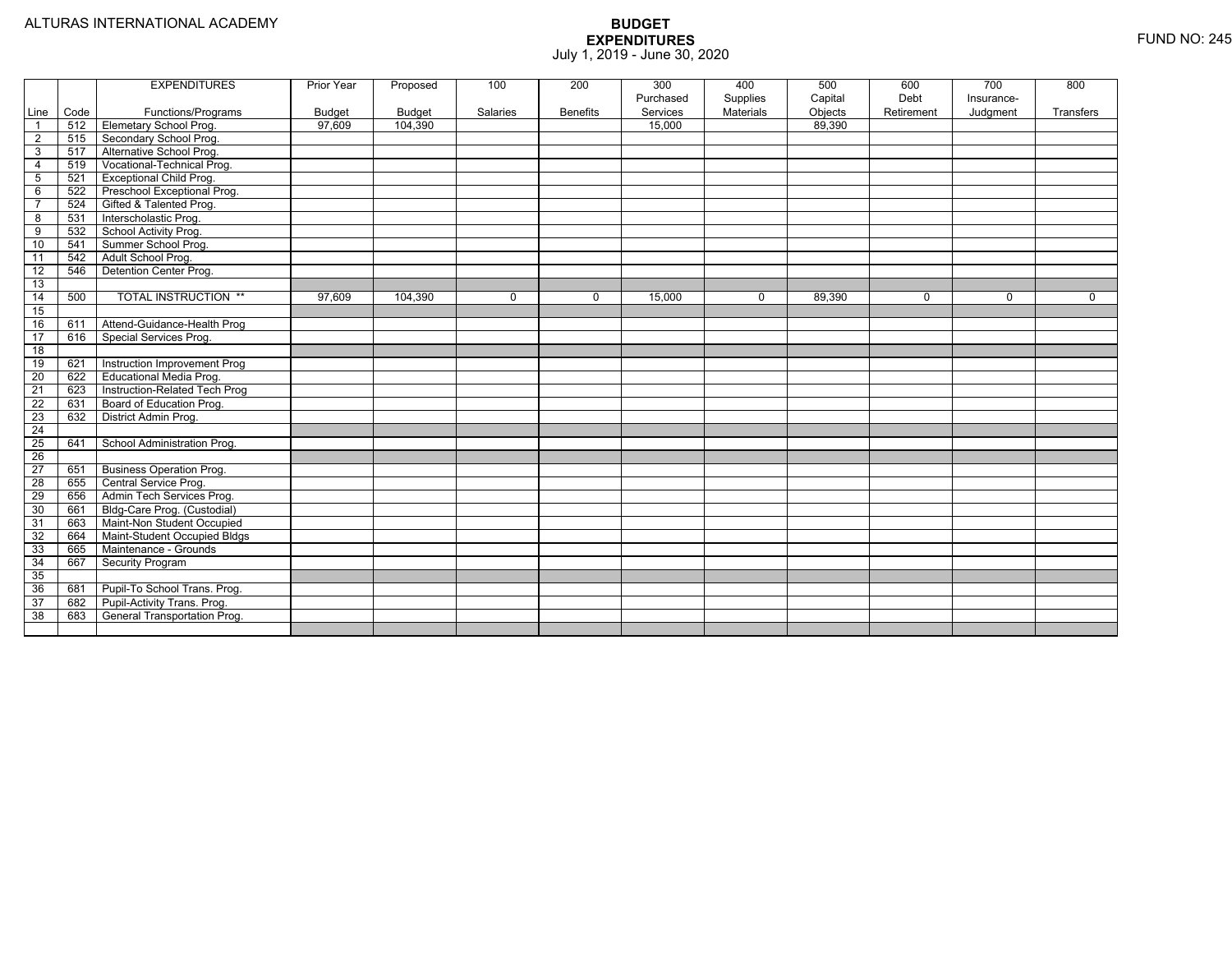ALTURAS INTERNATIONAL ACADEMY

FUND NO: 245

# BUDGET
## EXPENDITURES
July 1, 2019 - June 30, 2020

| Line | Code | EXPENDITURES Functions/Programs | Prior Year Budget | Proposed Budget | 100 Salaries | 200 Benefits | 300 Purchased Services | 400 Supplies Materials | 500 Capital Objects | 600 Debt Retirement | 700 Insurance-Judgment | 800 Transfers |
|---|---|---|---|---|---|---|---|---|---|---|---|---|
| 1 | 512 | Elemetary School Prog. | 97,609 | 104,390 | | | 15,000 | | 89,390 | | | |
| 2 | 515 | Secondary School Prog. | | | | | | | | | | |
| 3 | 517 | Alternative School Prog. | | | | | | | | | | |
| 4 | 519 | Vocational-Technical Prog. | | | | | | | | | | |
| 5 | 521 | Exceptional Child Prog. | | | | | | | | | | |
| 6 | 522 | Preschool Exceptional Prog. | | | | | | | | | | |
| 7 | 524 | Gifted & Talented Prog. | | | | | | | | | | |
| 8 | 531 | Interscholastic Prog. | | | | | | | | | | |
| 9 | 532 | School Activity Prog. | | | | | | | | | | |
| 10 | 541 | Summer School Prog. | | | | | | | | | | |
| 11 | 542 | Adult School Prog. | | | | | | | | | | |
| 12 | 546 | Detention Center Prog. | | | | | | | | | | |
| 13 | | | | | | | | | | | | |
| 14 | 500 | TOTAL INSTRUCTION ** | 97,609 | 104,390 | 0 | 0 | 15,000 | 0 | 89,390 | 0 | 0 | 0 |
| 15 | | | | | | | | | | | | |
| 16 | 611 | Attend-Guidance-Health Prog | | | | | | | | | | |
| 17 | 616 | Special Services Prog. | | | | | | | | | | |
| 18 | | | | | | | | | | | | |
| 19 | 621 | Instruction Improvement Prog | | | | | | | | | | |
| 20 | 622 | Educational Media Prog. | | | | | | | | | | |
| 21 | 623 | Instruction-Related Tech Prog | | | | | | | | | | |
| 22 | 631 | Board of Education Prog. | | | | | | | | | | |
| 23 | 632 | District Admin Prog. | | | | | | | | | | |
| 24 | | | | | | | | | | | | |
| 25 | 641 | School Administration Prog. | | | | | | | | | | |
| 26 | | | | | | | | | | | | |
| 27 | 651 | Business Operation Prog. | | | | | | | | | | |
| 28 | 655 | Central Service Prog. | | | | | | | | | | |
| 29 | 656 | Admin Tech Services Prog. | | | | | | | | | | |
| 30 | 661 | Bldg-Care Prog. (Custodial) | | | | | | | | | | |
| 31 | 663 | Maint-Non Student Occupied | | | | | | | | | | |
| 32 | 664 | Maint-Student Occupied Bldgs | | | | | | | | | | |
| 33 | 665 | Maintenance - Grounds | | | | | | | | | | |
| 34 | 667 | Security Program | | | | | | | | | | |
| 35 | | | | | | | | | | | | |
| 36 | 681 | Pupil-To School Trans. Prog. | | | | | | | | | | |
| 37 | 682 | Pupil-Activity Trans. Prog. | | | | | | | | | | |
| 38 | 683 | General Transportation Prog. | | | | | | | | | | |
| | | | | | | | | | | | | |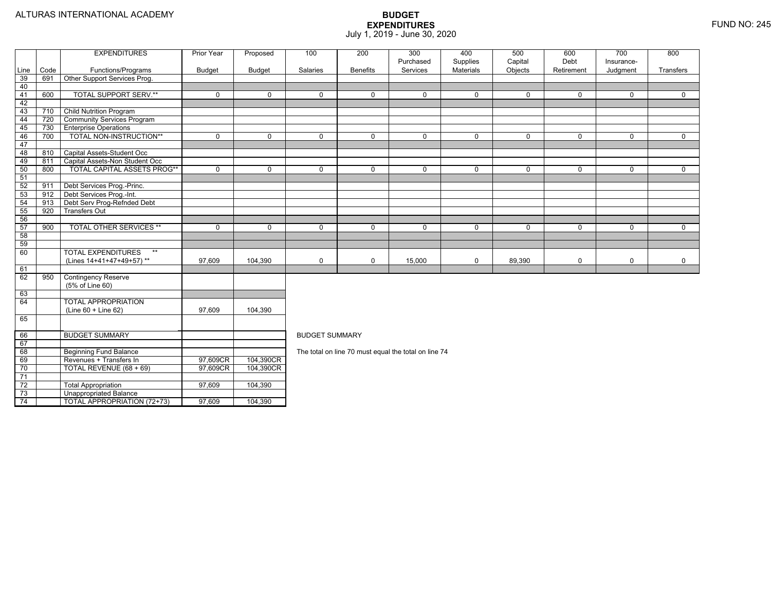ALTURAS INTERNATIONAL ACADEMY

# BUDGET EXPENDITURES

July 1, 2019 - June 30, 2020

FUND NO: 245

| Line | Code | EXPENDITURES Functions/Programs | Prior Year Budget | Proposed Budget | 100 Salaries | 200 Benefits | 300 Purchased Services | 400 Supplies Materials | 500 Capital Objects | 600 Debt Retirement | 700 Insurance-Judgment | 800 Transfers |
|---|---|---|---|---|---|---|---|---|---|---|---|---|
| 39 | 691 | Other Support Services Prog. | | | | | | | | | | |
| 40 | | | | | | | | | | | | |
| 41 | 600 | TOTAL SUPPORT SERV.** | 0 | 0 | 0 | 0 | 0 | 0 | 0 | 0 | 0 | 0 |
| 42 | | | | | | | | | | | | |
| 43 | 710 | Child Nutrition Program | | | | | | | | | | |
| 44 | 720 | Community Services Program | | | | | | | | | | |
| 45 | 730 | Enterprise Operations | | | | | | | | | | |
| 46 | 700 | TOTAL NON-INSTRUCTION** | 0 | 0 | 0 | 0 | 0 | 0 | 0 | 0 | 0 | 0 |
| 47 | | | | | | | | | | | | |
| 48 | 810 | Capital Assets-Student Occ | | | | | | | | | | |
| 49 | 811 | Capital Assets-Non Student Occ | | | | | | | | | | |
| 50 | 800 | TOTAL CAPITAL ASSETS PROG** | 0 | 0 | 0 | 0 | 0 | 0 | 0 | 0 | 0 | 0 |
| 51 | | | | | | | | | | | | |
| 52 | 911 | Debt Services Prog.-Princ. | | | | | | | | | | |
| 53 | 912 | Debt Services Prog.-Int. | | | | | | | | | | |
| 54 | 913 | Debt Serv Prog-Refnded Debt | | | | | | | | | | |
| 55 | 920 | Transfers Out | | | | | | | | | | |
| 56 | | | | | | | | | | | | |
| 57 | 900 | TOTAL OTHER SERVICES ** | 0 | 0 | 0 | 0 | 0 | 0 | 0 | 0 | 0 | 0 |
| 58 | | | | | | | | | | | | |
| 59 | | | | | | | | | | | | |
| 60 | | TOTAL EXPENDITURES ** (Lines 14+41+47+49+57) ** | 97,609 | 104,390 | 0 | 0 | 15,000 | 0 | 89,390 | 0 | 0 | 0 |
| 61 | | | | | | | | | | | | |
| 62 | 950 | Contingency Reserve (5% of Line 60) | | | | | | | | | | |
| 63 | | | | | | | | | | | | |
| 64 | | TOTAL APPROPRIATION (Line 60 + Line 62) | 97,609 | 104,390 | | | | | | | | |
| 65 | | | | | | | | | | | | |

BUDGET SUMMARY

The total on line 70 must equal the total on line 74

| Line | Code | | Prior Year Budget | Proposed Budget |
|---|---|---|---|---|
| 66 | | BUDGET SUMMARY | | |
| 67 | | | | |
| 68 | | Beginning Fund Balance | | |
| 69 | | Revenues + Transfers In | 97,609CR | 104,390CR |
| 70 | | TOTAL REVENUE (68 + 69) | 97,609CR | 104,390CR |
| 71 | | | | |
| 72 | | Total Appropriation | 97,609 | 104,390 |
| 73 | | Unappropriated Balance | | |
| 74 | | TOTAL APPROPRIATION (72+73) | 97,609 | 104,390 |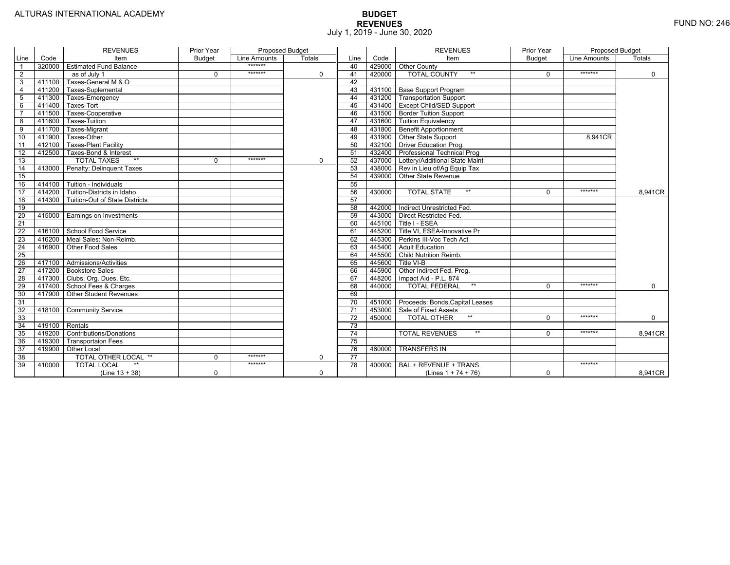ALTURAS INTERNATIONAL ACADEMY

FUND NO: 246

# BUDGET
## REVENUES
July 1, 2019 - June 30, 2020

| Line | Code | REVENUES Item | Prior Year Budget | Proposed Budget Line Amounts | Proposed Budget Totals | Line | Code | REVENUES Item | Prior Year Budget | Proposed Budget Line Amounts | Proposed Budget Totals |
|---|---|---|---|---|---|---|---|---|---|---|---|
| 1 | 320000 | Estimated Fund Balance | | ******* | | 40 | 429000 | Other County | | | |
| 2 | | as of July 1 | 0 | ******* | 0 | 41 | 420000 | TOTAL COUNTY ** | 0 | ******* | 0 |
| 3 | 411100 | Taxes-General M & O | | | | 42 | | | | | |
| 4 | 411200 | Taxes-Suplemental | | | | 43 | 431100 | Base Support Program | | | |
| 5 | 411300 | Taxes-Emergency | | | | 44 | 431200 | Transportation Support | | | |
| 6 | 411400 | Taxes-Tort | | | | 45 | 431400 | Except Child/SED Support | | | |
| 7 | 411500 | Taxes-Cooperative | | | | 46 | 431500 | Border Tuition Support | | | |
| 8 | 411600 | Taxes-Tuition | | | | 47 | 431600 | Tuition Equivalency | | | |
| 9 | 411700 | Taxes-Migrant | | | | 48 | 431800 | Benefit Apportionment | | | |
| 10 | 411900 | Taxes-Other | | | | 49 | 431900 | Other State Support | | 8,941CR | |
| 11 | 412100 | Taxes-Plant Facility | | | | 50 | 432100 | Driver Education Prog. | | | |
| 12 | 412500 | Taxes-Bond & Interest | | | | 51 | 432400 | Professional Technical Prog | | | |
| 13 | | TOTAL TAXES ** | 0 | ******* | 0 | 52 | 437000 | Lottery/Additional State Maint | | | |
| 14 | 413000 | Penalty: Delinquent Taxes | | | | 53 | 438000 | Rev in Lieu of/Ag Equip Tax | | | |
| 15 | | | | | | 54 | 439000 | Other State Revenue | | | |
| 16 | 414100 | Tuition - Individuals | | | | 55 | | | | | |
| 17 | 414200 | Tuition-Districts in Idaho | | | | 56 | 430000 | TOTAL STATE ** | 0 | ******* | 8,941CR |
| 18 | 414300 | Tuition-Out of State Districts | | | | 57 | | | | | |
| 19 | | | | | | 58 | 442000 | Indirect Unrestricted Fed. | | | |
| 20 | 415000 | Earnings on Investments | | | | 59 | 443000 | Direct Restricted Fed. | | | |
| 21 | | | | | | 60 | 445100 | Title I - ESEA | | | |
| 22 | 416100 | School Food Service | | | | 61 | 445200 | Title VI, ESEA-Innovative Pr | | | |
| 23 | 416200 | Meal Sales: Non-Reimb. | | | | 62 | 445300 | Perkins III-Voc Tech Act | | | |
| 24 | 416900 | Other Food Sales | | | | 63 | 445400 | Adult Education | | | |
| 25 | | | | | | 64 | 445500 | Child Nutrition Reimb. | | | |
| 26 | 417100 | Admissions/Activities | | | | 65 | 445600 | Title VI-B | | | |
| 27 | 417200 | Bookstore Sales | | | | 66 | 445900 | Other Indirect Fed. Prog. | | | |
| 28 | 417300 | Clubs, Org. Dues, Etc. | | | | 67 | 448200 | Impact Aid - P.L. 874 | | | |
| 29 | 417400 | School Fees & Charges | | | | 68 | 440000 | TOTAL FEDERAL ** | 0 | ******* | 0 |
| 30 | 417900 | Other Student Revenues | | | | 69 | | | | | |
| 31 | | | | | | 70 | 451000 | Proceeds: Bonds,Capital Leases | | | |
| 32 | 418100 | Community Service | | | | 71 | 453000 | Sale of Fixed Assets | | | |
| 33 | | | | | | 72 | 450000 | TOTAL OTHER ** | 0 | ******* | 0 |
| 34 | 419100 | Rentals | | | | 73 | | | | | |
| 35 | 419200 | Contributions/Donations | | | | 74 | | TOTAL REVENUES ** | 0 | ******* | 8,941CR |
| 36 | 419300 | Transportaion Fees | | | | 75 | | | | | |
| 37 | 419900 | Other Local | | | | 76 | 460000 | TRANSFERS IN | | | |
| 38 | | TOTAL OTHER LOCAL ** | 0 | ******* | 0 | 77 | | | | | |
| 39 | 410000 | TOTAL LOCAL ** (Line 13 + 38) | 0 | ******* | 0 | 78 | 400000 | BAL.+ REVENUE + TRANS. (Lines 1 + 74 + 76) | 0 | ******* | 8,941CR |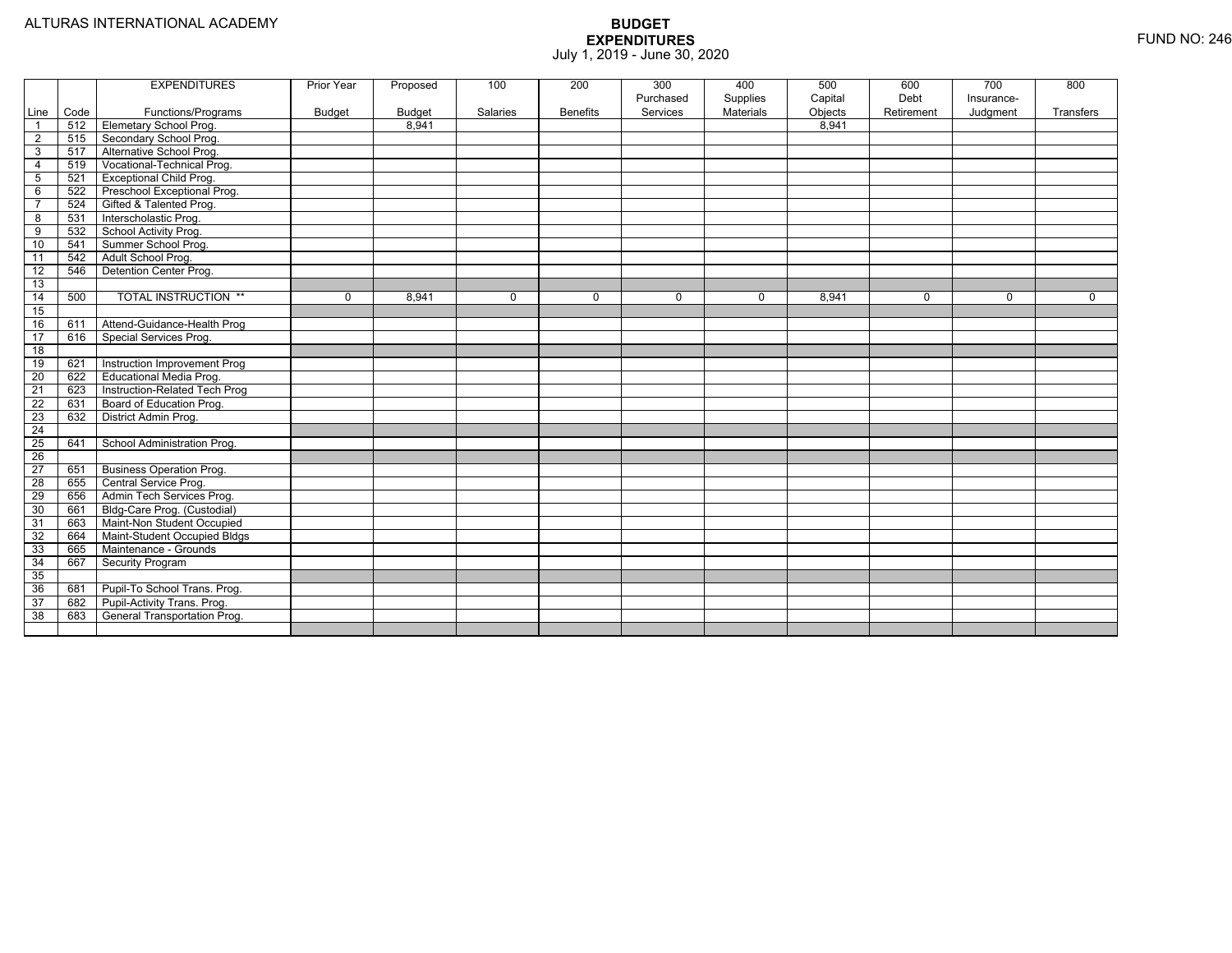ALTURAS INTERNATIONAL ACADEMY

# BUDGET
## EXPENDITURES
July 1, 2019 - June 30, 2020

FUND NO: 246

| Line | Code | EXPENDITURES Functions/Programs | Prior Year Budget | Proposed Budget | 100 Salaries | 200 Benefits | 300 Purchased Services | 400 Supplies Materials | 500 Capital Objects | 600 Debt Retirement | 700 Insurance- Judgment | 800 Transfers |
|---|---|---|---|---|---|---|---|---|---|---|---|---|
| 1 | 512 | Elemetary School Prog. | | 8,941 | | | | | 8,941 | | | |
| 2 | 515 | Secondary School Prog. | | | | | | | | | | |
| 3 | 517 | Alternative School Prog. | | | | | | | | | | |
| 4 | 519 | Vocational-Technical Prog. | | | | | | | | | | |
| 5 | 521 | Exceptional Child Prog. | | | | | | | | | | |
| 6 | 522 | Preschool Exceptional Prog. | | | | | | | | | | |
| 7 | 524 | Gifted & Talented Prog. | | | | | | | | | | |
| 8 | 531 | Interscholastic Prog. | | | | | | | | | | |
| 9 | 532 | School Activity Prog. | | | | | | | | | | |
| 10 | 541 | Summer School Prog. | | | | | | | | | | |
| 11 | 542 | Adult School Prog. | | | | | | | | | | |
| 12 | 546 | Detention Center Prog. | | | | | | | | | | |
| 13 | | | | | | | | | | | | |
| 14 | 500 | TOTAL INSTRUCTION ** | 0 | 8,941 | 0 | 0 | 0 | 0 | 8,941 | 0 | 0 | 0 |
| 15 | | | | | | | | | | | | |
| 16 | 611 | Attend-Guidance-Health Prog | | | | | | | | | | |
| 17 | 616 | Special Services Prog. | | | | | | | | | | |
| 18 | | | | | | | | | | | | |
| 19 | 621 | Instruction Improvement Prog | | | | | | | | | | |
| 20 | 622 | Educational Media Prog. | | | | | | | | | | |
| 21 | 623 | Instruction-Related Tech Prog | | | | | | | | | | |
| 22 | 631 | Board of Education Prog. | | | | | | | | | | |
| 23 | 632 | District Admin Prog. | | | | | | | | | | |
| 24 | | | | | | | | | | | | |
| 25 | 641 | School Administration Prog. | | | | | | | | | | |
| 26 | | | | | | | | | | | | |
| 27 | 651 | Business Operation Prog. | | | | | | | | | | |
| 28 | 655 | Central Service Prog. | | | | | | | | | | |
| 29 | 656 | Admin Tech Services Prog. | | | | | | | | | | |
| 30 | 661 | Bldg-Care Prog. (Custodial) | | | | | | | | | | |
| 31 | 663 | Maint-Non Student Occupied | | | | | | | | | | |
| 32 | 664 | Maint-Student Occupied Bldgs | | | | | | | | | | |
| 33 | 665 | Maintenance - Grounds | | | | | | | | | | |
| 34 | 667 | Security Program | | | | | | | | | | |
| 35 | | | | | | | | | | | | |
| 36 | 681 | Pupil-To School Trans. Prog. | | | | | | | | | | |
| 37 | 682 | Pupil-Activity Trans. Prog. | | | | | | | | | | |
| 38 | 683 | General Transportation Prog. | | | | | | | | | | |
| | | | | | | | | | | | | |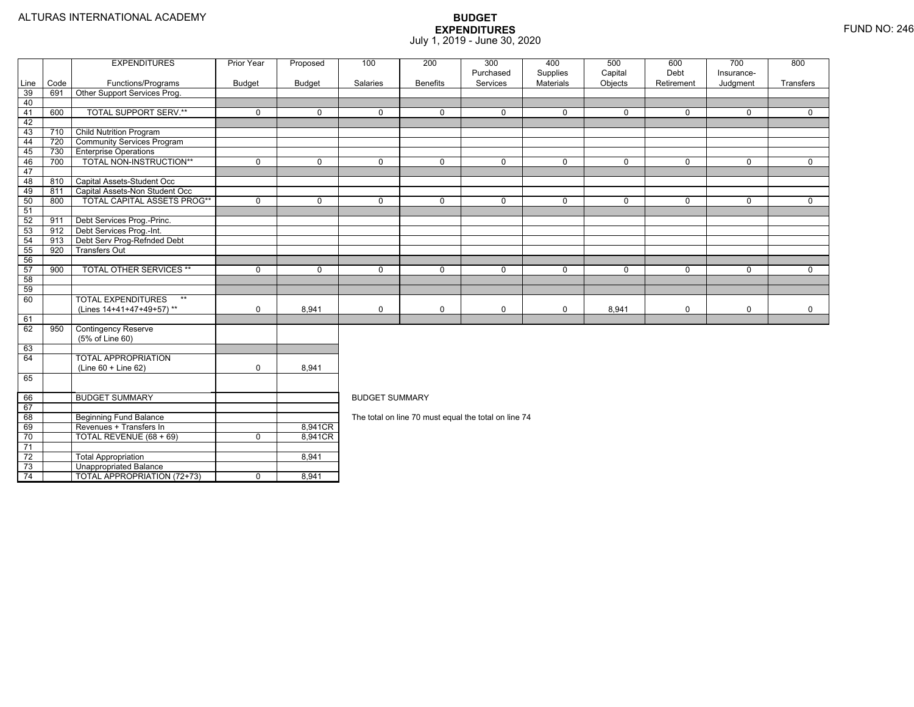ALTURAS INTERNATIONAL ACADEMY

# BUDGET EXPENDITURES

July 1, 2019 - June 30, 2020

FUND NO: 246

| Line | Code | EXPENDITURES Functions/Programs | Prior Year Budget | Proposed Budget | 100 Salaries | 200 Benefits | 300 Purchased Services | 400 Supplies Materials | 500 Capital Objects | 600 Debt Retirement | 700 Insurance-Judgment | 800 Transfers |
|---|---|---|---|---|---|---|---|---|---|---|---|---|
| 39 | 691 | Other Support Services Prog. | | | | | | | | | | |
| 40 | | | | | | | | | | | | |
| 41 | 600 | TOTAL SUPPORT SERV.** | 0 | 0 | 0 | 0 | 0 | 0 | 0 | 0 | 0 | 0 |
| 42 | | | | | | | | | | | | |
| 43 | 710 | Child Nutrition Program | | | | | | | | | | |
| 44 | 720 | Community Services Program | | | | | | | | | | |
| 45 | 730 | Enterprise Operations | | | | | | | | | | |
| 46 | 700 | TOTAL NON-INSTRUCTION** | 0 | 0 | 0 | 0 | 0 | 0 | 0 | 0 | 0 | 0 |
| 47 | | | | | | | | | | | | |
| 48 | 810 | Capital Assets-Student Occ | | | | | | | | | | |
| 49 | 811 | Capital Assets-Non Student Occ | | | | | | | | | | |
| 50 | 800 | TOTAL CAPITAL ASSETS PROG** | 0 | 0 | 0 | 0 | 0 | 0 | 0 | 0 | 0 | 0 |
| 51 | | | | | | | | | | | | |
| 52 | 911 | Debt Services Prog.-Princ. | | | | | | | | | | |
| 53 | 912 | Debt Services Prog.-Int. | | | | | | | | | | |
| 54 | 913 | Debt Serv Prog-Refnded Debt | | | | | | | | | | |
| 55 | 920 | Transfers Out | | | | | | | | | | |
| 56 | | | | | | | | | | | | |
| 57 | 900 | TOTAL OTHER SERVICES ** | 0 | 0 | 0 | 0 | 0 | 0 | 0 | 0 | 0 | 0 |
| 58 | | | | | | | | | | | | |
| 59 | | | | | | | | | | | | |
| 60 | | TOTAL EXPENDITURES ** (Lines 14+41+47+49+57) ** | 0 | 8,941 | 0 | 0 | 0 | 0 | 8,941 | 0 | 0 | 0 |
| 61 | | | | | | | | | | | | |
| 62 | 950 | Contingency Reserve (5% of Line 60) | | | | | | | | | | |
| 63 | | | | | | | | | | | | |
| 64 | | TOTAL APPROPRIATION (Line 60 + Line 62) | 0 | 8,941 | | | | | | | | |
| 65 | | | | | | | | | | | | |
| 66 | | BUDGET SUMMARY | | | | | | | | | | |
| 67 | | | | | | | | | | | | |
| 68 | | Beginning Fund Balance | | | | | | | | | | |
| 69 | | Revenues + Transfers In | | 8,941CR | | | | | | | | |
| 70 | | TOTAL REVENUE (68 + 69) | 0 | 8,941CR | | | | | | | | |
| 71 | | | | | | | | | | | | |
| 72 | | Total Appropriation | | 8,941 | | | | | | | | |
| 73 | | Unappropriated Balance | | | | | | | | | | |
| 74 | | TOTAL APPROPRIATION (72+73) | 0 | 8,941 | | | | | | | | |

BUDGET SUMMARY

The total on line 70 must equal the total on line 74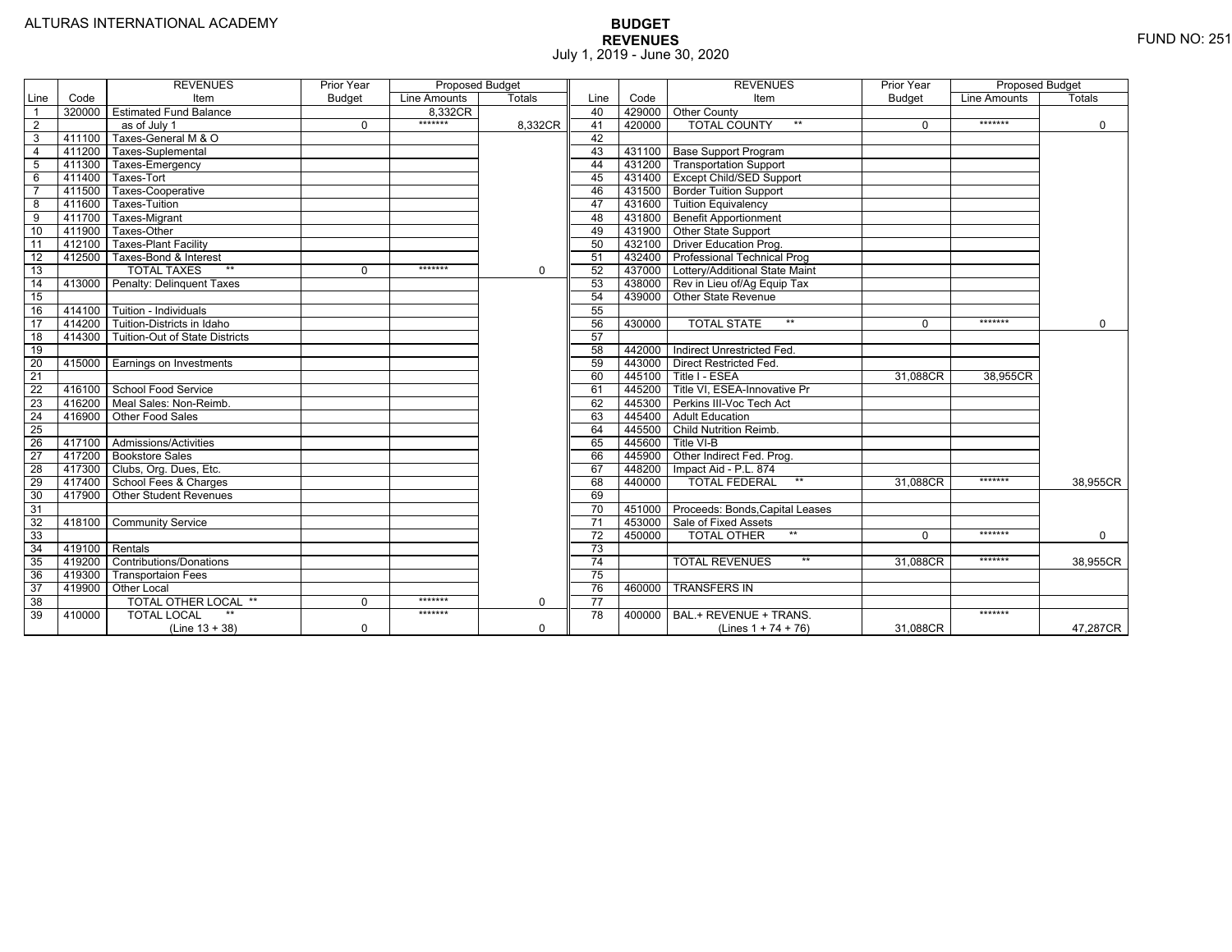ALTURAS INTERNATIONAL ACADEMY

# BUDGET
## REVENUES
July 1, 2019 - June 30, 2020

FUND NO: 251

| Line | Code | REVENUES Item | Prior Year Budget | Proposed Budget Line Amounts | Proposed Budget Totals |
|---|---|---|---|---|---|
| 1 | 320000 | Estimated Fund Balance | | 8,332CR | |
| 2 | | as of July 1 | 0 | ******* | 8,332CR |
| 3 | 411100 | Taxes-General M & O | | | |
| 4 | 411200 | Taxes-Suplemental | | | |
| 5 | 411300 | Taxes-Emergency | | | |
| 6 | 411400 | Taxes-Tort | | | |
| 7 | 411500 | Taxes-Cooperative | | | |
| 8 | 411600 | Taxes-Tuition | | | |
| 9 | 411700 | Taxes-Migrant | | | |
| 10 | 411900 | Taxes-Other | | | |
| 11 | 412100 | Taxes-Plant Facility | | | |
| 12 | 412500 | Taxes-Bond & Interest | | | |
| 13 | | TOTAL TAXES ** | 0 | ******* | 0 |
| 14 | 413000 | Penalty: Delinquent Taxes | | | |
| 15 | | | | | |
| 16 | 414100 | Tuition - Individuals | | | |
| 17 | 414200 | Tuition-Districts in Idaho | | | |
| 18 | 414300 | Tuition-Out of State Districts | | | |
| 19 | | | | | |
| 20 | 415000 | Earnings on Investments | | | |
| 21 | | | | | |
| 22 | 416100 | School Food Service | | | |
| 23 | 416200 | Meal Sales: Non-Reimb. | | | |
| 24 | 416900 | Other Food Sales | | | |
| 25 | | | | | |
| 26 | 417100 | Admissions/Activities | | | |
| 27 | 417200 | Bookstore Sales | | | |
| 28 | 417300 | Clubs, Org. Dues, Etc. | | | |
| 29 | 417400 | School Fees & Charges | | | |
| 30 | 417900 | Other Student Revenues | | | |
| 31 | | | | | |
| 32 | 418100 | Community Service | | | |
| 33 | | | | | |
| 34 | 419100 | Rentals | | | |
| 35 | 419200 | Contributions/Donations | | | |
| 36 | 419300 | Transportaion Fees | | | |
| 37 | 419900 | Other Local | | | |
| 38 | | TOTAL OTHER LOCAL ** | 0 | ******* | 0 |
| 39 | 410000 | TOTAL LOCAL ** (Line 13 + 38) | 0 | ******* | 0 |
| 40 | 429000 | Other County | | | |
| 41 | 420000 | TOTAL COUNTY ** | 0 | ******* | 0 |
| 42 | | | | | |
| 43 | 431100 | Base Support Program | | | |
| 44 | 431200 | Transportation Support | | | |
| 45 | 431400 | Except Child/SED Support | | | |
| 46 | 431500 | Border Tuition Support | | | |
| 47 | 431600 | Tuition Equivalency | | | |
| 48 | 431800 | Benefit Apportionment | | | |
| 49 | 431900 | Other State Support | | | |
| 50 | 432100 | Driver Education Prog. | | | |
| 51 | 432400 | Professional Technical Prog | | | |
| 52 | 437000 | Lottery/Additional State Maint | | | |
| 53 | 438000 | Rev in Lieu of/Ag Equip Tax | | | |
| 54 | 439000 | Other State Revenue | | | |
| 55 | | | | | |
| 56 | 430000 | TOTAL STATE ** | 0 | ******* | 0 |
| 57 | | | | | |
| 58 | 442000 | Indirect Unrestricted Fed. | | | |
| 59 | 443000 | Direct Restricted Fed. | | | |
| 60 | 445100 | Title I - ESEA | 31,088CR | 38,955CR | |
| 61 | 445200 | Title VI, ESEA-Innovative Pr | | | |
| 62 | 445300 | Perkins III-Voc Tech Act | | | |
| 63 | 445400 | Adult Education | | | |
| 64 | 445500 | Child Nutrition Reimb. | | | |
| 65 | 445600 | Title VI-B | | | |
| 66 | 445900 | Other Indirect Fed. Prog. | | | |
| 67 | 448200 | Impact Aid - P.L. 874 | | | |
| 68 | 440000 | TOTAL FEDERAL ** | 31,088CR | ******* | 38,955CR |
| 69 | | | | | |
| 70 | 451000 | Proceeds: Bonds,Capital Leases | | | |
| 71 | 453000 | Sale of Fixed Assets | | | |
| 72 | 450000 | TOTAL OTHER ** | 0 | ******* | 0 |
| 73 | | | | | |
| 74 | | TOTAL REVENUES ** | 31,088CR | ******* | 38,955CR |
| 75 | | | | | |
| 76 | 460000 | TRANSFERS IN | | | |
| 77 | | | | | |
| 78 | 400000 | BAL.+ REVENUE + TRANS. (Lines 1 + 74 + 76) | 31,088CR | ******* | 47,287CR |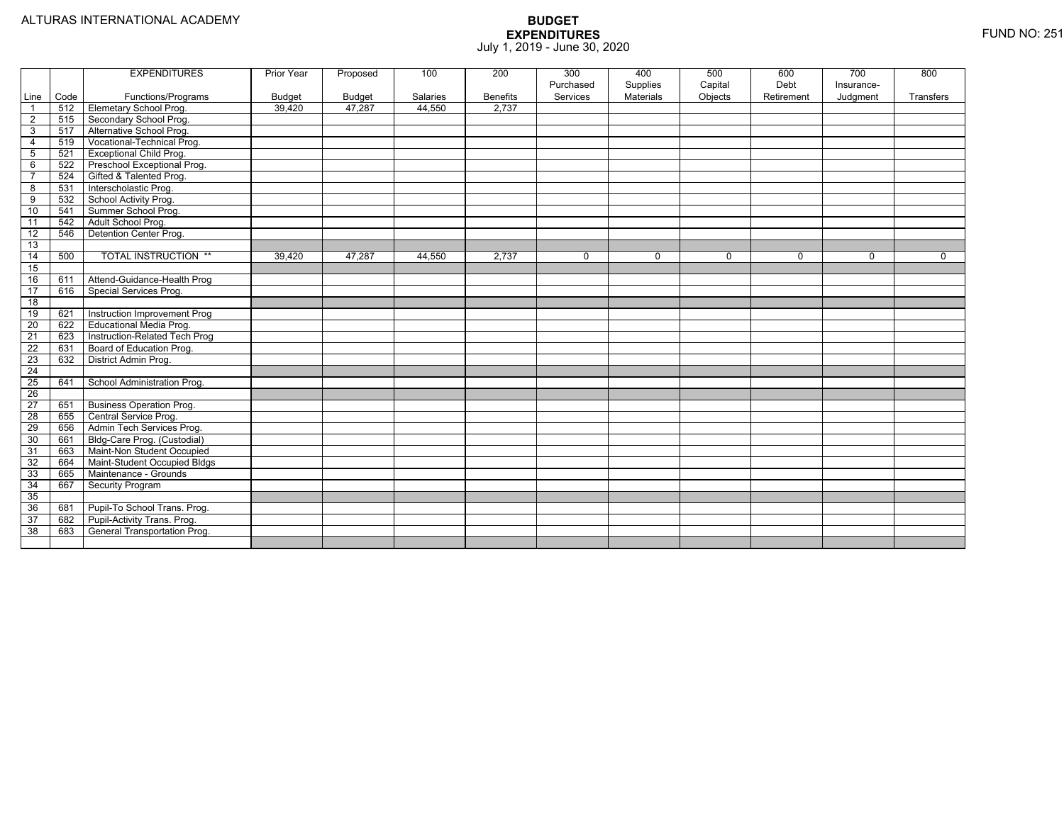ALTURAS INTERNATIONAL ACADEMY

# BUDGET EXPENDITURES

July 1, 2019 - June 30, 2020

FUND NO: 251

| Line | Code | EXPENDITURES Functions/Programs | Prior Year Budget | Proposed Budget | 100 Salaries | 200 Benefits | 300 Purchased Services | 400 Supplies Materials | 500 Capital Objects | 600 Debt Retirement | 700 Insurance-Judgment | 800 Transfers |
|---|---|---|---|---|---|---|---|---|---|---|---|---|
| 1 | 512 | Elemetary School Prog. | 39,420 | 47,287 | 44,550 | 2,737 | | | | | | |
| 2 | 515 | Secondary School Prog. | | | | | | | | | | |
| 3 | 517 | Alternative School Prog. | | | | | | | | | | |
| 4 | 519 | Vocational-Technical Prog. | | | | | | | | | | |
| 5 | 521 | Exceptional Child Prog. | | | | | | | | | | |
| 6 | 522 | Preschool Exceptional Prog. | | | | | | | | | | |
| 7 | 524 | Gifted & Talented Prog. | | | | | | | | | | |
| 8 | 531 | Interscholastic Prog. | | | | | | | | | | |
| 9 | 532 | School Activity Prog. | | | | | | | | | | |
| 10 | 541 | Summer School Prog. | | | | | | | | | | |
| 11 | 542 | Adult School Prog. | | | | | | | | | | |
| 12 | 546 | Detention Center Prog. | | | | | | | | | | |
| 13 | | | | | | | | | | | | |
| 14 | 500 | TOTAL INSTRUCTION ** | 39,420 | 47,287 | 44,550 | 2,737 | 0 | 0 | 0 | 0 | 0 | 0 |
| 15 | | | | | | | | | | | | |
| 16 | 611 | Attend-Guidance-Health Prog | | | | | | | | | | |
| 17 | 616 | Special Services Prog. | | | | | | | | | | |
| 18 | | | | | | | | | | | | |
| 19 | 621 | Instruction Improvement Prog | | | | | | | | | | |
| 20 | 622 | Educational Media Prog. | | | | | | | | | | |
| 21 | 623 | Instruction-Related Tech Prog | | | | | | | | | | |
| 22 | 631 | Board of Education Prog. | | | | | | | | | | |
| 23 | 632 | District Admin Prog. | | | | | | | | | | |
| 24 | | | | | | | | | | | | |
| 25 | 641 | School Administration Prog. | | | | | | | | | | |
| 26 | | | | | | | | | | | | |
| 27 | 651 | Business Operation Prog. | | | | | | | | | | |
| 28 | 655 | Central Service Prog. | | | | | | | | | | |
| 29 | 656 | Admin Tech Services Prog. | | | | | | | | | | |
| 30 | 661 | Bldg-Care Prog. (Custodial) | | | | | | | | | | |
| 31 | 663 | Maint-Non Student Occupied | | | | | | | | | | |
| 32 | 664 | Maint-Student Occupied Bldgs | | | | | | | | | | |
| 33 | 665 | Maintenance - Grounds | | | | | | | | | | |
| 34 | 667 | Security Program | | | | | | | | | | |
| 35 | | | | | | | | | | | | |
| 36 | 681 | Pupil-To School Trans. Prog. | | | | | | | | | | |
| 37 | 682 | Pupil-Activity Trans. Prog. | | | | | | | | | | |
| 38 | 683 | General Transportation Prog. | | | | | | | | | | |
| | | | | | | | | | | | | |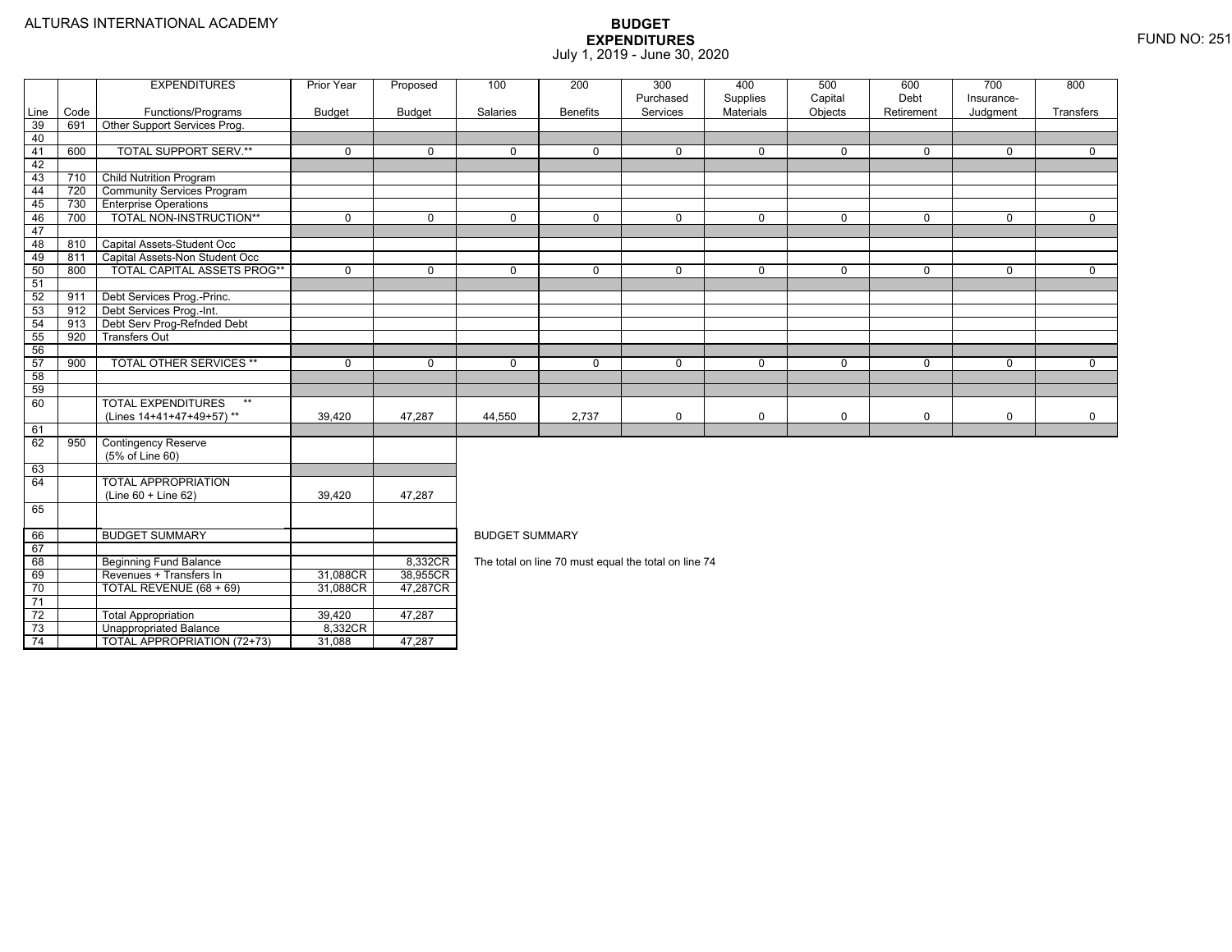ALTURAS INTERNATIONAL ACADEMY

# BUDGET EXPENDITURES

July 1, 2019 - June 30, 2020

FUND NO: 251

| Line | Code | EXPENDITURES Functions/Programs | Prior Year Budget | Proposed Budget | 100 Salaries | 200 Benefits | 300 Purchased Services | 400 Supplies Materials | 500 Capital Objects | 600 Debt Retirement | 700 Insurance-Judgment | 800 Transfers |
|---|---|---|---|---|---|---|---|---|---|---|---|---|
| 39 | 691 | Other Support Services Prog. | | | | | | | | | | |
| 40 | | | | | | | | | | | | |
| 41 | 600 | TOTAL SUPPORT SERV.** | 0 | 0 | 0 | 0 | 0 | 0 | 0 | 0 | 0 | 0 |
| 42 | | | | | | | | | | | | |
| 43 | 710 | Child Nutrition Program | | | | | | | | | | |
| 44 | 720 | Community Services Program | | | | | | | | | | |
| 45 | 730 | Enterprise Operations | | | | | | | | | | |
| 46 | 700 | TOTAL NON-INSTRUCTION** | 0 | 0 | 0 | 0 | 0 | 0 | 0 | 0 | 0 | 0 |
| 47 | | | | | | | | | | | | |
| 48 | 810 | Capital Assets-Student Occ | | | | | | | | | | |
| 49 | 811 | Capital Assets-Non Student Occ | | | | | | | | | | |
| 50 | 800 | TOTAL CAPITAL ASSETS PROG** | 0 | 0 | 0 | 0 | 0 | 0 | 0 | 0 | 0 | 0 |
| 51 | | | | | | | | | | | | |
| 52 | 911 | Debt Services Prog.-Princ. | | | | | | | | | | |
| 53 | 912 | Debt Services Prog.-Int. | | | | | | | | | | |
| 54 | 913 | Debt Serv Prog-Refnded Debt | | | | | | | | | | |
| 55 | 920 | Transfers Out | | | | | | | | | | |
| 56 | | | | | | | | | | | | |
| 57 | 900 | TOTAL OTHER SERVICES ** | 0 | 0 | 0 | 0 | 0 | 0 | 0 | 0 | 0 | 0 |
| 58 | | | | | | | | | | | | |
| 59 | | | | | | | | | | | | |
| 60 | | TOTAL EXPENDITURES ** (Lines 14+41+47+49+57) ** | 39,420 | 47,287 | 44,550 | 2,737 | 0 | 0 | 0 | 0 | 0 | 0 |
| 61 | | | | | | | | | | | | |
| 62 | 950 | Contingency Reserve (5% of Line 60) | | | | | | | | | | |
| 63 | | | | | | | | | | | | |
| 64 | | TOTAL APPROPRIATION (Line 60 + Line 62) | 39,420 | 47,287 | | | | | | | | |
| 65 | | | | | | | | | | | | |

| Line | Code | BUDGET SUMMARY | Prior Year Budget | Proposed Budget |
|---|---|---|---|---|
| 66 | | BUDGET SUMMARY | | |
| 67 | | | | |
| 68 | | Beginning Fund Balance | | 8,332CR |
| 69 | | Revenues + Transfers In | 31,088CR | 38,955CR |
| 70 | | TOTAL REVENUE (68 + 69) | 31,088CR | 47,287CR |
| 71 | | | | |
| 72 | | Total Appropriation | 39,420 | 47,287 |
| 73 | | Unappropriated Balance | 8,332CR | |
| 74 | | TOTAL APPROPRIATION (72+73) | 31,088 | 47,287 |

BUDGET SUMMARY

The total on line 70 must equal the total on line 74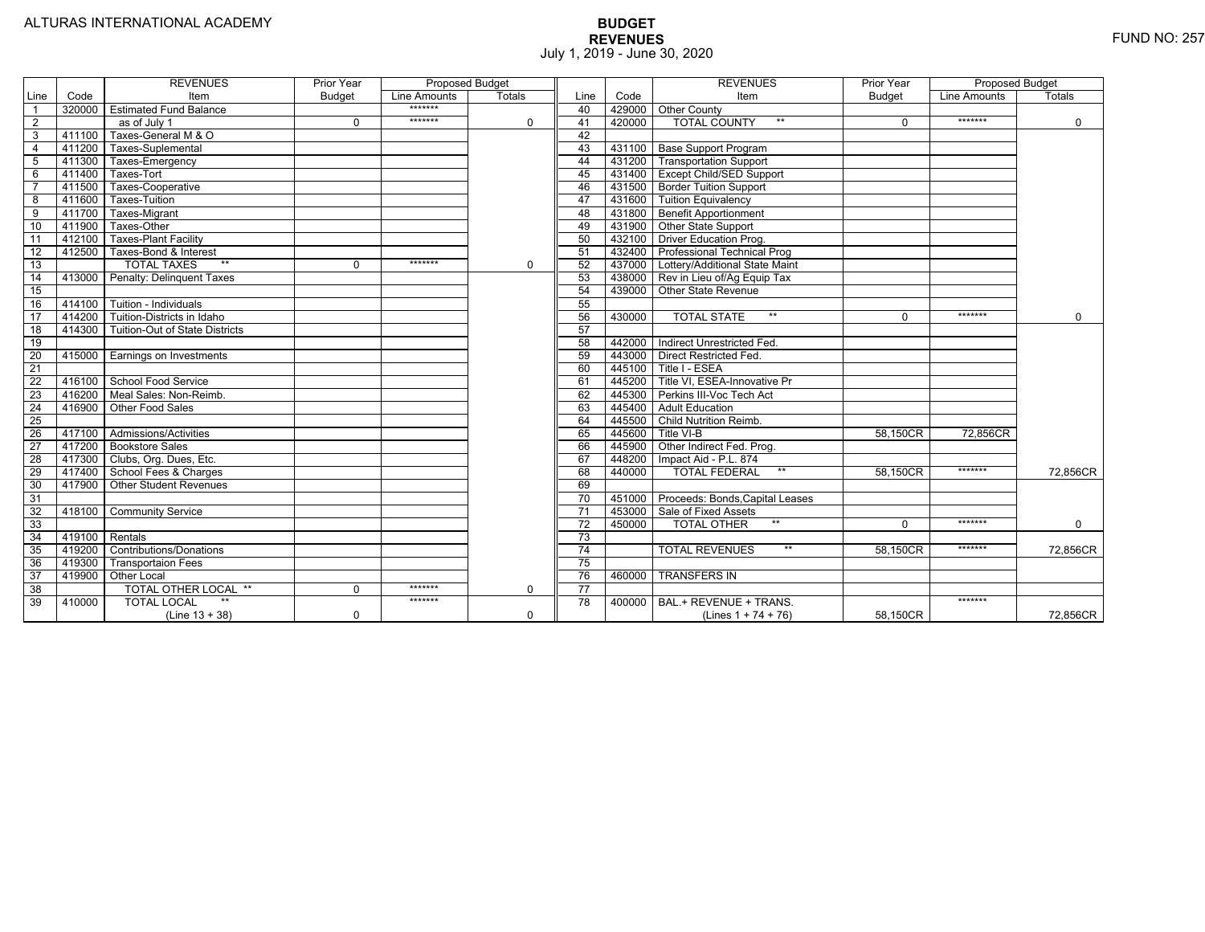ALTURAS INTERNATIONAL ACADEMY

FUND NO: 257

# BUDGET
## REVENUES
July 1, 2019 - June 30, 2020

| Line | Code | REVENUES Item | Prior Year Budget | Proposed Budget Line Amounts | Proposed Budget Totals |
|---|---|---|---|---|---|
| 1 | 320000 | Estimated Fund Balance | | ******* | |
| 2 | | as of July 1 | 0 | ******* | 0 |
| 3 | 411100 | Taxes-General M & O | | | |
| 4 | 411200 | Taxes-Suplemental | | | |
| 5 | 411300 | Taxes-Emergency | | | |
| 6 | 411400 | Taxes-Tort | | | |
| 7 | 411500 | Taxes-Cooperative | | | |
| 8 | 411600 | Taxes-Tuition | | | |
| 9 | 411700 | Taxes-Migrant | | | |
| 10 | 411900 | Taxes-Other | | | |
| 11 | 412100 | Taxes-Plant Facility | | | |
| 12 | 412500 | Taxes-Bond & Interest | | | |
| 13 | | TOTAL TAXES ** | 0 | ******* | 0 |
| 14 | 413000 | Penalty: Delinquent Taxes | | | |
| 15 | | | | | |
| 16 | 414100 | Tuition - Individuals | | | |
| 17 | 414200 | Tuition-Districts in Idaho | | | |
| 18 | 414300 | Tuition-Out of State Districts | | | |
| 19 | | | | | |
| 20 | 415000 | Earnings on Investments | | | |
| 21 | | | | | |
| 22 | 416100 | School Food Service | | | |
| 23 | 416200 | Meal Sales: Non-Reimb. | | | |
| 24 | 416900 | Other Food Sales | | | |
| 25 | | | | | |
| 26 | 417100 | Admissions/Activities | | | |
| 27 | 417200 | Bookstore Sales | | | |
| 28 | 417300 | Clubs, Org. Dues, Etc. | | | |
| 29 | 417400 | School Fees & Charges | | | |
| 30 | 417900 | Other Student Revenues | | | |
| 31 | | | | | |
| 32 | 418100 | Community Service | | | |
| 33 | | | | | |
| 34 | 419100 | Rentals | | | |
| 35 | 419200 | Contributions/Donations | | | |
| 36 | 419300 | Transportaion Fees | | | |
| 37 | 419900 | Other Local | | | |
| 38 | | TOTAL OTHER LOCAL ** | 0 | ******* | 0 |
| 39 | 410000 | TOTAL LOCAL ** (Line 13 + 38) | 0 | ******* | 0 |
| 40 | 429000 | Other County | | | |
| 41 | 420000 | TOTAL COUNTY ** | 0 | ******* | 0 |
| 42 | | | | | |
| 43 | 431100 | Base Support Program | | | |
| 44 | 431200 | Transportation Support | | | |
| 45 | 431400 | Except Child/SED Support | | | |
| 46 | 431500 | Border Tuition Support | | | |
| 47 | 431600 | Tuition Equivalency | | | |
| 48 | 431800 | Benefit Apportionment | | | |
| 49 | 431900 | Other State Support | | | |
| 50 | 432100 | Driver Education Prog. | | | |
| 51 | 432400 | Professional Technical Prog | | | |
| 52 | 437000 | Lottery/Additional State Maint | | | |
| 53 | 438000 | Rev in Lieu of/Ag Equip Tax | | | |
| 54 | 439000 | Other State Revenue | | | |
| 55 | | | | | |
| 56 | 430000 | TOTAL STATE ** | 0 | ******* | 0 |
| 57 | | | | | |
| 58 | 442000 | Indirect Unrestricted Fed. | | | |
| 59 | 443000 | Direct Restricted Fed. | | | |
| 60 | 445100 | Title I - ESEA | | | |
| 61 | 445200 | Title VI, ESEA-Innovative Pr | | | |
| 62 | 445300 | Perkins III-Voc Tech Act | | | |
| 63 | 445400 | Adult Education | | | |
| 64 | 445500 | Child Nutrition Reimb. | | | |
| 65 | 445600 | Title VI-B | 58,150CR | 72,856CR | |
| 66 | 445900 | Other Indirect Fed. Prog. | | | |
| 67 | 448200 | Impact Aid - P.L. 874 | | | |
| 68 | 440000 | TOTAL FEDERAL ** | 58,150CR | ******* | 72,856CR |
| 69 | | | | | |
| 70 | 451000 | Proceeds: Bonds,Capital Leases | | | |
| 71 | 453000 | Sale of Fixed Assets | | | |
| 72 | 450000 | TOTAL OTHER ** | 0 | ******* | 0 |
| 73 | | | | | |
| 74 | | TOTAL REVENUES ** | 58,150CR | ******* | 72,856CR |
| 75 | | | | | |
| 76 | 460000 | TRANSFERS IN | | | |
| 77 | | | | | |
| 78 | 400000 | BAL.+ REVENUE + TRANS. (Lines 1 + 74 + 76) | 58,150CR | ******* | 72,856CR |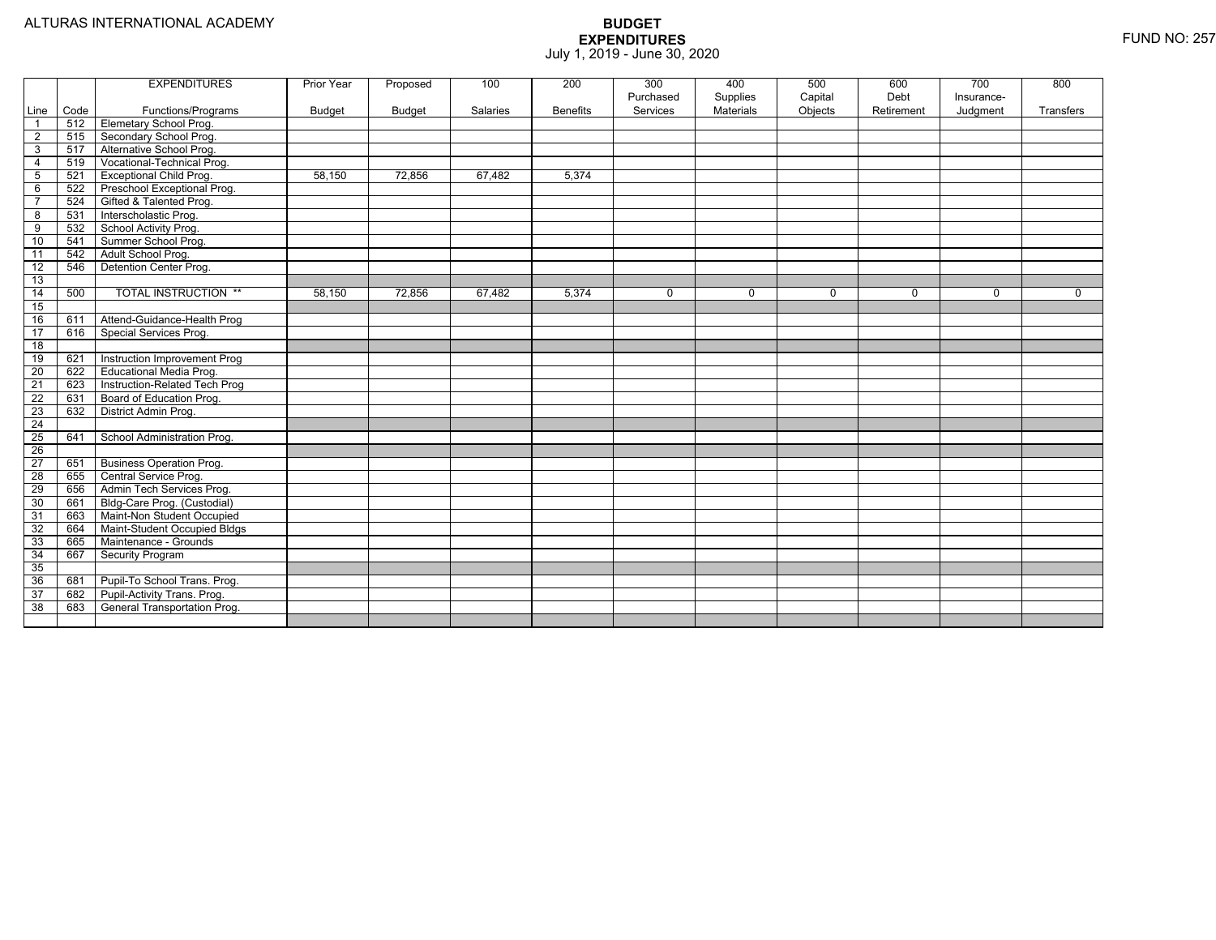ALTURAS INTERNATIONAL ACADEMY

# BUDGET
## EXPENDITURES
July 1, 2019 - June 30, 2020

FUND NO: 257

| Line | Code | EXPENDITURES Functions/Programs | Prior Year Budget | Proposed Budget | 100 Salaries | 200 Benefits | 300 Purchased Services | 400 Supplies Materials | 500 Capital Objects | 600 Debt Retirement | 700 Insurance-Judgment | 800 Transfers |
|---|---|---|---|---|---|---|---|---|---|---|---|---|
| 1 | 512 | Elemetary School Prog. | | | | | | | | | | |
| 2 | 515 | Secondary School Prog. | | | | | | | | | | |
| 3 | 517 | Alternative School Prog. | | | | | | | | | | |
| 4 | 519 | Vocational-Technical Prog. | | | | | | | | | | |
| 5 | 521 | Exceptional Child Prog. | 58,150 | 72,856 | 67,482 | 5,374 | | | | | | |
| 6 | 522 | Preschool Exceptional Prog. | | | | | | | | | | |
| 7 | 524 | Gifted & Talented Prog. | | | | | | | | | | |
| 8 | 531 | Interscholastic Prog. | | | | | | | | | | |
| 9 | 532 | School Activity Prog. | | | | | | | | | | |
| 10 | 541 | Summer School Prog. | | | | | | | | | | |
| 11 | 542 | Adult School Prog. | | | | | | | | | | |
| 12 | 546 | Detention Center Prog. | | | | | | | | | | |
| 13 | | | | | | | | | | | | |
| 14 | 500 | TOTAL INSTRUCTION ** | 58,150 | 72,856 | 67,482 | 5,374 | 0 | 0 | 0 | 0 | 0 | 0 |
| 15 | | | | | | | | | | | | |
| 16 | 611 | Attend-Guidance-Health Prog | | | | | | | | | | |
| 17 | 616 | Special Services Prog. | | | | | | | | | | |
| 18 | | | | | | | | | | | | |
| 19 | 621 | Instruction Improvement Prog | | | | | | | | | | |
| 20 | 622 | Educational Media Prog. | | | | | | | | | | |
| 21 | 623 | Instruction-Related Tech Prog | | | | | | | | | | |
| 22 | 631 | Board of Education Prog. | | | | | | | | | | |
| 23 | 632 | District Admin Prog. | | | | | | | | | | |
| 24 | | | | | | | | | | | | |
| 25 | 641 | School Administration Prog. | | | | | | | | | | |
| 26 | | | | | | | | | | | | |
| 27 | 651 | Business Operation Prog. | | | | | | | | | | |
| 28 | 655 | Central Service Prog. | | | | | | | | | | |
| 29 | 656 | Admin Tech Services Prog. | | | | | | | | | | |
| 30 | 661 | Bldg-Care Prog. (Custodial) | | | | | | | | | | |
| 31 | 663 | Maint-Non Student Occupied | | | | | | | | | | |
| 32 | 664 | Maint-Student Occupied Bldgs | | | | | | | | | | |
| 33 | 665 | Maintenance - Grounds | | | | | | | | | | |
| 34 | 667 | Security Program | | | | | | | | | | |
| 35 | | | | | | | | | | | | |
| 36 | 681 | Pupil-To School Trans. Prog. | | | | | | | | | | |
| 37 | 682 | Pupil-Activity Trans. Prog. | | | | | | | | | | |
| 38 | 683 | General Transportation Prog. | | | | | | | | | | |
| | | | | | | | | | | | | |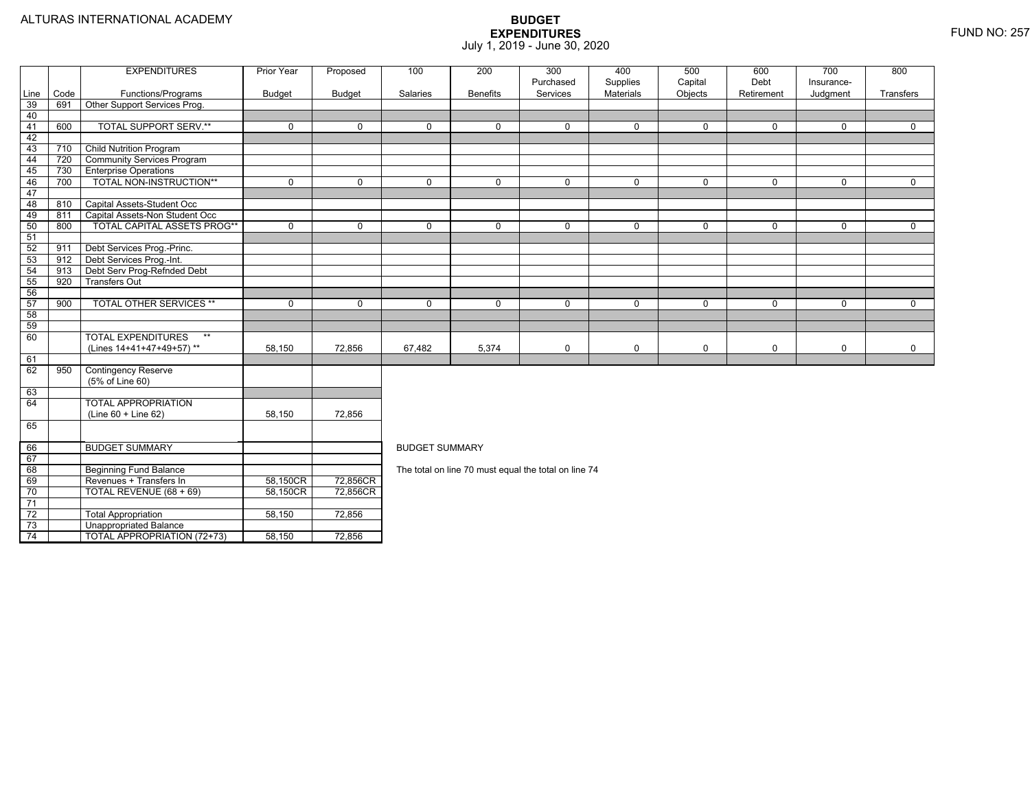ALTURAS INTERNATIONAL ACADEMY

# BUDGET EXPENDITURES

July 1, 2019 - June 30, 2020

FUND NO: 257

| Line | Code | EXPENDITURES Functions/Programs | Prior Year Budget | Proposed Budget | 100 Salaries | 200 Benefits | 300 Purchased Services | 400 Supplies Materials | 500 Capital Objects | 600 Debt Retirement | 700 Insurance-Judgment | 800 Transfers |
|---|---|---|---|---|---|---|---|---|---|---|---|---|
| 39 | 691 | Other Support Services Prog. | | | | | | | | | | |
| 40 | | | | | | | | | | | | |
| 41 | 600 | TOTAL SUPPORT SERV.** | 0 | 0 | 0 | 0 | 0 | 0 | 0 | 0 | 0 | 0 |
| 42 | | | | | | | | | | | | |
| 43 | 710 | Child Nutrition Program | | | | | | | | | | |
| 44 | 720 | Community Services Program | | | | | | | | | | |
| 45 | 730 | Enterprise Operations | | | | | | | | | | |
| 46 | 700 | TOTAL NON-INSTRUCTION** | 0 | 0 | 0 | 0 | 0 | 0 | 0 | 0 | 0 | 0 |
| 47 | | | | | | | | | | | | |
| 48 | 810 | Capital Assets-Student Occ | | | | | | | | | | |
| 49 | 811 | Capital Assets-Non Student Occ | | | | | | | | | | |
| 50 | 800 | TOTAL CAPITAL ASSETS PROG** | 0 | 0 | 0 | 0 | 0 | 0 | 0 | 0 | 0 | 0 |
| 51 | | | | | | | | | | | | |
| 52 | 911 | Debt Services Prog.-Princ. | | | | | | | | | | |
| 53 | 912 | Debt Services Prog.-Int. | | | | | | | | | | |
| 54 | 913 | Debt Serv Prog-Refnded Debt | | | | | | | | | | |
| 55 | 920 | Transfers Out | | | | | | | | | | |
| 56 | | | | | | | | | | | | |
| 57 | 900 | TOTAL OTHER SERVICES ** | 0 | 0 | 0 | 0 | 0 | 0 | 0 | 0 | 0 | 0 |
| 58 | | | | | | | | | | | | |
| 59 | | | | | | | | | | | | |
| 60 | | TOTAL EXPENDITURES ** (Lines 14+41+47+49+57) ** | 58,150 | 72,856 | 67,482 | 5,374 | 0 | 0 | 0 | 0 | 0 | 0 |
| 61 | | | | | | | | | | | | |
| 62 | 950 | Contingency Reserve (5% of Line 60) | | | | | | | | | | |
| 63 | | | | | | | | | | | | |
| 64 | | TOTAL APPROPRIATION (Line 60 + Line 62) | 58,150 | 72,856 | | | | | | | | |
| 65 | | | | | | | | | | | | |

| Line | Code | BUDGET SUMMARY | Prior Year Budget | Proposed Budget |
|---|---|---|---|---|
| 66 | | BUDGET SUMMARY | | |
| 67 | | | | |
| 68 | | Beginning Fund Balance | | |
| 69 | | Revenues + Transfers In | 58,150CR | 72,856CR |
| 70 | | TOTAL REVENUE (68 + 69) | 58,150CR | 72,856CR |
| 71 | | | | |
| 72 | | Total Appropriation | 58,150 | 72,856 |
| 73 | | Unappropriated Balance | | |
| 74 | | TOTAL APPROPRIATION (72+73) | 58,150 | 72,856 |

BUDGET SUMMARY

The total on line 70 must equal the total on line 74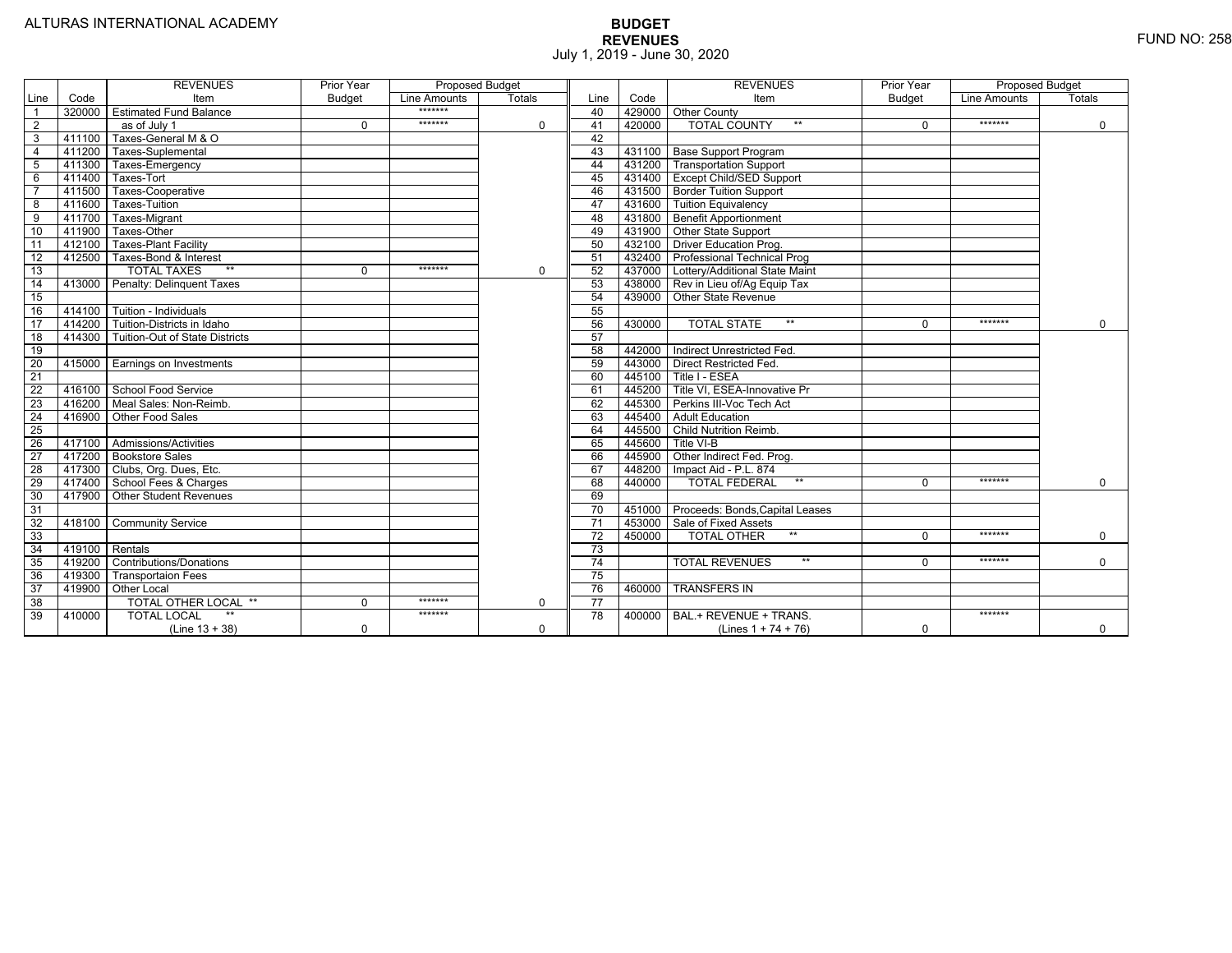ALTURAS INTERNATIONAL ACADEMY

FUND NO: 258

# BUDGET
## REVENUES
July 1, 2019 - June 30, 2020

| Line | Code | REVENUES Item | Prior Year Budget | Proposed Budget Line Amounts | Proposed Budget Totals |
|---|---|---|---|---|---|
| 1 | 320000 | Estimated Fund Balance | | ******* | |
| 2 | | as of July 1 | 0 | ******* | 0 |
| 3 | 411100 | Taxes-General M & O | | | |
| 4 | 411200 | Taxes-Suplemental | | | |
| 5 | 411300 | Taxes-Emergency | | | |
| 6 | 411400 | Taxes-Tort | | | |
| 7 | 411500 | Taxes-Cooperative | | | |
| 8 | 411600 | Taxes-Tuition | | | |
| 9 | 411700 | Taxes-Migrant | | | |
| 10 | 411900 | Taxes-Other | | | |
| 11 | 412100 | Taxes-Plant Facility | | | |
| 12 | 412500 | Taxes-Bond & Interest | | | |
| 13 | | TOTAL TAXES ** | 0 | ******* | 0 |
| 14 | 413000 | Penalty: Delinquent Taxes | | | |
| 15 | | | | | |
| 16 | 414100 | Tuition - Individuals | | | |
| 17 | 414200 | Tuition-Districts in Idaho | | | |
| 18 | 414300 | Tuition-Out of State Districts | | | |
| 19 | | | | | |
| 20 | 415000 | Earnings on Investments | | | |
| 21 | | | | | |
| 22 | 416100 | School Food Service | | | |
| 23 | 416200 | Meal Sales: Non-Reimb. | | | |
| 24 | 416900 | Other Food Sales | | | |
| 25 | | | | | |
| 26 | 417100 | Admissions/Activities | | | |
| 27 | 417200 | Bookstore Sales | | | |
| 28 | 417300 | Clubs, Org. Dues, Etc. | | | |
| 29 | 417400 | School Fees & Charges | | | |
| 30 | 417900 | Other Student Revenues | | | |
| 31 | | | | | |
| 32 | 418100 | Community Service | | | |
| 33 | | | | | |
| 34 | 419100 | Rentals | | | |
| 35 | 419200 | Contributions/Donations | | | |
| 36 | 419300 | Transportaion Fees | | | |
| 37 | 419900 | Other Local | | | |
| 38 | | TOTAL OTHER LOCAL ** | 0 | ******* | 0 |
| 39 | 410000 | TOTAL LOCAL ** (Line 13 + 38) | 0 | ******* | 0 |
| 40 | 429000 | Other County | | | |
| 41 | 420000 | TOTAL COUNTY ** | 0 | ******* | 0 |
| 42 | | | | | |
| 43 | 431100 | Base Support Program | | | |
| 44 | 431200 | Transportation Support | | | |
| 45 | 431400 | Except Child/SED Support | | | |
| 46 | 431500 | Border Tuition Support | | | |
| 47 | 431600 | Tuition Equivalency | | | |
| 48 | 431800 | Benefit Apportionment | | | |
| 49 | 431900 | Other State Support | | | |
| 50 | 432100 | Driver Education Prog. | | | |
| 51 | 432400 | Professional Technical Prog | | | |
| 52 | 437000 | Lottery/Additional State Maint | | | |
| 53 | 438000 | Rev in Lieu of/Ag Equip Tax | | | |
| 54 | 439000 | Other State Revenue | | | |
| 55 | | | | | |
| 56 | 430000 | TOTAL STATE ** | 0 | ******* | 0 |
| 57 | | | | | |
| 58 | 442000 | Indirect Unrestricted Fed. | | | |
| 59 | 443000 | Direct Restricted Fed. | | | |
| 60 | 445100 | Title I - ESEA | | | |
| 61 | 445200 | Title VI, ESEA-Innovative Pr | | | |
| 62 | 445300 | Perkins III-Voc Tech Act | | | |
| 63 | 445400 | Adult Education | | | |
| 64 | 445500 | Child Nutrition Reimb. | | | |
| 65 | 445600 | Title VI-B | | | |
| 66 | 445900 | Other Indirect Fed. Prog. | | | |
| 67 | 448200 | Impact Aid - P.L. 874 | | | |
| 68 | 440000 | TOTAL FEDERAL ** | 0 | ******* | 0 |
| 69 | | | | | |
| 70 | 451000 | Proceeds: Bonds,Capital Leases | | | |
| 71 | 453000 | Sale of Fixed Assets | | | |
| 72 | 450000 | TOTAL OTHER ** | 0 | ******* | 0 |
| 73 | | | | | |
| 74 | | TOTAL REVENUES ** | 0 | ******* | 0 |
| 75 | | | | | |
| 76 | 460000 | TRANSFERS IN | | | |
| 77 | | | | | |
| 78 | 400000 | BAL.+ REVENUE + TRANS. (Lines 1 + 74 + 76) | 0 | ******* | 0 |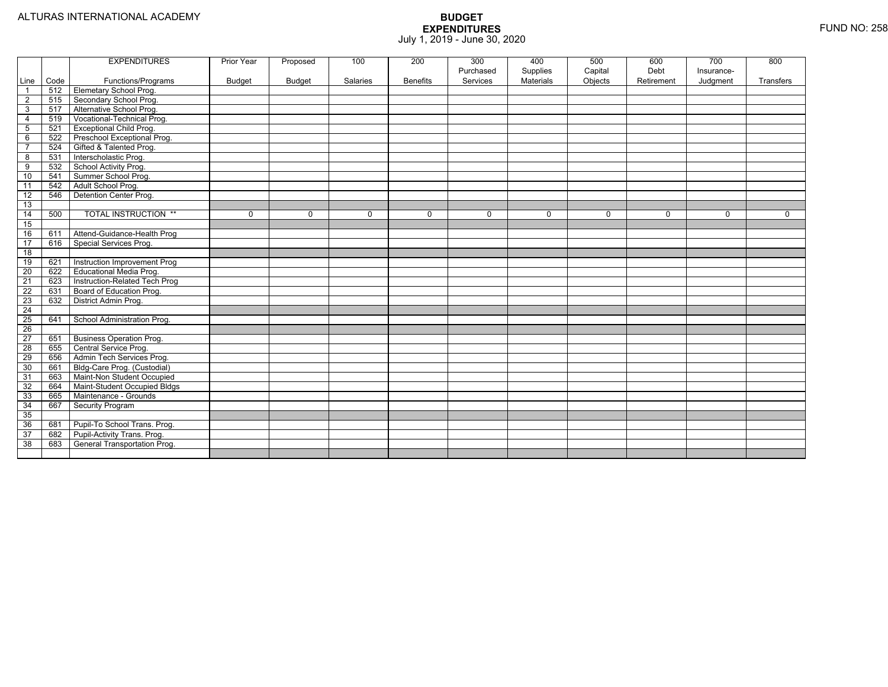ALTURAS INTERNATIONAL ACADEMY

FUND NO: 258

# BUDGET EXPENDITURES

July 1, 2019 - June 30, 2020

| Line | Code | EXPENDITURES Functions/Programs | Prior Year Budget | Proposed Budget | 100 Salaries | 200 Benefits | 300 Purchased Services | 400 Supplies Materials | 500 Capital Objects | 600 Debt Retirement | 700 Insurance-Judgment | 800 Transfers |
|---|---|---|---|---|---|---|---|---|---|---|---|---|
| 1 | 512 | Elemetary School Prog. | | | | | | | | | | |
| 2 | 515 | Secondary School Prog. | | | | | | | | | | |
| 3 | 517 | Alternative School Prog. | | | | | | | | | | |
| 4 | 519 | Vocational-Technical Prog. | | | | | | | | | | |
| 5 | 521 | Exceptional Child Prog. | | | | | | | | | | |
| 6 | 522 | Preschool Exceptional Prog. | | | | | | | | | | |
| 7 | 524 | Gifted & Talented Prog. | | | | | | | | | | |
| 8 | 531 | Interscholastic Prog. | | | | | | | | | | |
| 9 | 532 | School Activity Prog. | | | | | | | | | | |
| 10 | 541 | Summer School Prog. | | | | | | | | | | |
| 11 | 542 | Adult School Prog. | | | | | | | | | | |
| 12 | 546 | Detention Center Prog. | | | | | | | | | | |
| 13 | | | | | | | | | | | | |
| 14 | 500 | TOTAL INSTRUCTION ** | 0 | 0 | 0 | 0 | 0 | 0 | 0 | 0 | 0 | 0 |
| 15 | | | | | | | | | | | | |
| 16 | 611 | Attend-Guidance-Health Prog | | | | | | | | | | |
| 17 | 616 | Special Services Prog. | | | | | | | | | | |
| 18 | | | | | | | | | | | | |
| 19 | 621 | Instruction Improvement Prog | | | | | | | | | | |
| 20 | 622 | Educational Media Prog. | | | | | | | | | | |
| 21 | 623 | Instruction-Related Tech Prog | | | | | | | | | | |
| 22 | 631 | Board of Education Prog. | | | | | | | | | | |
| 23 | 632 | District Admin Prog. | | | | | | | | | | |
| 24 | | | | | | | | | | | | |
| 25 | 641 | School Administration Prog. | | | | | | | | | | |
| 26 | | | | | | | | | | | | |
| 27 | 651 | Business Operation Prog. | | | | | | | | | | |
| 28 | 655 | Central Service Prog. | | | | | | | | | | |
| 29 | 656 | Admin Tech Services Prog. | | | | | | | | | | |
| 30 | 661 | Bldg-Care Prog. (Custodial) | | | | | | | | | | |
| 31 | 663 | Maint-Non Student Occupied | | | | | | | | | | |
| 32 | 664 | Maint-Student Occupied Bldgs | | | | | | | | | | |
| 33 | 665 | Maintenance - Grounds | | | | | | | | | | |
| 34 | 667 | Security Program | | | | | | | | | | |
| 35 | | | | | | | | | | | | |
| 36 | 681 | Pupil-To School Trans. Prog. | | | | | | | | | | |
| 37 | 682 | Pupil-Activity Trans. Prog. | | | | | | | | | | |
| 38 | 683 | General Transportation Prog. | | | | | | | | | | |
| | | | | | | | | | | | | |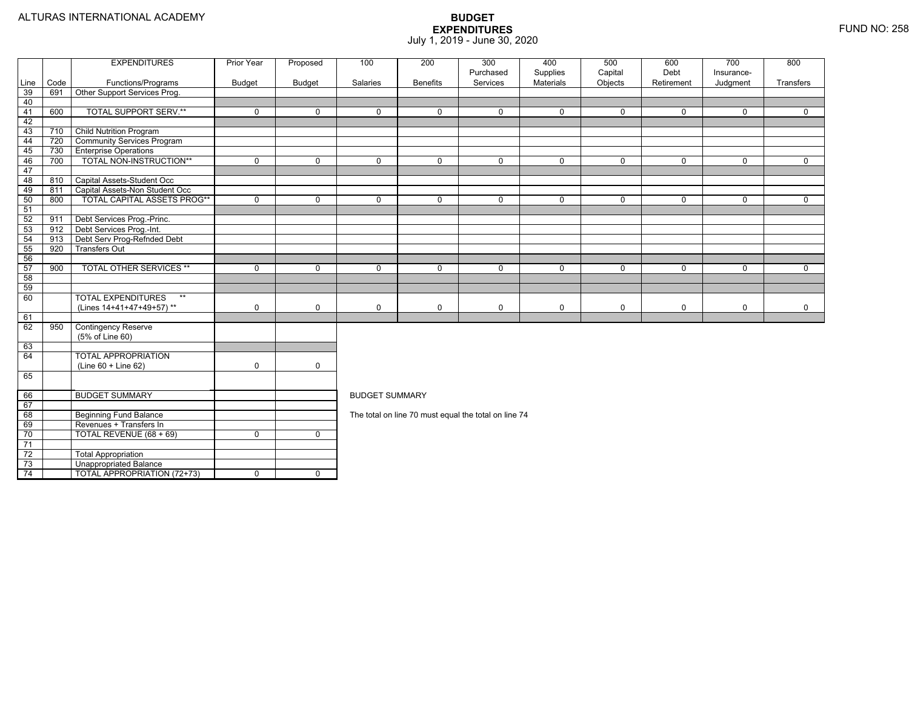ALTURAS INTERNATIONAL ACADEMY

FUND NO: 258

# BUDGET EXPENDITURES

July 1, 2019 - June 30, 2020

| Line | Code | EXPENDITURES Functions/Programs | Prior Year Budget | Proposed Budget | 100 Salaries | 200 Benefits | 300 Purchased Services | 400 Supplies Materials | 500 Capital Objects | 600 Debt Retirement | 700 Insurance-Judgment | 800 Transfers |
|---|---|---|---|---|---|---|---|---|---|---|---|---|
| 39 | 691 | Other Support Services Prog. | | | | | | | | | | |
| 40 | | | | | | | | | | | | |
| 41 | 600 | TOTAL SUPPORT SERV.** | 0 | 0 | 0 | 0 | 0 | 0 | 0 | 0 | 0 | 0 |
| 42 | | | | | | | | | | | | |
| 43 | 710 | Child Nutrition Program | | | | | | | | | | |
| 44 | 720 | Community Services Program | | | | | | | | | | |
| 45 | 730 | Enterprise Operations | | | | | | | | | | |
| 46 | 700 | TOTAL NON-INSTRUCTION** | 0 | 0 | 0 | 0 | 0 | 0 | 0 | 0 | 0 | 0 |
| 47 | | | | | | | | | | | | |
| 48 | 810 | Capital Assets-Student Occ | | | | | | | | | | |
| 49 | 811 | Capital Assets-Non Student Occ | | | | | | | | | | |
| 50 | 800 | TOTAL CAPITAL ASSETS PROG** | 0 | 0 | 0 | 0 | 0 | 0 | 0 | 0 | 0 | 0 |
| 51 | | | | | | | | | | | | |
| 52 | 911 | Debt Services Prog.-Princ. | | | | | | | | | | |
| 53 | 912 | Debt Services Prog.-Int. | | | | | | | | | | |
| 54 | 913 | Debt Serv Prog-Refnded Debt | | | | | | | | | | |
| 55 | 920 | Transfers Out | | | | | | | | | | |
| 56 | | | | | | | | | | | | |
| 57 | 900 | TOTAL OTHER SERVICES ** | 0 | 0 | 0 | 0 | 0 | 0 | 0 | 0 | 0 | 0 |
| 58 | | | | | | | | | | | | |
| 59 | | | | | | | | | | | | |
| 60 | | TOTAL EXPENDITURES ** (Lines 14+41+47+49+57) ** | 0 | 0 | 0 | 0 | 0 | 0 | 0 | 0 | 0 | 0 |
| 61 | | | | | | | | | | | | |
| 62 | 950 | Contingency Reserve (5% of Line 60) | | | | | | | | | | |
| 63 | | | | | | | | | | | | |
| 64 | | TOTAL APPROPRIATION (Line 60 + Line 62) | 0 | 0 | | | | | | | | |
| 65 | | | | | | | | | | | | |

| Line | | | Prior Year Budget | Proposed Budget |
|---|---|---|---|---|
| 66 | | BUDGET SUMMARY | | |
| 67 | | | | |
| 68 | | Beginning Fund Balance | | |
| 69 | | Revenues + Transfers In | | |
| 70 | | TOTAL REVENUE (68 + 69) | 0 | 0 |
| 71 | | | | |
| 72 | | Total Appropriation | | |
| 73 | | Unappropriated Balance | | |
| 74 | | TOTAL APPROPRIATION (72+73) | 0 | 0 |

BUDGET SUMMARY

The total on line 70 must equal the total on line 74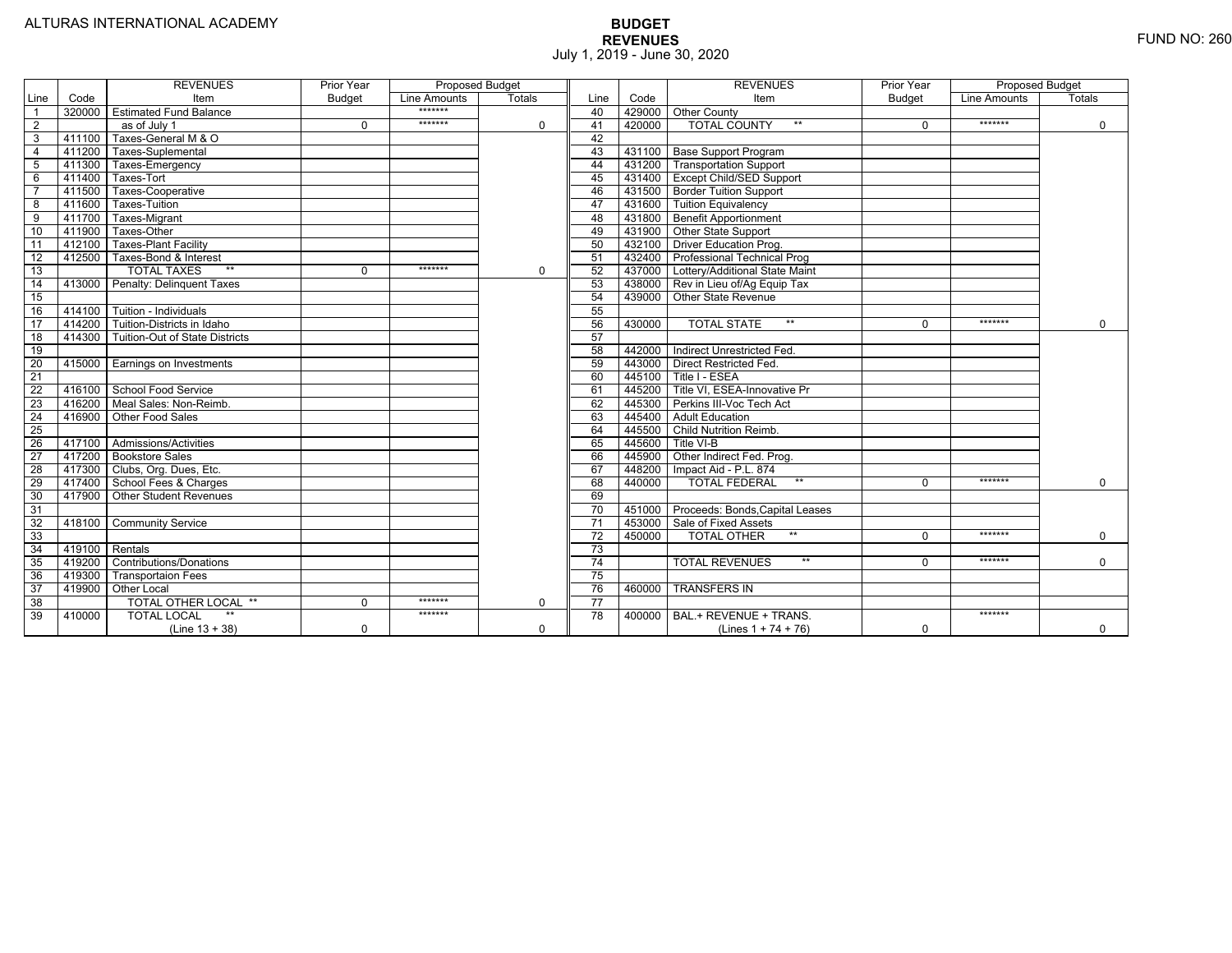ALTURAS INTERNATIONAL ACADEMY

# BUDGET
## REVENUES
July 1, 2019 - June 30, 2020

FUND NO: 260

| Line | Code | REVENUES Item | Prior Year Budget | Proposed Budget Line Amounts | Proposed Budget Totals |
|---|---|---|---|---|---|
| 1 | 320000 | Estimated Fund Balance | | ******* | |
| 2 | | as of July 1 | 0 | ******* | 0 |
| 3 | 411100 | Taxes-General M & O | | | |
| 4 | 411200 | Taxes-Suplemental | | | |
| 5 | 411300 | Taxes-Emergency | | | |
| 6 | 411400 | Taxes-Tort | | | |
| 7 | 411500 | Taxes-Cooperative | | | |
| 8 | 411600 | Taxes-Tuition | | | |
| 9 | 411700 | Taxes-Migrant | | | |
| 10 | 411900 | Taxes-Other | | | |
| 11 | 412100 | Taxes-Plant Facility | | | |
| 12 | 412500 | Taxes-Bond & Interest | | | |
| 13 | | TOTAL TAXES ** | 0 | ******* | 0 |
| 14 | 413000 | Penalty: Delinquent Taxes | | | |
| 15 | | | | | |
| 16 | 414100 | Tuition - Individuals | | | |
| 17 | 414200 | Tuition-Districts in Idaho | | | |
| 18 | 414300 | Tuition-Out of State Districts | | | |
| 19 | | | | | |
| 20 | 415000 | Earnings on Investments | | | |
| 21 | | | | | |
| 22 | 416100 | School Food Service | | | |
| 23 | 416200 | Meal Sales: Non-Reimb. | | | |
| 24 | 416900 | Other Food Sales | | | |
| 25 | | | | | |
| 26 | 417100 | Admissions/Activities | | | |
| 27 | 417200 | Bookstore Sales | | | |
| 28 | 417300 | Clubs, Org. Dues, Etc. | | | |
| 29 | 417400 | School Fees & Charges | | | |
| 30 | 417900 | Other Student Revenues | | | |
| 31 | | | | | |
| 32 | 418100 | Community Service | | | |
| 33 | | | | | |
| 34 | 419100 | Rentals | | | |
| 35 | 419200 | Contributions/Donations | | | |
| 36 | 419300 | Transportaion Fees | | | |
| 37 | 419900 | Other Local | | | |
| 38 | | TOTAL OTHER LOCAL ** | 0 | ******* | 0 |
| 39 | 410000 | TOTAL LOCAL ** (Line 13 + 38) | 0 | ******* | 0 |
| 40 | 429000 | Other County | | | |
| 41 | 420000 | TOTAL COUNTY ** | 0 | ******* | 0 |
| 42 | | | | | |
| 43 | 431100 | Base Support Program | | | |
| 44 | 431200 | Transportation Support | | | |
| 45 | 431400 | Except Child/SED Support | | | |
| 46 | 431500 | Border Tuition Support | | | |
| 47 | 431600 | Tuition Equivalency | | | |
| 48 | 431800 | Benefit Apportionment | | | |
| 49 | 431900 | Other State Support | | | |
| 50 | 432100 | Driver Education Prog. | | | |
| 51 | 432400 | Professional Technical Prog | | | |
| 52 | 437000 | Lottery/Additional State Maint | | | |
| 53 | 438000 | Rev in Lieu of/Ag Equip Tax | | | |
| 54 | 439000 | Other State Revenue | | | |
| 55 | | | | | |
| 56 | 430000 | TOTAL STATE ** | 0 | ******* | 0 |
| 57 | | | | | |
| 58 | 442000 | Indirect Unrestricted Fed. | | | |
| 59 | 443000 | Direct Restricted Fed. | | | |
| 60 | 445100 | Title I - ESEA | | | |
| 61 | 445200 | Title VI, ESEA-Innovative Pr | | | |
| 62 | 445300 | Perkins III-Voc Tech Act | | | |
| 63 | 445400 | Adult Education | | | |
| 64 | 445500 | Child Nutrition Reimb. | | | |
| 65 | 445600 | Title VI-B | | | |
| 66 | 445900 | Other Indirect Fed. Prog. | | | |
| 67 | 448200 | Impact Aid - P.L. 874 | | | |
| 68 | 440000 | TOTAL FEDERAL ** | 0 | ******* | 0 |
| 69 | | | | | |
| 70 | 451000 | Proceeds: Bonds,Capital Leases | | | |
| 71 | 453000 | Sale of Fixed Assets | | | |
| 72 | 450000 | TOTAL OTHER ** | 0 | ******* | 0 |
| 73 | | | | | |
| 74 | | TOTAL REVENUES ** | 0 | ******* | 0 |
| 75 | | | | | |
| 76 | 460000 | TRANSFERS IN | | | |
| 77 | | | | | |
| 78 | 400000 | BAL.+ REVENUE + TRANS. (Lines 1 + 74 + 76) | 0 | ******* | 0 |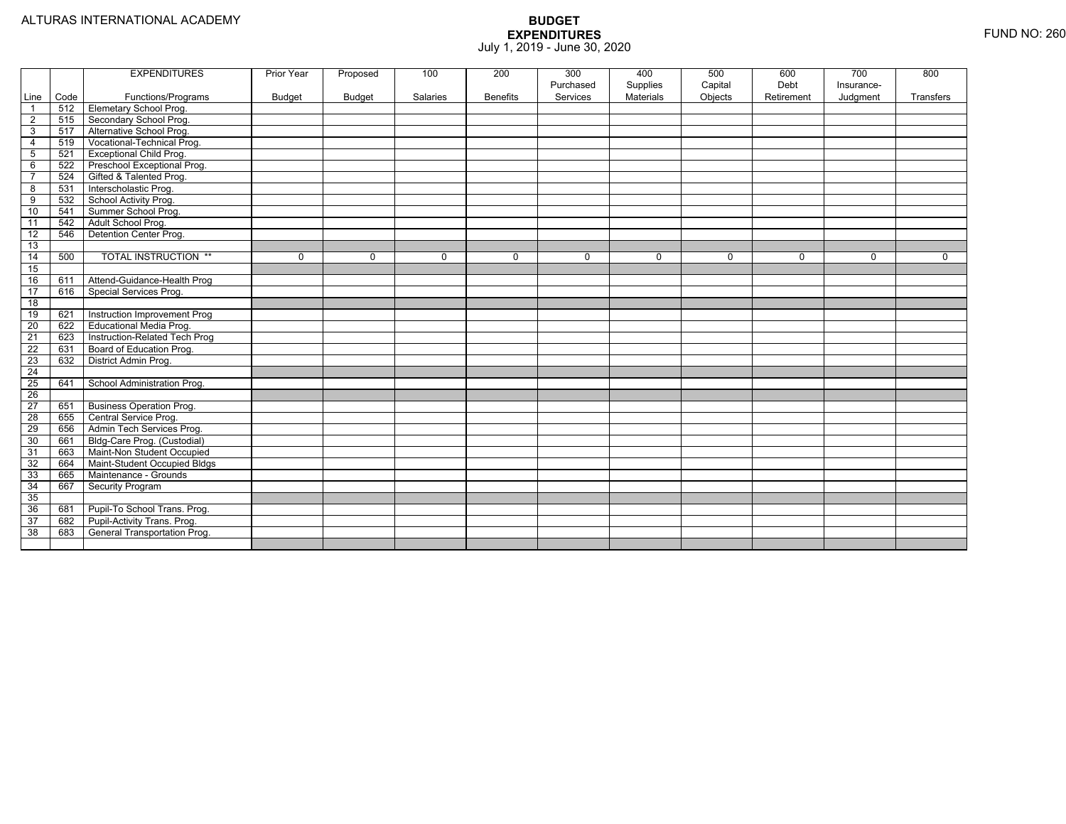ALTURAS INTERNATIONAL ACADEMY

# BUDGET EXPENDITURES

July 1, 2019 - June 30, 2020

FUND NO: 260

| Line | Code | EXPENDITURES Functions/Programs | Prior Year Budget | Proposed Budget | 100 Salaries | 200 Benefits | 300 Purchased Services | 400 Supplies Materials | 500 Capital Objects | 600 Debt Retirement | 700 Insurance-Judgment | 800 Transfers |
|---|---|---|---|---|---|---|---|---|---|---|---|---|
| 1 | 512 | Elemetary School Prog. | | | | | | | | | | |
| 2 | 515 | Secondary School Prog. | | | | | | | | | | |
| 3 | 517 | Alternative School Prog. | | | | | | | | | | |
| 4 | 519 | Vocational-Technical Prog. | | | | | | | | | | |
| 5 | 521 | Exceptional Child Prog. | | | | | | | | | | |
| 6 | 522 | Preschool Exceptional Prog. | | | | | | | | | | |
| 7 | 524 | Gifted & Talented Prog. | | | | | | | | | | |
| 8 | 531 | Interscholastic Prog. | | | | | | | | | | |
| 9 | 532 | School Activity Prog. | | | | | | | | | | |
| 10 | 541 | Summer School Prog. | | | | | | | | | | |
| 11 | 542 | Adult School Prog. | | | | | | | | | | |
| 12 | 546 | Detention Center Prog. | | | | | | | | | | |
| 13 | | | | | | | | | | | | |
| 14 | 500 | TOTAL INSTRUCTION ** | 0 | 0 | 0 | 0 | 0 | 0 | 0 | 0 | 0 | 0 |
| 15 | | | | | | | | | | | | |
| 16 | 611 | Attend-Guidance-Health Prog | | | | | | | | | | |
| 17 | 616 | Special Services Prog. | | | | | | | | | | |
| 18 | | | | | | | | | | | | |
| 19 | 621 | Instruction Improvement Prog | | | | | | | | | | |
| 20 | 622 | Educational Media Prog. | | | | | | | | | | |
| 21 | 623 | Instruction-Related Tech Prog | | | | | | | | | | |
| 22 | 631 | Board of Education Prog. | | | | | | | | | | |
| 23 | 632 | District Admin Prog. | | | | | | | | | | |
| 24 | | | | | | | | | | | | |
| 25 | 641 | School Administration Prog. | | | | | | | | | | |
| 26 | | | | | | | | | | | | |
| 27 | 651 | Business Operation Prog. | | | | | | | | | | |
| 28 | 655 | Central Service Prog. | | | | | | | | | | |
| 29 | 656 | Admin Tech Services Prog. | | | | | | | | | | |
| 30 | 661 | Bldg-Care Prog. (Custodial) | | | | | | | | | | |
| 31 | 663 | Maint-Non Student Occupied | | | | | | | | | | |
| 32 | 664 | Maint-Student Occupied Bldgs | | | | | | | | | | |
| 33 | 665 | Maintenance - Grounds | | | | | | | | | | |
| 34 | 667 | Security Program | | | | | | | | | | |
| 35 | | | | | | | | | | | | |
| 36 | 681 | Pupil-To School Trans. Prog. | | | | | | | | | | |
| 37 | 682 | Pupil-Activity Trans. Prog. | | | | | | | | | | |
| 38 | 683 | General Transportation Prog. | | | | | | | | | | |
| | | | | | | | | | | | | |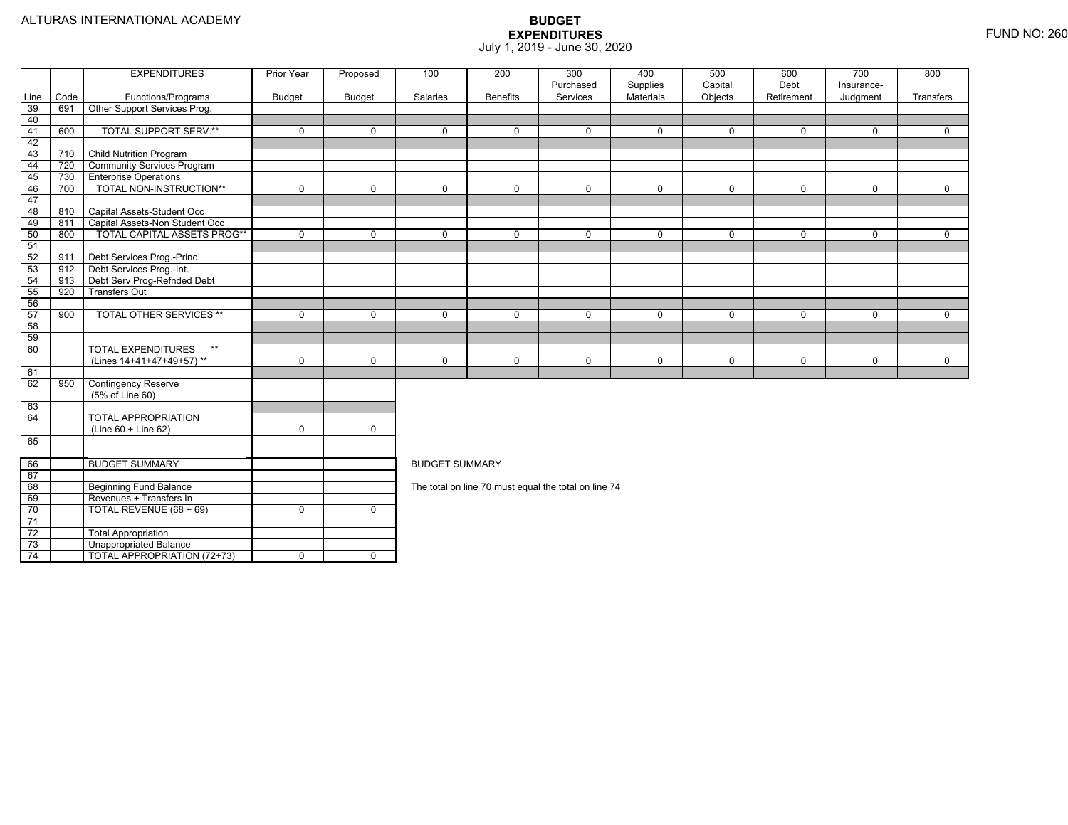ALTURAS INTERNATIONAL ACADEMY

# BUDGET EXPENDITURES

July 1, 2019 - June 30, 2020

FUND NO: 260

| Line | Code | EXPENDITURES Functions/Programs | Prior Year Budget | Proposed Budget | 100 Salaries | 200 Benefits | 300 Purchased Services | 400 Supplies Materials | 500 Capital Objects | 600 Debt Retirement | 700 Insurance-Judgment | 800 Transfers |
|---|---|---|---|---|---|---|---|---|---|---|---|---|
| 39 | 691 | Other Support Services Prog. | | | | | | | | | | |
| 40 | | | | | | | | | | | | |
| 41 | 600 | TOTAL SUPPORT SERV.** | 0 | 0 | 0 | 0 | 0 | 0 | 0 | 0 | 0 | 0 |
| 42 | | | | | | | | | | | | |
| 43 | 710 | Child Nutrition Program | | | | | | | | | | |
| 44 | 720 | Community Services Program | | | | | | | | | | |
| 45 | 730 | Enterprise Operations | | | | | | | | | | |
| 46 | 700 | TOTAL NON-INSTRUCTION** | 0 | 0 | 0 | 0 | 0 | 0 | 0 | 0 | 0 | 0 |
| 47 | | | | | | | | | | | | |
| 48 | 810 | Capital Assets-Student Occ | | | | | | | | | | |
| 49 | 811 | Capital Assets-Non Student Occ | | | | | | | | | | |
| 50 | 800 | TOTAL CAPITAL ASSETS PROG** | 0 | 0 | 0 | 0 | 0 | 0 | 0 | 0 | 0 | 0 |
| 51 | | | | | | | | | | | | |
| 52 | 911 | Debt Services Prog.-Princ. | | | | | | | | | | |
| 53 | 912 | Debt Services Prog.-Int. | | | | | | | | | | |
| 54 | 913 | Debt Serv Prog-Refnded Debt | | | | | | | | | | |
| 55 | 920 | Transfers Out | | | | | | | | | | |
| 56 | | | | | | | | | | | | |
| 57 | 900 | TOTAL OTHER SERVICES ** | 0 | 0 | 0 | 0 | 0 | 0 | 0 | 0 | 0 | 0 |
| 58 | | | | | | | | | | | | |
| 59 | | | | | | | | | | | | |
| 60 | | TOTAL EXPENDITURES ** (Lines 14+41+47+49+57) ** | 0 | 0 | 0 | 0 | 0 | 0 | 0 | 0 | 0 | 0 |
| 61 | | | | | | | | | | | | |
| 62 | 950 | Contingency Reserve (5% of Line 60) | | | | | | | | | | |
| 63 | | | | | | | | | | | | |
| 64 | | TOTAL APPROPRIATION (Line 60 + Line 62) | 0 | 0 | | | | | | | | |
| 65 | | | | | | | | | | | | |
| 66 | | BUDGET SUMMARY | | | | | | | | | | |
| 67 | | | | | | | | | | | | |
| 68 | | Beginning Fund Balance | | | | | | | | | | |
| 69 | | Revenues + Transfers In | | | | | | | | | | |
| 70 | | TOTAL REVENUE (68 + 69) | 0 | 0 | | | | | | | | |
| 71 | | | | | | | | | | | | |
| 72 | | Total Appropriation | | | | | | | | | | |
| 73 | | Unappropriated Balance | | | | | | | | | | |
| 74 | | TOTAL APPROPRIATION (72+73) | 0 | 0 | | | | | | | | |

BUDGET SUMMARY

The total on line 70 must equal the total on line 74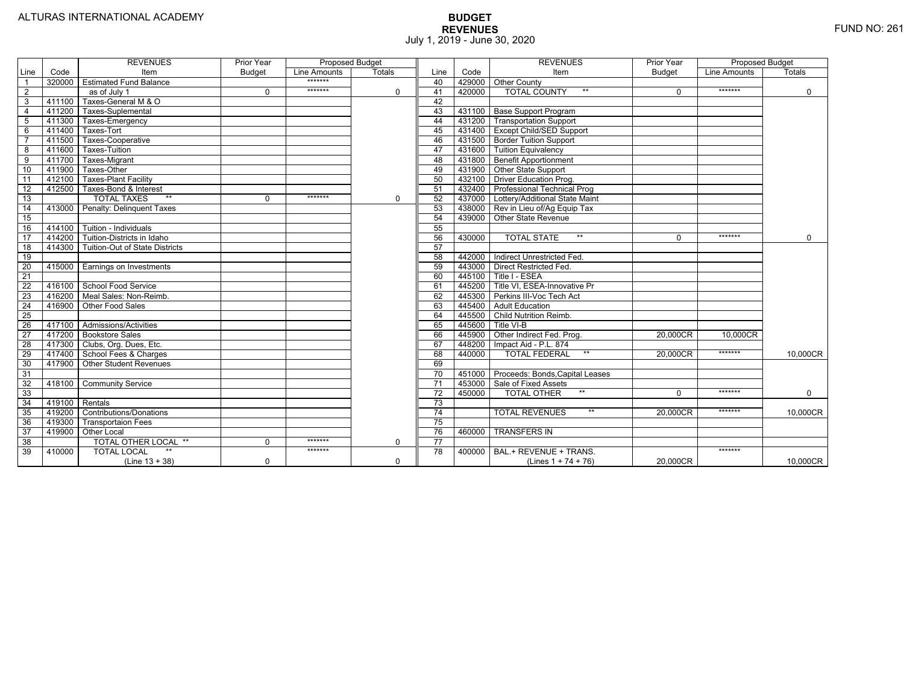ALTURAS INTERNATIONAL ACADEMY

# BUDGET
## REVENUES
July 1, 2019 - June 30, 2020

FUND NO: 261

| Line | Code | REVENUES Item | Prior Year Budget | Proposed Budget Line Amounts | Proposed Budget Totals | Line | Code | REVENUES Item | Prior Year Budget | Proposed Budget Line Amounts | Proposed Budget Totals |
|---|---|---|---|---|---|---|---|---|---|---|---|
| 1 | 320000 | Estimated Fund Balance | | ******* | | 40 | 429000 | Other County | | | |
| 2 | | as of July 1 | 0 | ******* | 0 | 41 | 420000 | TOTAL COUNTY ** | 0 | ******* | 0 |
| 3 | 411100 | Taxes-General M & O | | | | 42 | | | | | |
| 4 | 411200 | Taxes-Suplemental | | | | 43 | 431100 | Base Support Program | | | |
| 5 | 411300 | Taxes-Emergency | | | | 44 | 431200 | Transportation Support | | | |
| 6 | 411400 | Taxes-Tort | | | | 45 | 431400 | Except Child/SED Support | | | |
| 7 | 411500 | Taxes-Cooperative | | | | 46 | 431500 | Border Tuition Support | | | |
| 8 | 411600 | Taxes-Tuition | | | | 47 | 431600 | Tuition Equivalency | | | |
| 9 | 411700 | Taxes-Migrant | | | | 48 | 431800 | Benefit Apportionment | | | |
| 10 | 411900 | Taxes-Other | | | | 49 | 431900 | Other State Support | | | |
| 11 | 412100 | Taxes-Plant Facility | | | | 50 | 432100 | Driver Education Prog. | | | |
| 12 | 412500 | Taxes-Bond & Interest | | | | 51 | 432400 | Professional Technical Prog | | | |
| 13 | | TOTAL TAXES ** | 0 | ******* | 0 | 52 | 437000 | Lottery/Additional State Maint | | | |
| 14 | 413000 | Penalty: Delinquent Taxes | | | | 53 | 438000 | Rev in Lieu of/Ag Equip Tax | | | |
| 15 | | | | | | 54 | 439000 | Other State Revenue | | | |
| 16 | 414100 | Tuition - Individuals | | | | 55 | | | | | |
| 17 | 414200 | Tuition-Districts in Idaho | | | | 56 | 430000 | TOTAL STATE ** | 0 | ******* | 0 |
| 18 | 414300 | Tuition-Out of State Districts | | | | 57 | | | | | |
| 19 | | | | | | 58 | 442000 | Indirect Unrestricted Fed. | | | |
| 20 | 415000 | Earnings on Investments | | | | 59 | 443000 | Direct Restricted Fed. | | | |
| 21 | | | | | | 60 | 445100 | Title I - ESEA | | | |
| 22 | 416100 | School Food Service | | | | 61 | 445200 | Title VI, ESEA-Innovative Pr | | | |
| 23 | 416200 | Meal Sales: Non-Reimb. | | | | 62 | 445300 | Perkins III-Voc Tech Act | | | |
| 24 | 416900 | Other Food Sales | | | | 63 | 445400 | Adult Education | | | |
| 25 | | | | | | 64 | 445500 | Child Nutrition Reimb. | | | |
| 26 | 417100 | Admissions/Activities | | | | 65 | 445600 | Title VI-B | | | |
| 27 | 417200 | Bookstore Sales | | | | 66 | 445900 | Other Indirect Fed. Prog. | 20,000CR | 10,000CR | |
| 28 | 417300 | Clubs, Org. Dues, Etc. | | | | 67 | 448200 | Impact Aid - P.L. 874 | | | |
| 29 | 417400 | School Fees & Charges | | | | 68 | 440000 | TOTAL FEDERAL ** | 20,000CR | ******* | 10,000CR |
| 30 | 417900 | Other Student Revenues | | | | 69 | | | | | |
| 31 | | | | | | 70 | 451000 | Proceeds: Bonds,Capital Leases | | | |
| 32 | 418100 | Community Service | | | | 71 | 453000 | Sale of Fixed Assets | | | |
| 33 | | | | | | 72 | 450000 | TOTAL OTHER ** | 0 | ******* | 0 |
| 34 | 419100 | Rentals | | | | 73 | | | | | |
| 35 | 419200 | Contributions/Donations | | | | 74 | | TOTAL REVENUES ** | 20,000CR | ******* | 10,000CR |
| 36 | 419300 | Transportaion Fees | | | | 75 | | | | | |
| 37 | 419900 | Other Local | | | | 76 | 460000 | TRANSFERS IN | | | |
| 38 | | TOTAL OTHER LOCAL ** | 0 | ******* | 0 | 77 | | | | | |
| 39 | 410000 | TOTAL LOCAL ** (Line 13 + 38) | 0 | ******* | 0 | 78 | 400000 | BAL.+ REVENUE + TRANS. (Lines 1 + 74 + 76) | 20,000CR | ******* | 10,000CR |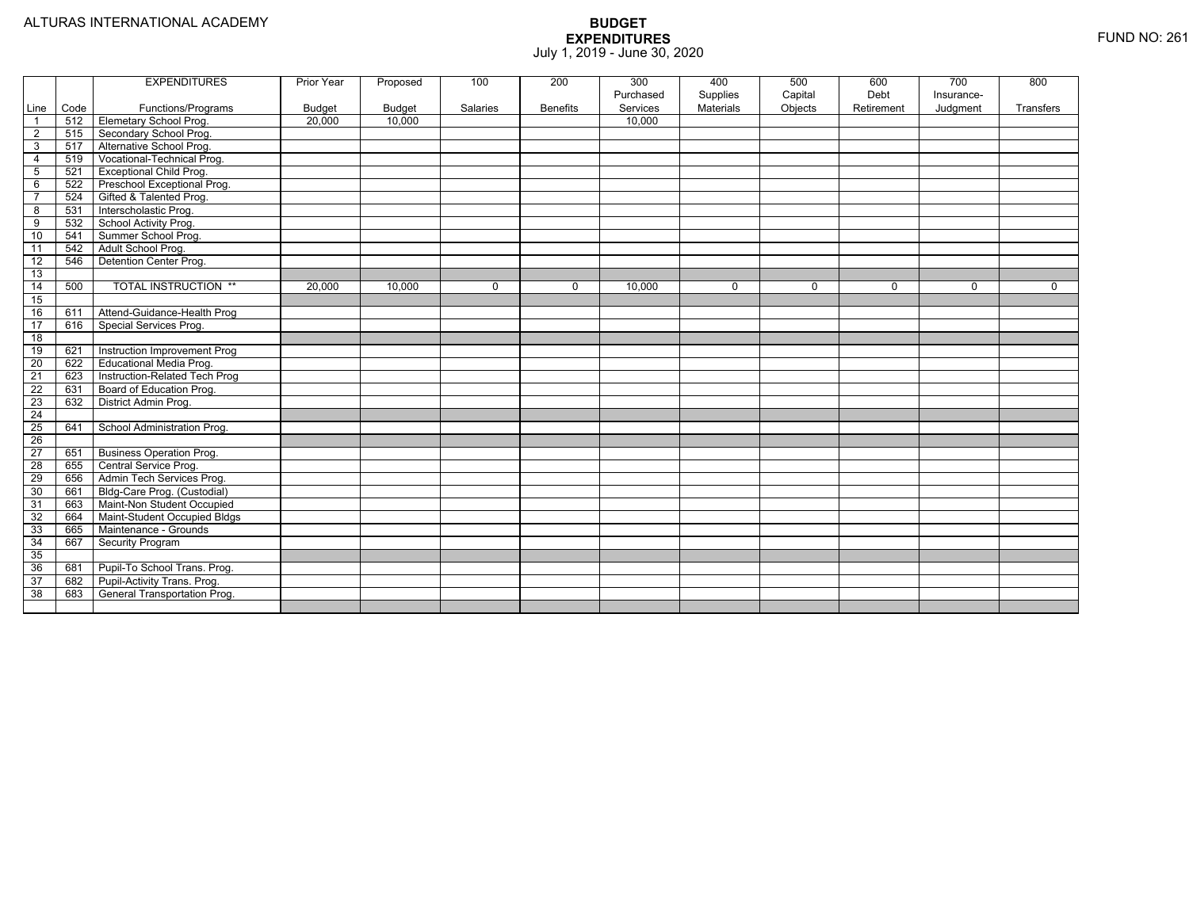ALTURAS INTERNATIONAL ACADEMY

# BUDGET EXPENDITURES
July 1, 2019 - June 30, 2020

FUND NO: 261

| Line | Code | EXPENDITURES Functions/Programs | Prior Year Budget | Proposed Budget | 100 Salaries | 200 Benefits | 300 Purchased Services | 400 Supplies Materials | 500 Capital Objects | 600 Debt Retirement | 700 Insurance-Judgment | 800 Transfers |
|---|---|---|---|---|---|---|---|---|---|---|---|---|
| 1 | 512 | Elemetary School Prog. | 20,000 | 10,000 | | | 10,000 | | | | | |
| 2 | 515 | Secondary School Prog. | | | | | | | | | | |
| 3 | 517 | Alternative School Prog. | | | | | | | | | | |
| 4 | 519 | Vocational-Technical Prog. | | | | | | | | | | |
| 5 | 521 | Exceptional Child Prog. | | | | | | | | | | |
| 6 | 522 | Preschool Exceptional Prog. | | | | | | | | | | |
| 7 | 524 | Gifted & Talented Prog. | | | | | | | | | | |
| 8 | 531 | Interscholastic Prog. | | | | | | | | | | |
| 9 | 532 | School Activity Prog. | | | | | | | | | | |
| 10 | 541 | Summer School Prog. | | | | | | | | | | |
| 11 | 542 | Adult School Prog. | | | | | | | | | | |
| 12 | 546 | Detention Center Prog. | | | | | | | | | | |
| 13 | | | | | | | | | | | | |
| 14 | 500 | TOTAL INSTRUCTION ** | 20,000 | 10,000 | 0 | 0 | 10,000 | 0 | 0 | 0 | 0 | 0 |
| 15 | | | | | | | | | | | | |
| 16 | 611 | Attend-Guidance-Health Prog | | | | | | | | | | |
| 17 | 616 | Special Services Prog. | | | | | | | | | | |
| 18 | | | | | | | | | | | | |
| 19 | 621 | Instruction Improvement Prog | | | | | | | | | | |
| 20 | 622 | Educational Media Prog. | | | | | | | | | | |
| 21 | 623 | Instruction-Related Tech Prog | | | | | | | | | | |
| 22 | 631 | Board of Education Prog. | | | | | | | | | | |
| 23 | 632 | District Admin Prog. | | | | | | | | | | |
| 24 | | | | | | | | | | | | |
| 25 | 641 | School Administration Prog. | | | | | | | | | | |
| 26 | | | | | | | | | | | | |
| 27 | 651 | Business Operation Prog. | | | | | | | | | | |
| 28 | 655 | Central Service Prog. | | | | | | | | | | |
| 29 | 656 | Admin Tech Services Prog. | | | | | | | | | | |
| 30 | 661 | Bldg-Care Prog. (Custodial) | | | | | | | | | | |
| 31 | 663 | Maint-Non Student Occupied | | | | | | | | | | |
| 32 | 664 | Maint-Student Occupied Bldgs | | | | | | | | | | |
| 33 | 665 | Maintenance - Grounds | | | | | | | | | | |
| 34 | 667 | Security Program | | | | | | | | | | |
| 35 | | | | | | | | | | | | |
| 36 | 681 | Pupil-To School Trans. Prog. | | | | | | | | | | |
| 37 | 682 | Pupil-Activity Trans. Prog. | | | | | | | | | | |
| 38 | 683 | General Transportation Prog. | | | | | | | | | | |
| | | | | | | | | | | | | |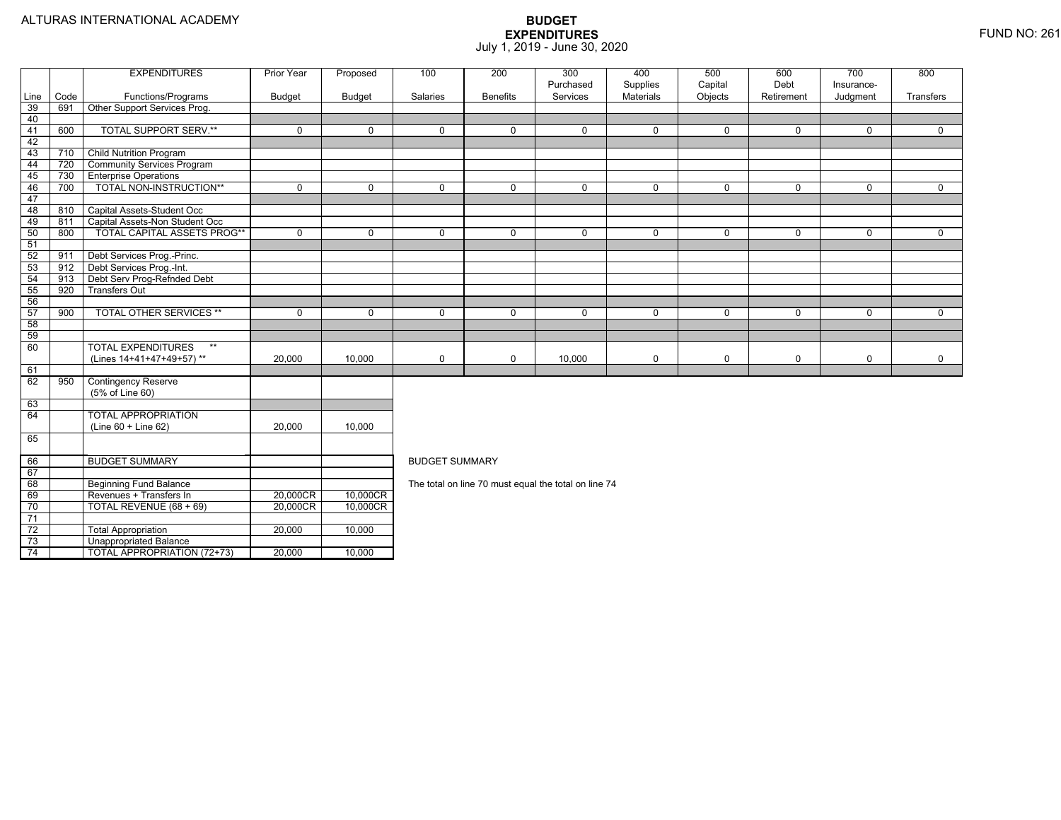ALTURAS INTERNATIONAL ACADEMY

# BUDGET EXPENDITURES
July 1, 2019 - June 30, 2020

FUND NO: 261

| Line | Code | EXPENDITURES Functions/Programs | Prior Year Budget | Proposed Budget | 100 Salaries | 200 Benefits | 300 Purchased Services | 400 Supplies Materials | 500 Capital Objects | 600 Debt Retirement | 700 Insurance-Judgment | 800 Transfers |
|---|---|---|---|---|---|---|---|---|---|---|---|---|
| 39 | 691 | Other Support Services Prog. | | | | | | | | | | |
| 40 | | | | | | | | | | | | |
| 41 | 600 | TOTAL SUPPORT SERV.** | 0 | 0 | 0 | 0 | 0 | 0 | 0 | 0 | 0 | 0 |
| 42 | | | | | | | | | | | | |
| 43 | 710 | Child Nutrition Program | | | | | | | | | | |
| 44 | 720 | Community Services Program | | | | | | | | | | |
| 45 | 730 | Enterprise Operations | | | | | | | | | | |
| 46 | 700 | TOTAL NON-INSTRUCTION** | 0 | 0 | 0 | 0 | 0 | 0 | 0 | 0 | 0 | 0 |
| 47 | | | | | | | | | | | | |
| 48 | 810 | Capital Assets-Student Occ | | | | | | | | | | |
| 49 | 811 | Capital Assets-Non Student Occ | | | | | | | | | | |
| 50 | 800 | TOTAL CAPITAL ASSETS PROG** | 0 | 0 | 0 | 0 | 0 | 0 | 0 | 0 | 0 | 0 |
| 51 | | | | | | | | | | | | |
| 52 | 911 | Debt Services Prog.-Princ. | | | | | | | | | | |
| 53 | 912 | Debt Services Prog.-Int. | | | | | | | | | | |
| 54 | 913 | Debt Serv Prog-Refnded Debt | | | | | | | | | | |
| 55 | 920 | Transfers Out | | | | | | | | | | |
| 56 | | | | | | | | | | | | |
| 57 | 900 | TOTAL OTHER SERVICES ** | 0 | 0 | 0 | 0 | 0 | 0 | 0 | 0 | 0 | 0 |
| 58 | | | | | | | | | | | | |
| 59 | | | | | | | | | | | | |
| 60 | | TOTAL EXPENDITURES ** (Lines 14+41+47+49+57) ** | 20,000 | 10,000 | 0 | 0 | 10,000 | 0 | 0 | 0 | 0 | 0 |
| 61 | | | | | | | | | | | | |
| 62 | 950 | Contingency Reserve (5% of Line 60) | | | | | | | | | | |
| 63 | | | | | | | | | | | | |
| 64 | | TOTAL APPROPRIATION (Line 60 + Line 62) | 20,000 | 10,000 | | | | | | | | |
| 65 | | | | | | | | | | | | |
| 66 | | BUDGET SUMMARY | | | | | | | | | | |
| 67 | | | | | | | | | | | | |
| 68 | | Beginning Fund Balance | | | | | | | | | | |
| 69 | | Revenues + Transfers In | 20,000CR | 10,000CR | | | | | | | | |
| 70 | | TOTAL REVENUE (68 + 69) | 20,000CR | 10,000CR | | | | | | | | |
| 71 | | | | | | | | | | | | |
| 72 | | Total Appropriation | 20,000 | 10,000 | | | | | | | | |
| 73 | | Unappropriated Balance | | | | | | | | | | |
| 74 | | TOTAL APPROPRIATION (72+73) | 20,000 | 10,000 | | | | | | | | |

BUDGET SUMMARY

The total on line 70 must equal the total on line 74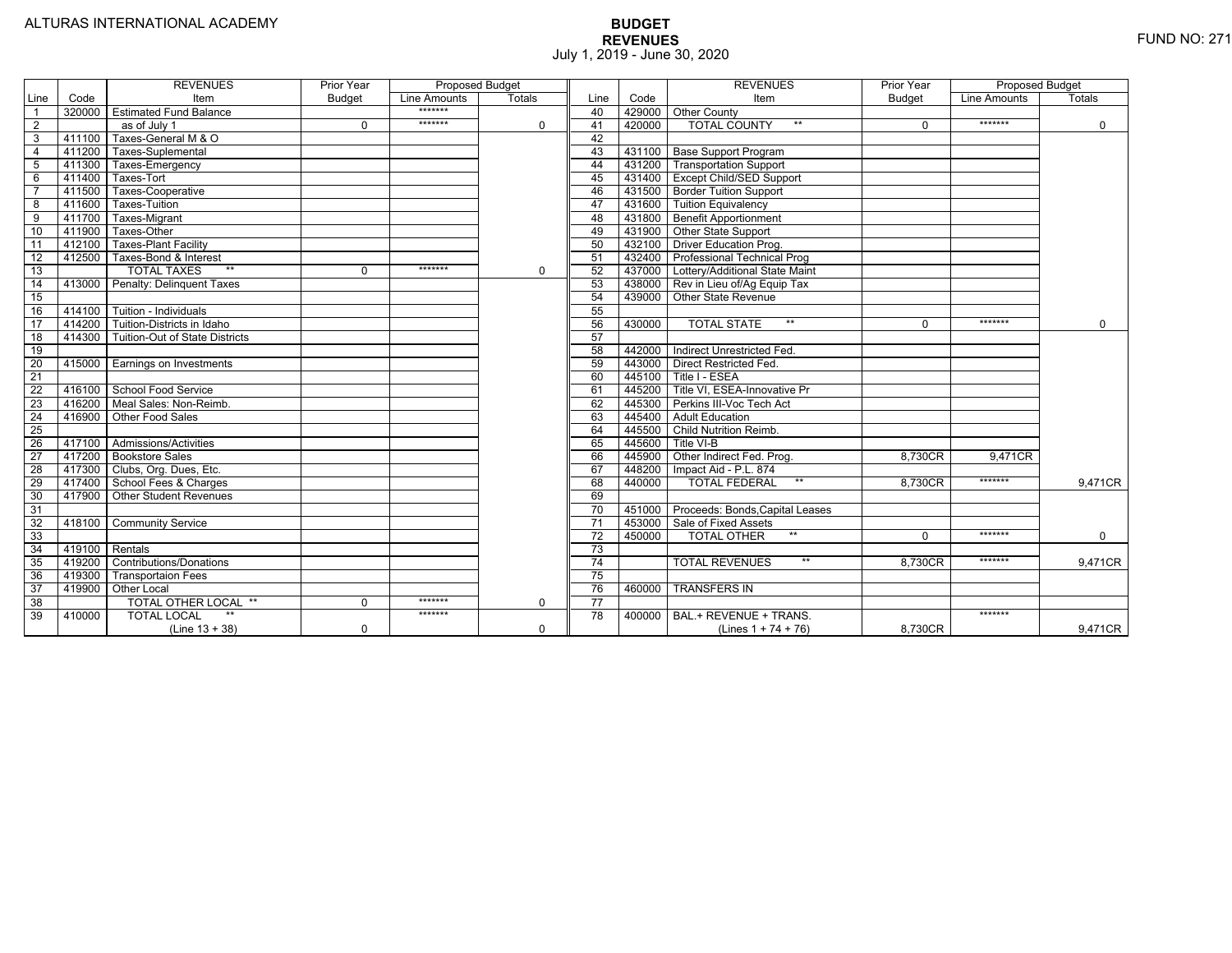ALTURAS INTERNATIONAL ACADEMY

FUND NO: 271

# BUDGET
## REVENUES
July 1, 2019 - June 30, 2020

| Line | Code | REVENUES Item | Prior Year Budget | Proposed Budget Line Amounts | Proposed Budget Totals |
|---|---|---|---|---|---|
| 1 | 320000 | Estimated Fund Balance | | ******* | |
| 2 | | as of July 1 | 0 | ******* | 0 |
| 3 | 411100 | Taxes-General M & O | | | |
| 4 | 411200 | Taxes-Suplemental | | | |
| 5 | 411300 | Taxes-Emergency | | | |
| 6 | 411400 | Taxes-Tort | | | |
| 7 | 411500 | Taxes-Cooperative | | | |
| 8 | 411600 | Taxes-Tuition | | | |
| 9 | 411700 | Taxes-Migrant | | | |
| 10 | 411900 | Taxes-Other | | | |
| 11 | 412100 | Taxes-Plant Facility | | | |
| 12 | 412500 | Taxes-Bond & Interest | | | |
| 13 | | TOTAL TAXES ** | 0 | ******* | 0 |
| 14 | 413000 | Penalty: Delinquent Taxes | | | |
| 15 | | | | | |
| 16 | 414100 | Tuition - Individuals | | | |
| 17 | 414200 | Tuition-Districts in Idaho | | | |
| 18 | 414300 | Tuition-Out of State Districts | | | |
| 19 | | | | | |
| 20 | 415000 | Earnings on Investments | | | |
| 21 | | | | | |
| 22 | 416100 | School Food Service | | | |
| 23 | 416200 | Meal Sales: Non-Reimb. | | | |
| 24 | 416900 | Other Food Sales | | | |
| 25 | | | | | |
| 26 | 417100 | Admissions/Activities | | | |
| 27 | 417200 | Bookstore Sales | | | |
| 28 | 417300 | Clubs, Org. Dues, Etc. | | | |
| 29 | 417400 | School Fees & Charges | | | |
| 30 | 417900 | Other Student Revenues | | | |
| 31 | | | | | |
| 32 | 418100 | Community Service | | | |
| 33 | | | | | |
| 34 | 419100 | Rentals | | | |
| 35 | 419200 | Contributions/Donations | | | |
| 36 | 419300 | Transportaion Fees | | | |
| 37 | 419900 | Other Local | | | |
| 38 | | TOTAL OTHER LOCAL ** | 0 | ******* | 0 |
| 39 | 410000 | TOTAL LOCAL ** (Line 13 + 38) | 0 | ******* | 0 |
| 40 | 429000 | Other County | | | |
| 41 | 420000 | TOTAL COUNTY ** | 0 | ******* | 0 |
| 42 | | | | | |
| 43 | 431100 | Base Support Program | | | |
| 44 | 431200 | Transportation Support | | | |
| 45 | 431400 | Except Child/SED Support | | | |
| 46 | 431500 | Border Tuition Support | | | |
| 47 | 431600 | Tuition Equivalency | | | |
| 48 | 431800 | Benefit Apportionment | | | |
| 49 | 431900 | Other State Support | | | |
| 50 | 432100 | Driver Education Prog. | | | |
| 51 | 432400 | Professional Technical Prog | | | |
| 52 | 437000 | Lottery/Additional State Maint | | | |
| 53 | 438000 | Rev in Lieu of/Ag Equip Tax | | | |
| 54 | 439000 | Other State Revenue | | | |
| 55 | | | | | |
| 56 | 430000 | TOTAL STATE ** | 0 | ******* | 0 |
| 57 | | | | | |
| 58 | 442000 | Indirect Unrestricted Fed. | | | |
| 59 | 443000 | Direct Restricted Fed. | | | |
| 60 | 445100 | Title I - ESEA | | | |
| 61 | 445200 | Title VI, ESEA-Innovative Pr | | | |
| 62 | 445300 | Perkins III-Voc Tech Act | | | |
| 63 | 445400 | Adult Education | | | |
| 64 | 445500 | Child Nutrition Reimb. | | | |
| 65 | 445600 | Title VI-B | | | |
| 66 | 445900 | Other Indirect Fed. Prog. | 8,730CR | 9,471CR | |
| 67 | 448200 | Impact Aid - P.L. 874 | | | |
| 68 | 440000 | TOTAL FEDERAL ** | 8,730CR | ******* | 9,471CR |
| 69 | | | | | |
| 70 | 451000 | Proceeds: Bonds,Capital Leases | | | |
| 71 | 453000 | Sale of Fixed Assets | | | |
| 72 | 450000 | TOTAL OTHER ** | 0 | ******* | 0 |
| 73 | | | | | |
| 74 | | TOTAL REVENUES ** | 8,730CR | ******* | 9,471CR |
| 75 | | | | | |
| 76 | 460000 | TRANSFERS IN | | | |
| 77 | | | | | |
| 78 | 400000 | BAL.+ REVENUE + TRANS. (Lines 1 + 74 + 76) | 8,730CR | ******* | 9,471CR |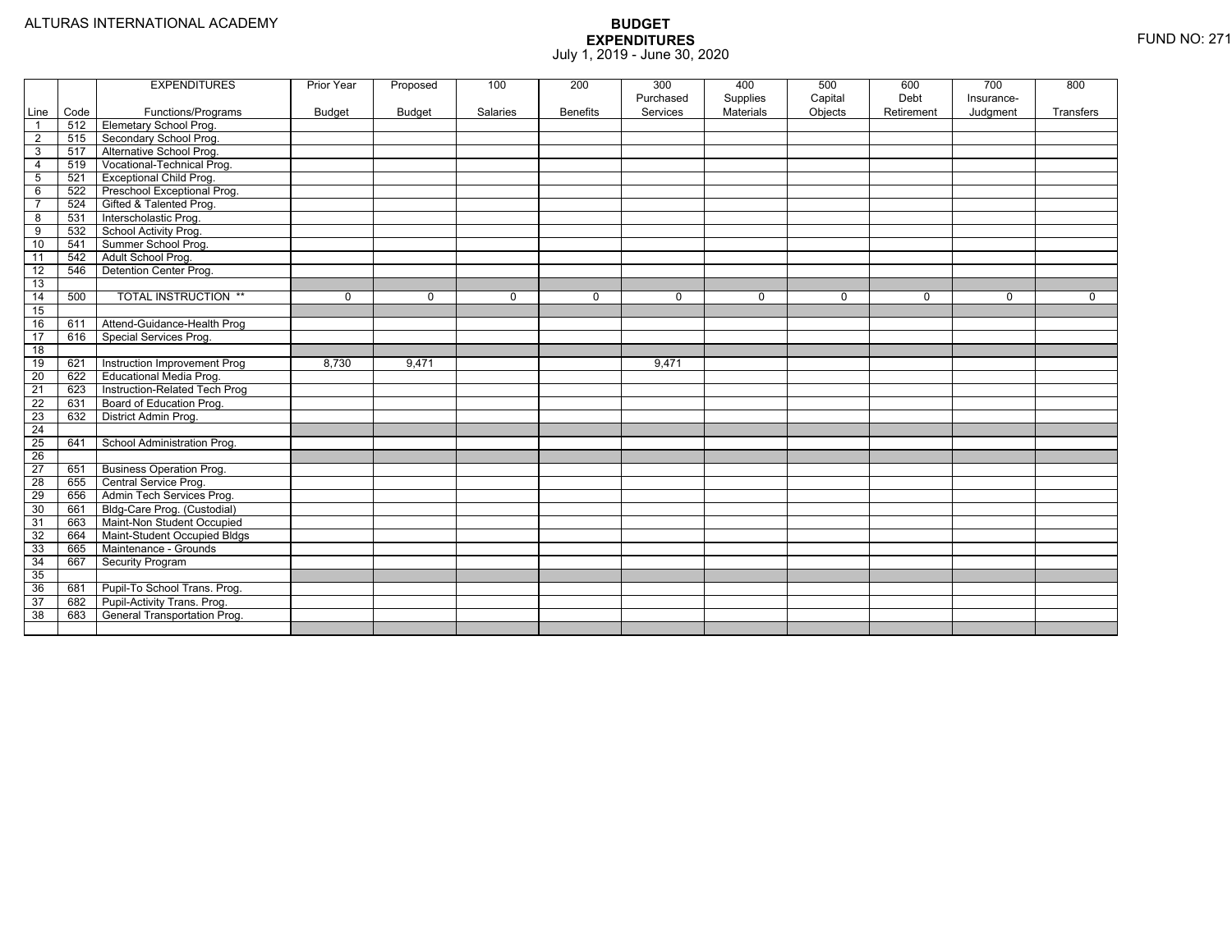ALTURAS INTERNATIONAL ACADEMY

# BUDGET EXPENDITURES

July 1, 2019 - June 30, 2020

FUND NO: 271

| Line | Code | EXPENDITURES Functions/Programs | Prior Year Budget | Proposed Budget | 100 Salaries | 200 Benefits | 300 Purchased Services | 400 Supplies Materials | 500 Capital Objects | 600 Debt Retirement | 700 Insurance-Judgment | 800 Transfers |
|---|---|---|---|---|---|---|---|---|---|---|---|---|
| 1 | 512 | Elemetary School Prog. | | | | | | | | | | |
| 2 | 515 | Secondary School Prog. | | | | | | | | | | |
| 3 | 517 | Alternative School Prog. | | | | | | | | | | |
| 4 | 519 | Vocational-Technical Prog. | | | | | | | | | | |
| 5 | 521 | Exceptional Child Prog. | | | | | | | | | | |
| 6 | 522 | Preschool Exceptional Prog. | | | | | | | | | | |
| 7 | 524 | Gifted & Talented Prog. | | | | | | | | | | |
| 8 | 531 | Interscholastic Prog. | | | | | | | | | | |
| 9 | 532 | School Activity Prog. | | | | | | | | | | |
| 10 | 541 | Summer School Prog. | | | | | | | | | | |
| 11 | 542 | Adult School Prog. | | | | | | | | | | |
| 12 | 546 | Detention Center Prog. | | | | | | | | | | |
| 13 | | | | | | | | | | | | |
| 14 | 500 | TOTAL INSTRUCTION ** | 0 | 0 | 0 | 0 | 0 | 0 | 0 | 0 | 0 | 0 |
| 15 | | | | | | | | | | | | |
| 16 | 611 | Attend-Guidance-Health Prog | | | | | | | | | | |
| 17 | 616 | Special Services Prog. | | | | | | | | | | |
| 18 | | | | | | | | | | | | |
| 19 | 621 | Instruction Improvement Prog | 8,730 | 9,471 | | | 9,471 | | | | | |
| 20 | 622 | Educational Media Prog. | | | | | | | | | | |
| 21 | 623 | Instruction-Related Tech Prog | | | | | | | | | | |
| 22 | 631 | Board of Education Prog. | | | | | | | | | | |
| 23 | 632 | District Admin Prog. | | | | | | | | | | |
| 24 | | | | | | | | | | | | |
| 25 | 641 | School Administration Prog. | | | | | | | | | | |
| 26 | | | | | | | | | | | | |
| 27 | 651 | Business Operation Prog. | | | | | | | | | | |
| 28 | 655 | Central Service Prog. | | | | | | | | | | |
| 29 | 656 | Admin Tech Services Prog. | | | | | | | | | | |
| 30 | 661 | Bldg-Care Prog. (Custodial) | | | | | | | | | | |
| 31 | 663 | Maint-Non Student Occupied | | | | | | | | | | |
| 32 | 664 | Maint-Student Occupied Bldgs | | | | | | | | | | |
| 33 | 665 | Maintenance - Grounds | | | | | | | | | | |
| 34 | 667 | Security Program | | | | | | | | | | |
| 35 | | | | | | | | | | | | |
| 36 | 681 | Pupil-To School Trans. Prog. | | | | | | | | | | |
| 37 | 682 | Pupil-Activity Trans. Prog. | | | | | | | | | | |
| 38 | 683 | General Transportation Prog. | | | | | | | | | | |
| | | | | | | | | | | | | |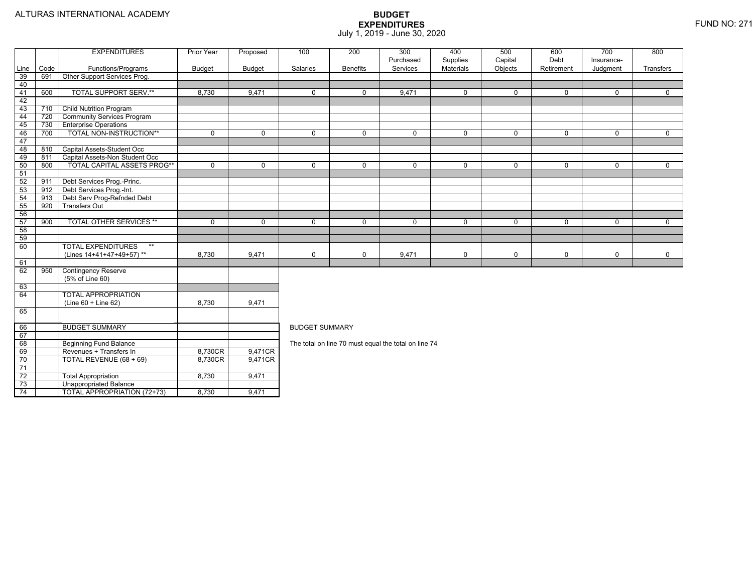ALTURAS INTERNATIONAL ACADEMY

# BUDGET EXPENDITURES

July 1, 2019 - June 30, 2020

FUND NO: 271

| Line | Code | EXPENDITURES Functions/Programs | Prior Year Budget | Proposed Budget | 100 Salaries | 200 Benefits | 300 Purchased Services | 400 Supplies Materials | 500 Capital Objects | 600 Debt Retirement | 700 Insurance-Judgment | 800 Transfers |
|---|---|---|---|---|---|---|---|---|---|---|---|---|
| 39 | 691 | Other Support Services Prog. | | | | | | | | | | |
| 40 | | | | | | | | | | | | |
| 41 | 600 | TOTAL SUPPORT SERV.** | 8,730 | 9,471 | 0 | 0 | 9,471 | 0 | 0 | 0 | 0 | 0 |
| 42 | | | | | | | | | | | | |
| 43 | 710 | Child Nutrition Program | | | | | | | | | | |
| 44 | 720 | Community Services Program | | | | | | | | | | |
| 45 | 730 | Enterprise Operations | | | | | | | | | | |
| 46 | 700 | TOTAL NON-INSTRUCTION** | 0 | 0 | 0 | 0 | 0 | 0 | 0 | 0 | 0 | 0 |
| 47 | | | | | | | | | | | | |
| 48 | 810 | Capital Assets-Student Occ | | | | | | | | | | |
| 49 | 811 | Capital Assets-Non Student Occ | | | | | | | | | | |
| 50 | 800 | TOTAL CAPITAL ASSETS PROG** | 0 | 0 | 0 | 0 | 0 | 0 | 0 | 0 | 0 | 0 |
| 51 | | | | | | | | | | | | |
| 52 | 911 | Debt Services Prog.-Princ. | | | | | | | | | | |
| 53 | 912 | Debt Services Prog.-Int. | | | | | | | | | | |
| 54 | 913 | Debt Serv Prog-Refnded Debt | | | | | | | | | | |
| 55 | 920 | Transfers Out | | | | | | | | | | |
| 56 | | | | | | | | | | | | |
| 57 | 900 | TOTAL OTHER SERVICES ** | 0 | 0 | 0 | 0 | 0 | 0 | 0 | 0 | 0 | 0 |
| 58 | | | | | | | | | | | | |
| 59 | | | | | | | | | | | | |
| 60 | | TOTAL EXPENDITURES ** (Lines 14+41+47+49+57) ** | 8,730 | 9,471 | 0 | 0 | 9,471 | 0 | 0 | 0 | 0 | 0 |
| 61 | | | | | | | | | | | | |
| 62 | 950 | Contingency Reserve (5% of Line 60) | | | | | | | | | | |
| 63 | | | | | | | | | | | | |
| 64 | | TOTAL APPROPRIATION (Line 60 + Line 62) | 8,730 | 9,471 | | | | | | | | |
| 65 | | | | | | | | | | | | |

| Line | Code | | Prior Year Budget | Proposed Budget |
|---|---|---|---|---|
| 66 | | BUDGET SUMMARY | | |
| 67 | | | | |
| 68 | | Beginning Fund Balance | | |
| 69 | | Revenues + Transfers In | 8,730CR | 9,471CR |
| 70 | | TOTAL REVENUE (68 + 69) | 8,730CR | 9,471CR |
| 71 | | | | |
| 72 | | Total Appropriation | 8,730 | 9,471 |
| 73 | | Unappropriated Balance | | |
| 74 | | TOTAL APPROPRIATION (72+73) | 8,730 | 9,471 |

BUDGET SUMMARY

The total on line 70 must equal the total on line 74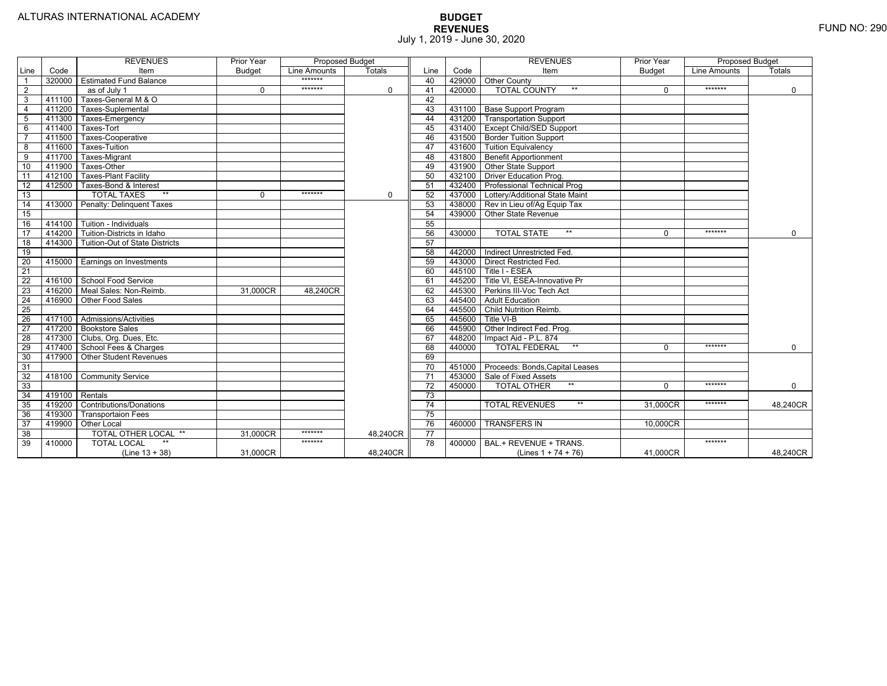ALTURAS INTERNATIONAL ACADEMY

# BUDGET
## REVENUES
July 1, 2019 - June 30, 2020

FUND NO: 290

| Line | Code | REVENUES Item | Prior Year Budget | Proposed Budget Line Amounts | Proposed Budget Totals |
|---|---|---|---|---|---|
| 1 | 320000 | Estimated Fund Balance | | ******* | |
| 2 | | as of July 1 | 0 | ******* | 0 |
| 3 | 411100 | Taxes-General M & O | | | |
| 4 | 411200 | Taxes-Suplemental | | | |
| 5 | 411300 | Taxes-Emergency | | | |
| 6 | 411400 | Taxes-Tort | | | |
| 7 | 411500 | Taxes-Cooperative | | | |
| 8 | 411600 | Taxes-Tuition | | | |
| 9 | 411700 | Taxes-Migrant | | | |
| 10 | 411900 | Taxes-Other | | | |
| 11 | 412100 | Taxes-Plant Facility | | | |
| 12 | 412500 | Taxes-Bond & Interest | | | |
| 13 | | TOTAL TAXES ** | 0 | ******* | 0 |
| 14 | 413000 | Penalty: Delinquent Taxes | | | |
| 15 | | | | | |
| 16 | 414100 | Tuition - Individuals | | | |
| 17 | 414200 | Tuition-Districts in Idaho | | | |
| 18 | 414300 | Tuition-Out of State Districts | | | |
| 19 | | | | | |
| 20 | 415000 | Earnings on Investments | | | |
| 21 | | | | | |
| 22 | 416100 | School Food Service | | | |
| 23 | 416200 | Meal Sales: Non-Reimb. | 31,000CR | 48,240CR | |
| 24 | 416900 | Other Food Sales | | | |
| 25 | | | | | |
| 26 | 417100 | Admissions/Activities | | | |
| 27 | 417200 | Bookstore Sales | | | |
| 28 | 417300 | Clubs, Org. Dues, Etc. | | | |
| 29 | 417400 | School Fees & Charges | | | |
| 30 | 417900 | Other Student Revenues | | | |
| 31 | | | | | |
| 32 | 418100 | Community Service | | | |
| 33 | | | | | |
| 34 | 419100 | Rentals | | | |
| 35 | 419200 | Contributions/Donations | | | |
| 36 | 419300 | Transportaion Fees | | | |
| 37 | 419900 | Other Local | | | |
| 38 | | TOTAL OTHER LOCAL ** | 31,000CR | ******* | 48,240CR |
| 39 | 410000 | TOTAL LOCAL ** (Line 13 + 38) | 31,000CR | ******* | 48,240CR |
| 40 | 429000 | Other County | | | |
| 41 | 420000 | TOTAL COUNTY ** | 0 | ******* | 0 |
| 42 | | | | | |
| 43 | 431100 | Base Support Program | | | |
| 44 | 431200 | Transportation Support | | | |
| 45 | 431400 | Except Child/SED Support | | | |
| 46 | 431500 | Border Tuition Support | | | |
| 47 | 431600 | Tuition Equivalency | | | |
| 48 | 431800 | Benefit Apportionment | | | |
| 49 | 431900 | Other State Support | | | |
| 50 | 432100 | Driver Education Prog. | | | |
| 51 | 432400 | Professional Technical Prog | | | |
| 52 | 437000 | Lottery/Additional State Maint | | | |
| 53 | 438000 | Rev in Lieu of/Ag Equip Tax | | | |
| 54 | 439000 | Other State Revenue | | | |
| 55 | | | | | |
| 56 | 430000 | TOTAL STATE ** | 0 | ******* | 0 |
| 57 | | | | | |
| 58 | 442000 | Indirect Unrestricted Fed. | | | |
| 59 | 443000 | Direct Restricted Fed. | | | |
| 60 | 445100 | Title I - ESEA | | | |
| 61 | 445200 | Title VI, ESEA-Innovative Pr | | | |
| 62 | 445300 | Perkins III-Voc Tech Act | | | |
| 63 | 445400 | Adult Education | | | |
| 64 | 445500 | Child Nutrition Reimb. | | | |
| 65 | 445600 | Title VI-B | | | |
| 66 | 445900 | Other Indirect Fed. Prog. | | | |
| 67 | 448200 | Impact Aid - P.L. 874 | | | |
| 68 | 440000 | TOTAL FEDERAL ** | 0 | ******* | 0 |
| 69 | | | | | |
| 70 | 451000 | Proceeds: Bonds,Capital Leases | | | |
| 71 | 453000 | Sale of Fixed Assets | | | |
| 72 | 450000 | TOTAL OTHER ** | 0 | ******* | 0 |
| 73 | | | | | |
| 74 | | TOTAL REVENUES ** | 31,000CR | ******* | 48,240CR |
| 75 | | | | | |
| 76 | 460000 | TRANSFERS IN | 10,000CR | | |
| 77 | | | | | |
| 78 | 400000 | BAL.+ REVENUE + TRANS. (Lines 1 + 74 + 76) | 41,000CR | ******* | 48,240CR |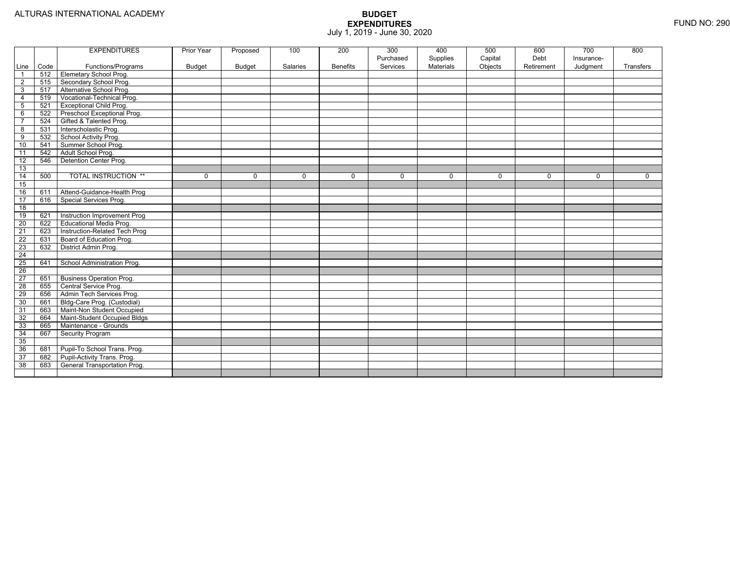ALTURAS INTERNATIONAL ACADEMY

# BUDGET
## EXPENDITURES
July 1, 2019 - June 30, 2020

FUND NO: 290

| Line | Code | EXPENDITURES Functions/Programs | Prior Year Budget | Proposed Budget | 100 Salaries | 200 Benefits | 300 Purchased Services | 400 Supplies Materials | 500 Capital Objects | 600 Debt Retirement | 700 Insurance-Judgment | 800 Transfers |
|---|---|---|---|---|---|---|---|---|---|---|---|---|
| 1 | 512 | Elemetary School Prog. | | | | | | | | | | |
| 2 | 515 | Secondary School Prog. | | | | | | | | | | |
| 3 | 517 | Alternative School Prog. | | | | | | | | | | |
| 4 | 519 | Vocational-Technical Prog. | | | | | | | | | | |
| 5 | 521 | Exceptional Child Prog. | | | | | | | | | | |
| 6 | 522 | Preschool Exceptional Prog. | | | | | | | | | | |
| 7 | 524 | Gifted & Talented Prog. | | | | | | | | | | |
| 8 | 531 | Interscholastic Prog. | | | | | | | | | | |
| 9 | 532 | School Activity Prog. | | | | | | | | | | |
| 10 | 541 | Summer School Prog. | | | | | | | | | | |
| 11 | 542 | Adult School Prog. | | | | | | | | | | |
| 12 | 546 | Detention Center Prog. | | | | | | | | | | |
| 13 | | | | | | | | | | | | |
| 14 | 500 | TOTAL INSTRUCTION ** | 0 | 0 | 0 | 0 | 0 | 0 | 0 | 0 | 0 | 0 |
| 15 | | | | | | | | | | | | |
| 16 | 611 | Attend-Guidance-Health Prog | | | | | | | | | | |
| 17 | 616 | Special Services Prog. | | | | | | | | | | |
| 18 | | | | | | | | | | | | |
| 19 | 621 | Instruction Improvement Prog | | | | | | | | | | |
| 20 | 622 | Educational Media Prog. | | | | | | | | | | |
| 21 | 623 | Instruction-Related Tech Prog | | | | | | | | | | |
| 22 | 631 | Board of Education Prog. | | | | | | | | | | |
| 23 | 632 | District Admin Prog. | | | | | | | | | | |
| 24 | | | | | | | | | | | | |
| 25 | 641 | School Administration Prog. | | | | | | | | | | |
| 26 | | | | | | | | | | | | |
| 27 | 651 | Business Operation Prog. | | | | | | | | | | |
| 28 | 655 | Central Service Prog. | | | | | | | | | | |
| 29 | 656 | Admin Tech Services Prog. | | | | | | | | | | |
| 30 | 661 | Bldg-Care Prog. (Custodial) | | | | | | | | | | |
| 31 | 663 | Maint-Non Student Occupied | | | | | | | | | | |
| 32 | 664 | Maint-Student Occupied Bldgs | | | | | | | | | | |
| 33 | 665 | Maintenance - Grounds | | | | | | | | | | |
| 34 | 667 | Security Program | | | | | | | | | | |
| 35 | | | | | | | | | | | | |
| 36 | 681 | Pupil-To School Trans. Prog. | | | | | | | | | | |
| 37 | 682 | Pupil-Activity Trans. Prog. | | | | | | | | | | |
| 38 | 683 | General Transportation Prog. | | | | | | | | | | |
| | | | | | | | | | | | | |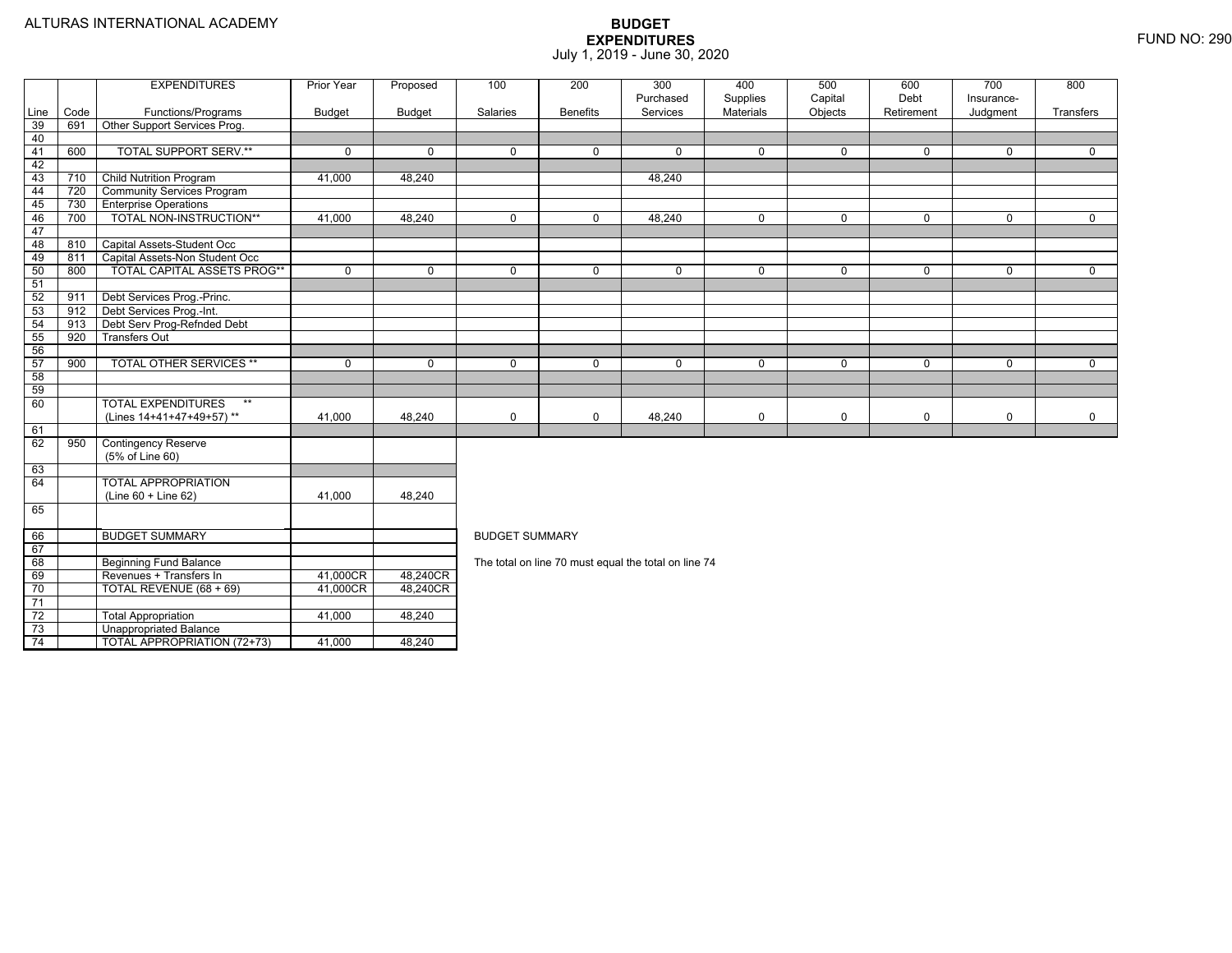ALTURAS INTERNATIONAL ACADEMY

# BUDGET EXPENDITURES

July 1, 2019 - June 30, 2020

FUND NO: 290

| Line | Code | EXPENDITURES Functions/Programs | Prior Year Budget | Proposed Budget | 100 Salaries | 200 Benefits | 300 Purchased Services | 400 Supplies Materials | 500 Capital Objects | 600 Debt Retirement | 700 Insurance-Judgment | 800 Transfers |
|---|---|---|---|---|---|---|---|---|---|---|---|---|
| 39 | 691 | Other Support Services Prog. | | | | | | | | | | |
| 40 | | | | | | | | | | | | |
| 41 | 600 | TOTAL SUPPORT SERV.** | 0 | 0 | 0 | 0 | 0 | 0 | 0 | 0 | 0 | 0 |
| 42 | | | | | | | | | | | | |
| 43 | 710 | Child Nutrition Program | 41,000 | 48,240 | | | 48,240 | | | | | |
| 44 | 720 | Community Services Program | | | | | | | | | | |
| 45 | 730 | Enterprise Operations | | | | | | | | | | |
| 46 | 700 | TOTAL NON-INSTRUCTION** | 41,000 | 48,240 | 0 | 0 | 48,240 | 0 | 0 | 0 | 0 | 0 |
| 47 | | | | | | | | | | | | |
| 48 | 810 | Capital Assets-Student Occ | | | | | | | | | | |
| 49 | 811 | Capital Assets-Non Student Occ | | | | | | | | | | |
| 50 | 800 | TOTAL CAPITAL ASSETS PROG** | 0 | 0 | 0 | 0 | 0 | 0 | 0 | 0 | 0 | 0 |
| 51 | | | | | | | | | | | | |
| 52 | 911 | Debt Services Prog.-Princ. | | | | | | | | | | |
| 53 | 912 | Debt Services Prog.-Int. | | | | | | | | | | |
| 54 | 913 | Debt Serv Prog-Refnded Debt | | | | | | | | | | |
| 55 | 920 | Transfers Out | | | | | | | | | | |
| 56 | | | | | | | | | | | | |
| 57 | 900 | TOTAL OTHER SERVICES ** | 0 | 0 | 0 | 0 | 0 | 0 | 0 | 0 | 0 | 0 |
| 58 | | | | | | | | | | | | |
| 59 | | | | | | | | | | | | |
| 60 | | TOTAL EXPENDITURES ** (Lines 14+41+47+49+57) ** | 41,000 | 48,240 | 0 | 0 | 48,240 | 0 | 0 | 0 | 0 | 0 |
| 61 | | | | | | | | | | | | |
| 62 | 950 | Contingency Reserve (5% of Line 60) | | | | | | | | | | |
| 63 | | | | | | | | | | | | |
| 64 | | TOTAL APPROPRIATION (Line 60 + Line 62) | 41,000 | 48,240 | | | | | | | | |
| 65 | | | | | | | | | | | | |

| Line | Code | BUDGET SUMMARY | Prior Year Budget | Proposed Budget |
|---|---|---|---|---|
| 66 | | BUDGET SUMMARY | | |
| 67 | | | | |
| 68 | | Beginning Fund Balance | | |
| 69 | | Revenues + Transfers In | 41,000CR | 48,240CR |
| 70 | | TOTAL REVENUE (68 + 69) | 41,000CR | 48,240CR |
| 71 | | | | |
| 72 | | Total Appropriation | 41,000 | 48,240 |
| 73 | | Unappropriated Balance | | |
| 74 | | TOTAL APPROPRIATION (72+73) | 41,000 | 48,240 |

BUDGET SUMMARY

The total on line 70 must equal the total on line 74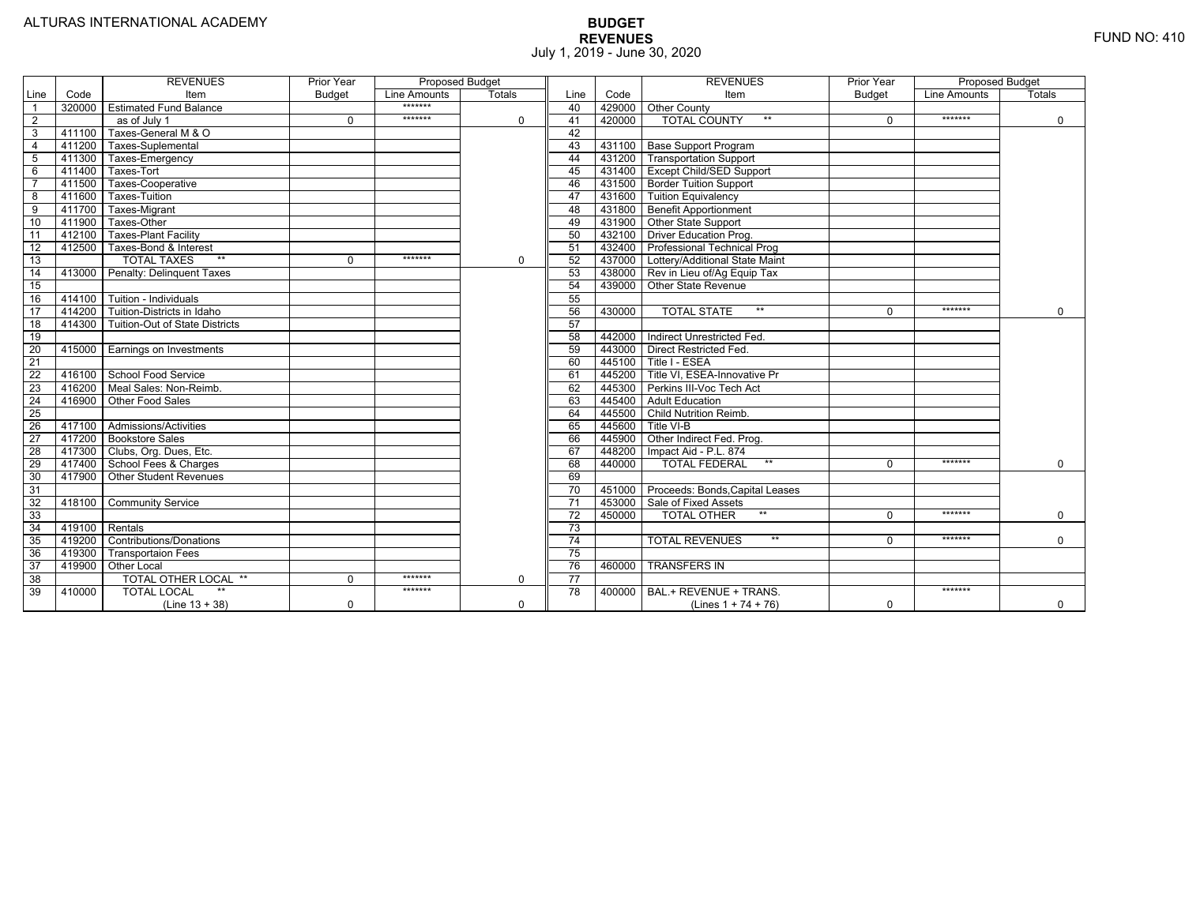ALTURAS INTERNATIONAL ACADEMY

FUND NO: 410

# BUDGET
## REVENUES
July 1, 2019 - June 30, 2020

| Line | Code | REVENUES Item | Prior Year Budget | Proposed Budget Line Amounts | Proposed Budget Totals |
|---|---|---|---|---|---|
| 1 | 320000 | Estimated Fund Balance | | ******* | |
| 2 | | as of July 1 | 0 | ******* | 0 |
| 3 | 411100 | Taxes-General M & O | | | |
| 4 | 411200 | Taxes-Suplemental | | | |
| 5 | 411300 | Taxes-Emergency | | | |
| 6 | 411400 | Taxes-Tort | | | |
| 7 | 411500 | Taxes-Cooperative | | | |
| 8 | 411600 | Taxes-Tuition | | | |
| 9 | 411700 | Taxes-Migrant | | | |
| 10 | 411900 | Taxes-Other | | | |
| 11 | 412100 | Taxes-Plant Facility | | | |
| 12 | 412500 | Taxes-Bond & Interest | | | |
| 13 | | TOTAL TAXES ** | 0 | ******* | 0 |
| 14 | 413000 | Penalty: Delinquent Taxes | | | |
| 15 | | | | | |
| 16 | 414100 | Tuition - Individuals | | | |
| 17 | 414200 | Tuition-Districts in Idaho | | | |
| 18 | 414300 | Tuition-Out of State Districts | | | |
| 19 | | | | | |
| 20 | 415000 | Earnings on Investments | | | |
| 21 | | | | | |
| 22 | 416100 | School Food Service | | | |
| 23 | 416200 | Meal Sales: Non-Reimb. | | | |
| 24 | 416900 | Other Food Sales | | | |
| 25 | | | | | |
| 26 | 417100 | Admissions/Activities | | | |
| 27 | 417200 | Bookstore Sales | | | |
| 28 | 417300 | Clubs, Org. Dues, Etc. | | | |
| 29 | 417400 | School Fees & Charges | | | |
| 30 | 417900 | Other Student Revenues | | | |
| 31 | | | | | |
| 32 | 418100 | Community Service | | | |
| 33 | | | | | |
| 34 | 419100 | Rentals | | | |
| 35 | 419200 | Contributions/Donations | | | |
| 36 | 419300 | Transportaion Fees | | | |
| 37 | 419900 | Other Local | | | |
| 38 | | TOTAL OTHER LOCAL ** | 0 | ******* | 0 |
| 39 | 410000 | TOTAL LOCAL ** (Line 13 + 38) | 0 | ******* | 0 |
| 40 | 429000 | Other County | | | |
| 41 | 420000 | TOTAL COUNTY ** | 0 | ******* | 0 |
| 42 | | | | | |
| 43 | 431100 | Base Support Program | | | |
| 44 | 431200 | Transportation Support | | | |
| 45 | 431400 | Except Child/SED Support | | | |
| 46 | 431500 | Border Tuition Support | | | |
| 47 | 431600 | Tuition Equivalency | | | |
| 48 | 431800 | Benefit Apportionment | | | |
| 49 | 431900 | Other State Support | | | |
| 50 | 432100 | Driver Education Prog. | | | |
| 51 | 432400 | Professional Technical Prog | | | |
| 52 | 437000 | Lottery/Additional State Maint | | | |
| 53 | 438000 | Rev in Lieu of/Ag Equip Tax | | | |
| 54 | 439000 | Other State Revenue | | | |
| 55 | | | | | |
| 56 | 430000 | TOTAL STATE ** | 0 | ******* | 0 |
| 57 | | | | | |
| 58 | 442000 | Indirect Unrestricted Fed. | | | |
| 59 | 443000 | Direct Restricted Fed. | | | |
| 60 | 445100 | Title I - ESEA | | | |
| 61 | 445200 | Title VI, ESEA-Innovative Pr | | | |
| 62 | 445300 | Perkins III-Voc Tech Act | | | |
| 63 | 445400 | Adult Education | | | |
| 64 | 445500 | Child Nutrition Reimb. | | | |
| 65 | 445600 | Title VI-B | | | |
| 66 | 445900 | Other Indirect Fed. Prog. | | | |
| 67 | 448200 | Impact Aid - P.L. 874 | | | |
| 68 | 440000 | TOTAL FEDERAL ** | 0 | ******* | 0 |
| 69 | | | | | |
| 70 | 451000 | Proceeds: Bonds,Capital Leases | | | |
| 71 | 453000 | Sale of Fixed Assets | | | |
| 72 | 450000 | TOTAL OTHER ** | 0 | ******* | 0 |
| 73 | | | | | |
| 74 | | TOTAL REVENUES ** | 0 | ******* | 0 |
| 75 | | | | | |
| 76 | 460000 | TRANSFERS IN | | | |
| 77 | | | | | |
| 78 | 400000 | BAL.+ REVENUE + TRANS. (Lines 1 + 74 + 76) | 0 | ******* | 0 |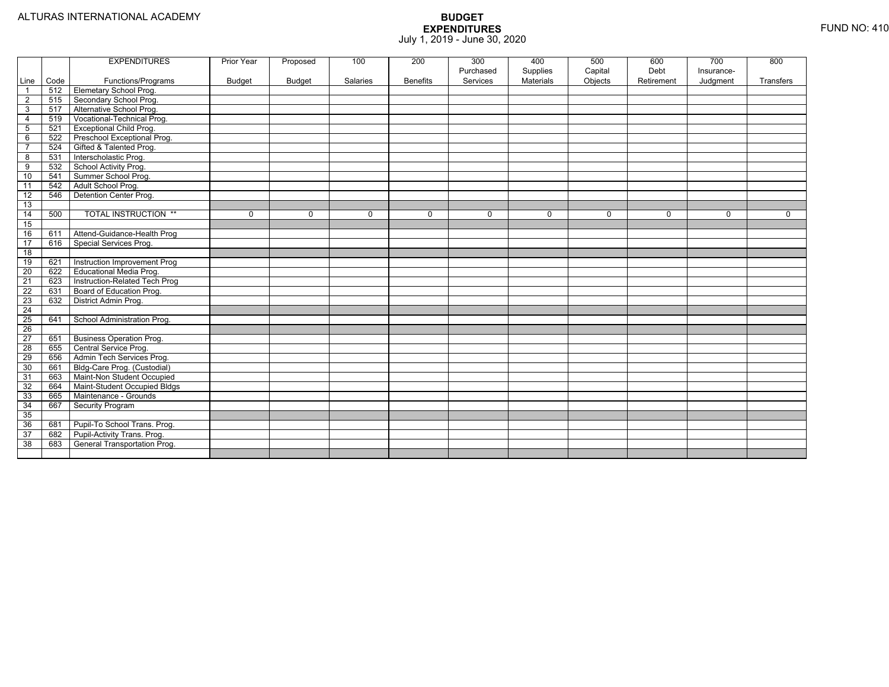ALTURAS INTERNATIONAL ACADEMY

# BUDGET
## EXPENDITURES
July 1, 2019 - June 30, 2020

FUND NO: 410

| Line | Code | EXPENDITURES Functions/Programs | Prior Year Budget | Proposed Budget | 100 Salaries | 200 Benefits | 300 Purchased Services | 400 Supplies Materials | 500 Capital Objects | 600 Debt Retirement | 700 Insurance-Judgment | 800 Transfers |
|---|---|---|---|---|---|---|---|---|---|---|---|---|
| 1 | 512 | Elemetary School Prog. | | | | | | | | | | |
| 2 | 515 | Secondary School Prog. | | | | | | | | | | |
| 3 | 517 | Alternative School Prog. | | | | | | | | | | |
| 4 | 519 | Vocational-Technical Prog. | | | | | | | | | | |
| 5 | 521 | Exceptional Child Prog. | | | | | | | | | | |
| 6 | 522 | Preschool Exceptional Prog. | | | | | | | | | | |
| 7 | 524 | Gifted & Talented Prog. | | | | | | | | | | |
| 8 | 531 | Interscholastic Prog. | | | | | | | | | | |
| 9 | 532 | School Activity Prog. | | | | | | | | | | |
| 10 | 541 | Summer School Prog. | | | | | | | | | | |
| 11 | 542 | Adult School Prog. | | | | | | | | | | |
| 12 | 546 | Detention Center Prog. | | | | | | | | | | |
| 13 | | | | | | | | | | | | |
| 14 | 500 | TOTAL INSTRUCTION ** | 0 | 0 | 0 | 0 | 0 | 0 | 0 | 0 | 0 | 0 |
| 15 | | | | | | | | | | | | |
| 16 | 611 | Attend-Guidance-Health Prog | | | | | | | | | | |
| 17 | 616 | Special Services Prog. | | | | | | | | | | |
| 18 | | | | | | | | | | | | |
| 19 | 621 | Instruction Improvement Prog | | | | | | | | | | |
| 20 | 622 | Educational Media Prog. | | | | | | | | | | |
| 21 | 623 | Instruction-Related Tech Prog | | | | | | | | | | |
| 22 | 631 | Board of Education Prog. | | | | | | | | | | |
| 23 | 632 | District Admin Prog. | | | | | | | | | | |
| 24 | | | | | | | | | | | | |
| 25 | 641 | School Administration Prog. | | | | | | | | | | |
| 26 | | | | | | | | | | | | |
| 27 | 651 | Business Operation Prog. | | | | | | | | | | |
| 28 | 655 | Central Service Prog. | | | | | | | | | | |
| 29 | 656 | Admin Tech Services Prog. | | | | | | | | | | |
| 30 | 661 | Bldg-Care Prog. (Custodial) | | | | | | | | | | |
| 31 | 663 | Maint-Non Student Occupied | | | | | | | | | | |
| 32 | 664 | Maint-Student Occupied Bldgs | | | | | | | | | | |
| 33 | 665 | Maintenance - Grounds | | | | | | | | | | |
| 34 | 667 | Security Program | | | | | | | | | | |
| 35 | | | | | | | | | | | | |
| 36 | 681 | Pupil-To School Trans. Prog. | | | | | | | | | | |
| 37 | 682 | Pupil-Activity Trans. Prog. | | | | | | | | | | |
| 38 | 683 | General Transportation Prog. | | | | | | | | | | |
| | | | | | | | | | | | | |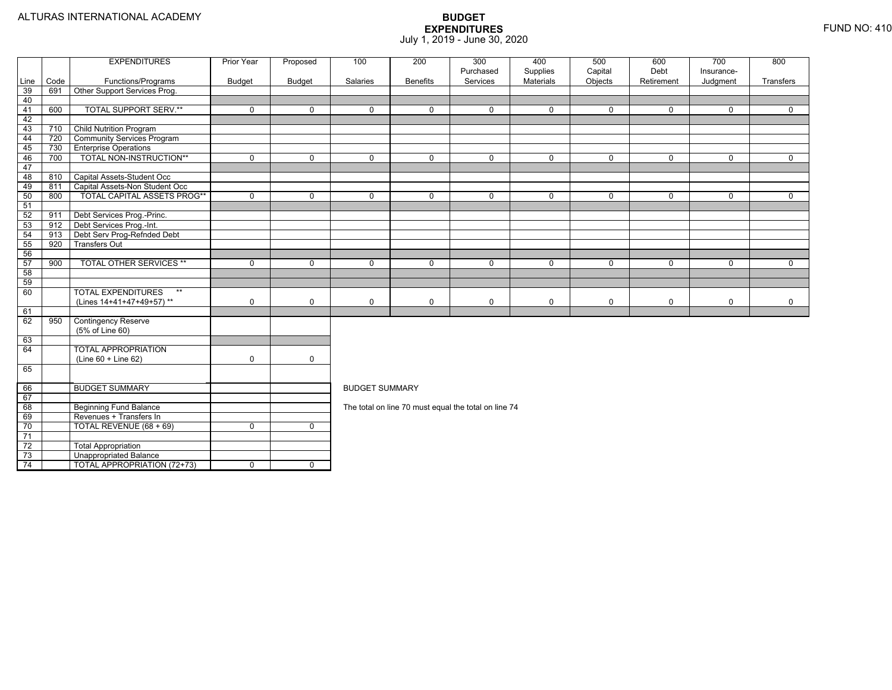ALTURAS INTERNATIONAL ACADEMY

# BUDGET EXPENDITURES

July 1, 2019 - June 30, 2020

FUND NO: 410

| Line | Code | EXPENDITURES Functions/Programs | Prior Year Budget | Proposed Budget | 100 Salaries | 200 Benefits | 300 Purchased Services | 400 Supplies Materials | 500 Capital Objects | 600 Debt Retirement | 700 Insurance-Judgment | 800 Transfers |
|---|---|---|---|---|---|---|---|---|---|---|---|---|
| 39 | 691 | Other Support Services Prog. | | | | | | | | | | |
| 40 | | | | | | | | | | | | |
| 41 | 600 | TOTAL SUPPORT SERV.** | 0 | 0 | 0 | 0 | 0 | 0 | 0 | 0 | 0 | 0 |
| 42 | | | | | | | | | | | | |
| 43 | 710 | Child Nutrition Program | | | | | | | | | | |
| 44 | 720 | Community Services Program | | | | | | | | | | |
| 45 | 730 | Enterprise Operations | | | | | | | | | | |
| 46 | 700 | TOTAL NON-INSTRUCTION** | 0 | 0 | 0 | 0 | 0 | 0 | 0 | 0 | 0 | 0 |
| 47 | | | | | | | | | | | | |
| 48 | 810 | Capital Assets-Student Occ | | | | | | | | | | |
| 49 | 811 | Capital Assets-Non Student Occ | | | | | | | | | | |
| 50 | 800 | TOTAL CAPITAL ASSETS PROG** | 0 | 0 | 0 | 0 | 0 | 0 | 0 | 0 | 0 | 0 |
| 51 | | | | | | | | | | | | |
| 52 | 911 | Debt Services Prog.-Princ. | | | | | | | | | | |
| 53 | 912 | Debt Services Prog.-Int. | | | | | | | | | | |
| 54 | 913 | Debt Serv Prog-Refnded Debt | | | | | | | | | | |
| 55 | 920 | Transfers Out | | | | | | | | | | |
| 56 | | | | | | | | | | | | |
| 57 | 900 | TOTAL OTHER SERVICES ** | 0 | 0 | 0 | 0 | 0 | 0 | 0 | 0 | 0 | 0 |
| 58 | | | | | | | | | | | | |
| 59 | | | | | | | | | | | | |
| 60 | | TOTAL EXPENDITURES ** (Lines 14+41+47+49+57) ** | 0 | 0 | 0 | 0 | 0 | 0 | 0 | 0 | 0 | 0 |
| 61 | | | | | | | | | | | | |
| 62 | 950 | Contingency Reserve (5% of Line 60) | | | | | | | | | | |
| 63 | | | | | | | | | | | | |
| 64 | | TOTAL APPROPRIATION (Line 60 + Line 62) | 0 | 0 | | | | | | | | |
| 65 | | | | | | | | | | | | |

| Line | Code | | Prior Year Budget | Proposed Budget |
|---|---|---|---|---|
| 66 | | BUDGET SUMMARY | | |
| 67 | | | | |
| 68 | | Beginning Fund Balance | | |
| 69 | | Revenues + Transfers In | | |
| 70 | | TOTAL REVENUE (68 + 69) | 0 | 0 |
| 71 | | | | |
| 72 | | Total Appropriation | | |
| 73 | | Unappropriated Balance | | |
| 74 | | TOTAL APPROPRIATION (72+73) | 0 | 0 |

BUDGET SUMMARY

The total on line 70 must equal the total on line 74